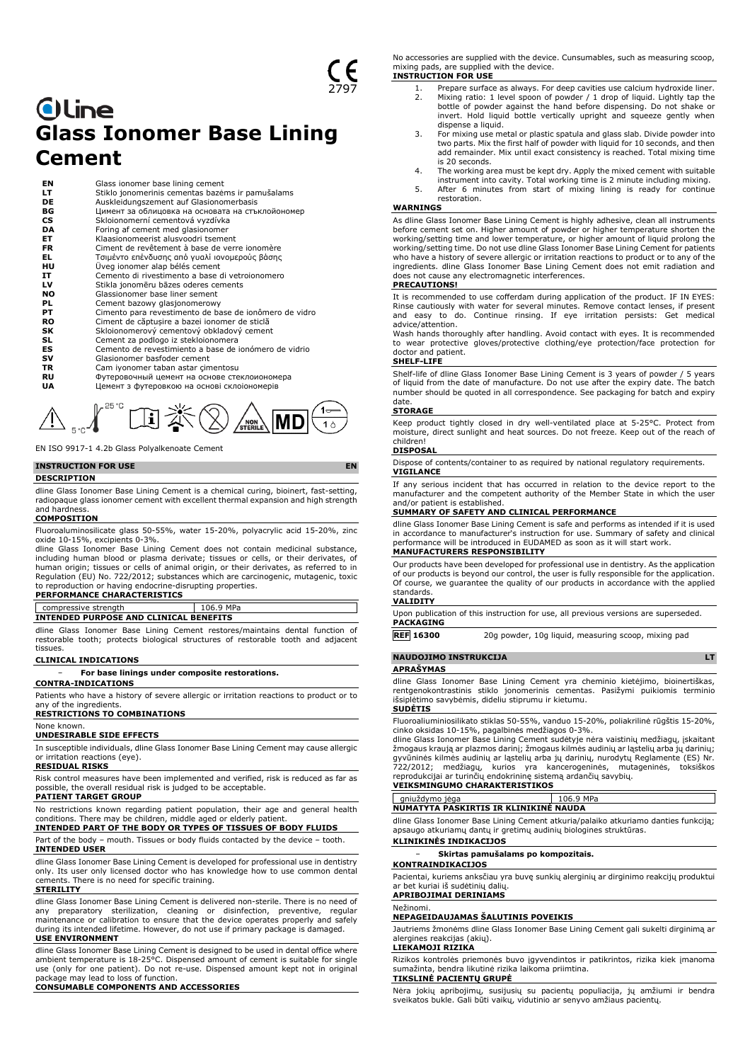CE 2797

dLine

# Glass Ionomer Base Lining Cement

| | |
|---|---|
| **EN** | Glass ionomer base lining cement |
| **LT** | Stiklo jonomerinis cementas bazėms ir pamušalams |
| **DE** | Auskleidungszement auf Glasionomerbasis |
| **BG** | Цимент за облицовка на основата на стъклойономер |
| **CS** | Skloionomerní cementová vyzdívka |
| **DA** | Foring af cement med glasionomer |
| **ET** | Klaasionomeerist alusvoodri tsement |
| **FR** | Ciment de revêtement à base de verre ionomère |
| **EL** | Τσιμέντο επένδυσης από υαλί ιονομερούς βάσης |
| **HU** | Üveg ionomer alap bélés cement |
| **IT** | Cemento di rivestimento a base di vetroionomero |
| **LV** | Stikla jonomēru bāzes oderes cements |
| **NO** | Glassionomer base liner sement |
| **PL** | Cement bazowy glasjonomerowy |
| **PT** | Cimento para revestimento de base de ionômero de vidro |
| **RO** | Ciment de căptușire a bazei ionomer de sticlă |
| **SK** | Skloionomerový cementový obkladový cement |
| **SL** | Cement za podlogo iz stekloionomera |
| **ES** | Cemento de revestimiento a base de ionómero de vidrio |
| **SV** | Glasionomer basfoder cement |
| **TR** | Cam iyonomer taban astar çimentosu |
| **RU** | Футеровочный цемент на основе стеклоиономера |
| **UA** | Цемент з футеровкою на основі склоіономерів |

5°C – 25°C, NON STERILE, MD

EN ISO 9917-1 4.2b Glass Polyalkenoate Cement

## INSTRUCTION FOR USE — EN

### DESCRIPTION

dline Glass Ionomer Base Lining Cement is a chemical curing, bioinert, fast-setting, radiopaque glass ionomer cement with excellent thermal expansion and high strength and hardness.

### COMPOSITION

Fluoroaluminosilicate glass 50-55%, water 15-20%, polyacrylic acid 15-20%, zinc oxide 10-15%, excipients 0-3%.

dline Glass Ionomer Base Lining Cement does not contain medicinal substance, including human blood or plasma derivate; tissues or cells, or their derivates, of human origin; tissues or cells of animal origin, or their derivates, as referred to in Regulation (EU) No. 722/2012; substances which are carcinogenic, mutagenic, toxic to reproduction or having endocrine-disrupting properties.

### PERFORMANCE CHARACTERISTICS

| compressive strength | 106.9 MPa |
|---|---|

### INTENDED PURPOSE AND CLINICAL BENEFITS

dline Glass Ionomer Base Lining Cement restores/maintains dental function of restorable tooth; protects biological structures of restorable tooth and adjacent tissues.

### CLINICAL INDICATIONS

- **For base linings under composite restorations.**

### CONTRA-INDICATIONS

Patients who have a history of severe allergic or irritation reactions to product or to any of the ingredients.

### RESTRICTIONS TO COMBINATIONS

None known.

### UNDESIRABLE SIDE EFFECTS

In susceptible individuals, dline Glass Ionomer Base Lining Cement may cause allergic or irritation reactions (eye).

### RESIDUAL RISKS

Risk control measures have been implemented and verified, risk is reduced as far as possible, the overall residual risk is judged to be acceptable.

### PATIENT TARGET GROUP

No restrictions known regarding patient population, their age and general health conditions. There may be children, middle aged or elderly patient.

### INTENDED PART OF THE BODY OR TYPES OF TISSUES OF BODY FLUIDS

Part of the body – mouth. Tissues or body fluids contacted by the device – tooth.

### INTENDED USER

dline Glass Ionomer Base Lining Cement is developed for professional use in dentistry only. Its user only licensed doctor who has knowledge how to use common dental cements. There is no need for specific training.

### STERILITY

dline Glass Ionomer Base Lining Cement is delivered non-sterile. There is no need of any preparatory sterilization, cleaning or disinfection, preventive, regular maintenance or calibration to ensure that the device operates properly and safely during its intended lifetime. However, do not use if primary package is damaged.

### USE ENVIRONMENT

dline Glass Ionomer Base Lining Cement is designed to be used in dental office where ambient temperature is 18-25°C. Dispensed amount of cement is suitable for single use (only for one patient). Do not re-use. Dispensed amount kept not in original package may lead to loss of function.

### CONSUMABLE COMPONENTS AND ACCESSORIES

No accessories are supplied with the device. Cunsumables, such as measuring scoop, mixing pads, are supplied with the device.

### INSTRUCTION FOR USE

1. Prepare surface as always. For deep cavities use calcium hydroxide liner.
2. Mixing ratio: 1 level spoon of powder / 1 drop of liquid. Lightly tap the bottle of powder against the hand before dispensing. Do not shake or invert. Hold liquid bottle vertically upright and squeeze gently when dispense a liquid.
3. For mixing use metal or plastic spatula and glass slab. Divide powder into two parts. Mix the first half of powder with liquid for 10 seconds, and then add remainder. Mix until exact consistency is reached. Total mixing time is 20 seconds.
4. The working area must be kept dry. Apply the mixed cement with suitable instrument into cavity. Total working time is 2 minute including mixing.
5. After 6 minutes from start of mixing lining is ready for continue restoration.

### WARNINGS

As dline Glass Ionomer Base Lining Cement is highly adhesive, clean all instruments before cement set on. Higher amount of powder or higher temperature shorten the working/setting time and lower temperature, or higher amount of liquid prolong the working/setting time. Do not use dline Glass Ionomer Base Lining Cement for patients who have a history of severe allergic or irritation reactions to product or to any of the ingredients. dline Glass Ionomer Base Lining Cement does not emit radiation and does not cause any electromagnetic interferences.

### PRECAUTIONS!

It is recommended to use cofferdam during application of the product. IF IN EYES: Rinse cautiously with water for several minutes. Remove contact lenses, if present and easy to do. Continue rinsing. If eye irritation persists: Get medical advice/attention.

Wash hands thoroughly after handling. Avoid contact with eyes. It is recommended to wear protective gloves/protective clothing/eye protection/face protection for doctor and patient.

### SHELF-LIFE

Shelf-life of dline Glass Ionomer Base Lining Cement is 3 years of powder / 5 years of liquid from the date of manufacture. Do not use after the expiry date. The batch number should be quoted in all correspondence. See packaging for batch and expiry date.

### STORAGE

Keep product tightly closed in dry well-ventilated place at 5-25°C. Protect from moisture, direct sunlight and heat sources. Do not freeze. Keep out of the reach of children!

### DISPOSAL

Dispose of contents/container to as required by national regulatory requirements.

### VIGILANCE

If any serious incident that has occurred in relation to the device report to the manufacturer and the competent authority of the Member State in which the user and/or patient is established.

### SUMMARY OF SAFETY AND CLINICAL PERFORMANCE

dline Glass Ionomer Base Lining Cement is safe and performs as intended if it is used in accordance to manufacturer's instruction for use. Summary of safety and clinical performance will be introduced in EUDAMED as soon as it will start work.

### MANUFACTURERS RESPONSIBILITY

Our products have been developed for professional use in dentistry. As the application of our products is beyond our control, the user is fully responsible for the application. Of course, we guarantee the quality of our products in accordance with the applied standards.

### VALIDITY

Upon publication of this instruction for use, all previous versions are superseded.

### PACKAGING

| REF 16300 | 20g powder, 10g liquid, measuring scoop, mixing pad |
|---|---|

## NAUDOJIMO INSTRUKCIJA — LT

### APRAŠYMAS

dline Glass Ionomer Base Lining Cement yra cheminio kietėjimo, bioinertiškas, rentgenokontrastinis stiklo jonomerinis cementas. Pasižymi puikiomis terminio išsiplėtimo savybėmis, dideliu stiprumu ir kietumu.

### SUDĖTIS

Fluoroaliuminiosilikato stiklas 50-55%, vanduo 15-20%, poliakrilinė rūgštis 15-20%, cinko oksidas 10-15%, pagalbinės medžiagos 0-3%.

dline Glass Ionomer Base Lining Cement sudėtyje nėra vaistinių medžiagų, įskaitant žmogaus kraują ar plazmos darinį; žmogaus kilmės audinių ar ląstelių arba jų darinių; gyvūninės kilmės audinių ar ląstelių arba jų darinių, nurodytų Reglamente (ES) Nr. 722/2012; medžiagų, kurios yra kancerogeninės, mutageninės, toksiškos reprodukcijai ar turinčių endokrininę sistemą ardančių savybių.

### VEIKSMINGUMO CHARAKTERISTIKOS

| gniuždymo jėga | 106.9 MPa |
|---|---|

### NUMATYTA PASKIRTIS IR KLINIKINĖ NAUDA

dline Glass Ionomer Base Lining Cement atkuria/palaiko atkuriamo danties funkciją; apsaugo atkuriamų dantų ir gretimų audinių biologines struktūras.

### KLINIKINĖS INDIKACIJOS

- **Skirtas pamušalams po kompozitais.**

### KONTRAINDIKACIJOS

Pacientai, kuriems anksčiau yra buvę sunkių alerginių ar dirginimo reakcijų produktui ar bet kuriai iš sudėtinių dalių.

### APRIBOJIMAI DERINIAMS

Nežinomi.

### NEPAGEIDAUJAMAS ŠALUTINIS POVEIKIS

Jautriems žmonėms dline Glass Ionomer Base Lining Cement gali sukelti dirginimą ar alergines reakcijas (akių).

### LIEKAMOJI RIZIKA

Rizikos kontrolės priemonės buvo įgyvendintos ir patikrintos, rizika kiek įmanoma sumažinta, bendra likutinė rizika laikoma priimtina.

### TIKSLINĖ PACIENTŲ GRUPĖ

Nėra jokių apribojimų, susijusių su pacientų populiacija, jų amžiumi ir bendra sveikatos būkle. Gali būti vaikų, vidutinio ar senyvo amžiaus pacientų.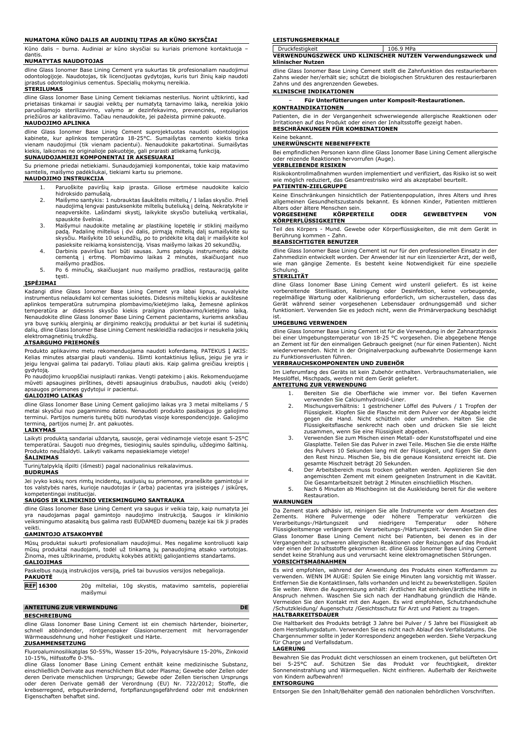### NUMATOMA KŪNO DALIS AR AUDINIŲ TIPAS AR KŪNO SKYSČIAI

Kūno dalis – burna. Audiniai ar kūno skysčiai su kuriais priemonė kontaktuoja – dantis.

### NUMATYTAS NAUDOTOJAS

dline Glass Ionomer Base Lining Cement yra sukurtas tik profesionaliam naudojimui odontologijoje. Naudotojas, tik licencijuotas gydytojas, kuris turi žinių kaip naudoti įprastus odontologinius cementus. Specialių mokymų nereikia.

### STERILUMAS

dline Glass Ionomer Base Lining Cement tiekiamas nesterilus. Norint užtikrinti, kad prietaisas tinkamai ir saugiai veiktų per numatytą tarnavimo laiką, nereikia jokio paruošiamojo sterilizavimo, valymo ar dezinfekavimo, prevencinės, reguliarios priežiūros ar kalibravimo. Tačiau nenaudokite, jei pažeista pirminė pakuotė.

### NAUDOJIMO APLINKA

dline Glass Ionomer Base Lining Cement suprojektuotas naudoti odontologijos kabinete, kur aplinkos temperatūra 18-25°C. Sumaišytas cemento kiekis tinka vienam naudojimui (tik vienam pacientui). Nenaudokite pakartotinai. Sumaišytas kiekis, laikomas ne originalioje pakuotėje, gali prarasti atliekamą funkciją.

### SUNAUDOJAMIEJI KOMPONENTAI IR AKSESUARAI

Su priemone priedai netiekiami. Sunaudojamieji komponentai, tokie kaip matavimo samtelis, maišymo padėkliukai, tiekiami kartu su priemone.

### NAUDOJIMO INSTRUKCIJA

1. Paruoškite paviršių kaip įprasta. Giliose ertmėse naudokite kalcio hidroksido pamušalą.
2. Maišymo santykis: 1 nubrauktas šaukštelis miltelių / 1 lašas skysčio. Prieš naudojimą lengvai pastuksenkite miltelių buteliuką į delną. Nekratykite ir neapverskite. Lašindami skystį, laikykite skysčio buteliuką vertikaliai, spauskite švelniai.
3. Maišymui naudokite metalinę ar plastikinę lopetėlę ir stiklinį maišymo padą. Padalinę miltelius į dvi dalis, pirmąją miltelių dalį sumaišykite su skysčiu. Maišykite 10 sekundžių, po to pridėkite kitą dalį ir maišykite kol pasieksite reikiamą konsistenciją. Visas maišymo laikas 20 sekundžių.
4. Darbinis paviršius turi būti sausas. Jums patogiu instrumentu dėkite cementą į ertmę. Plombavimo laikas 2 minutės, skaičiuojant nuo maišymo pradžios.
5. Po 6 minučių, skaičiuojant nuo maišymo pradžios, restauraciją galite tęsti.

### ĮSPĖJIMAI

Kadangi dline Glass Ionomer Base Lining Cement yra labai lipnus, nuvalykite instrumentus nelaukdami kol cementas sukietės. Didesnis miltelių kiekis ar aukštesnė aplinkos temperatūra sutrumpina plombavimo/kietėjimo laiką, žemesnė aplinkos temperatūra ar didesnis skysčio kiekis prailgina plombavimo/kietėjimo laiką. Nenaudokite dline Glass Ionomer Base Lining Cement pacientams, kuriems anksčiau yra buvę sunkių alerginių ar dirginimo reakcijų produktui ar bet kuriai iš sudėtinių dalių. dline Glass Ionomer Base Lining Cement neskleidžia radiacijos ir nesukelia jokių elektromagnetinių trukdžių.

### ATSARGUMO PRIEMONĖS

Produkto aplikavimo metu rekomenduojama naudoti koferdamą. PATEKUS Į AKIS: Kelias minutes atsargiai plauti vandeniu. Išimti kontaktinius lęšius, jeigu jie yra ir jeigu lengvai galima tai padaryti. Toliau plauti akis. Kaip galima greičiau kreiptis į gydytoją.

Po naudojimo kruopščiai nusiplauti rankas. Vengti patekimo į akis. Rekomenduojame mūvėti apsaugines pirštines, dėvėti apsauginius drabužius, naudoti akių (veido) apsaugos priemones gydytojui ir pacientui.

### GALIOJIMO LAIKAS

dline Glass Ionomer Base Lining Cement galiojimo laikas yra 3 metai milteliams / 5 metai skysčiui nuo pagaminimo datos. Nenaudoti produkto pasibaigus jo galiojimo terminui. Partijos numeris turėtų būti nurodytas visoje korespondencijoje. Galiojimo terminą, partijos numerį žr. ant pakuotės.

### LAIKYMAS

Laikyti produktą sandariai uždarytą, sausoje, gerai vėdinamoje vietoje esant 5-25°C temperatūrai. Saugoti nuo drėgmės, tiesioginių saulės spindulių, uždegimo šaltinių. Produkto neužšaldyti. Laikyti vaikams nepasiekiamoje vietoje!

### ŠALINIMAS

Turinį/talpyklą išpilti (išmesti) pagal nacionalinius reikalavimus.

### BUDRUMAS

Jei įvyko kokių nors rimtų incidentų, susijusių su priemone, praneškite gamintojui ir tos valstybės narės, kurioje naudotojas ir (arba) pacientas yra įsisteigęs / įsikūręs, kompetentingai institucijai.

### SAUGOS IR KLINIKINIO VEIKSMINGUMO SANTRAUKA

dline Glass Ionomer Base Lining Cement yra saugus ir veikia taip, kaip numatyta jei yra naudojamas pagal gamintojo naudojimo instrukciją. Saugos ir klinikinio veiksmingumo atasakitą bus galima rasti EUDAMED duomenų bazėje kai tik ji pradės veikti.

### GAMINTOJO ATSAKOMYBĖ

Mūsų produktai sukurti profesionaliam naudojimui. Mes negalime kontroliuoti kaip mūsų produktai naudojami, todėl už tinkamą jų panaudojimą atsako vartotojas. Žinoma, mes užtikriname, produktų kokybės atitiktį galiojantiems standartams.

### GALIOJIMAS

Paskelbus naują instrukcijos versiją, prieš tai buvusios versijos nebegalioja.

### PAKUOTĖ

| REF 16300 | 20g milteliai, 10g skystis, matavimo samtelis, popieréliai maišymui |
|---|---|

## ANTEITUNG ZUR VERWENDUNG — DE

### BESCHREIBUNG

dline Glass Ionomer Base Lining Cement ist ein chemisch härtender, bioinerter, schnell abbindender, röntgenopaker Glasionomerzement mit hervorragender Wärmeausdehnung und hoher Festigkeit und Härte.

### ZUSAMMENSETZUNG

Fluoroaluminosilikatglas 50-55%, Wasser 15-20%, Polyacrylsäure 15-20%, Zinkoxid 10-15%, Hilfsstoffe 0-3%.

dline Glass Ionomer Base Lining Cement enthält keine medizinische Substanz, einschließlich Derivate aus menschlichem Blut oder Plasma; Gewebe oder Zellen oder deren Derivate menschlichen Ursprungs; Gewebe oder Zellen tierischen Ursprungs oder deren Derivate gemäß der Verordnung (EU) Nr. 722/2012; Stoffe, die krebserregend, erbgutverändernd, fortpflanzungsgefährdend oder mit endokrinen Eigenschaften behaftet sind.

### LEISTUNGSMERKMALE

| Druckfestigkeit | 106.9 MPa |
|---|---|

### VERWENDUNGSZWECK UND KLINISCHER NUTZEN Verwendungszweck und klinischer Nutzen

dline Glass Ionomer Base Lining Cement stellt die Zahnfunktion des restaurierbaren Zahns wieder her/erhält sie; schützt die biologischen Strukturen des restaurierbaren Zahns und des angrenzenden Gewebes.

### KLINISCHE INDIKATIONEN

- **Für Unterfütterungen unter Komposit-Restaurationen.**

### KONTRAINDIKATIONEN

Patienten, die in der Vergangenheit schwerwiegende allergische Reaktionen oder Irritationen auf das Produkt oder einen der Inhaltsstoffe gezeigt haben.

### BESCHRÄNKUNGEN FÜR KOMBINATIONEN

Keine bekannt.

### UNERWÜNSCHTE NEBENEFFEKTE

Bei empfindlichen Personen kann dline Glass Ionomer Base Lining Cement allergische oder reizende Reaktionen hervorrufen (Auge).

### VERBLEIBENDE RISIKEN

Risikokontrollmaßnahmen wurden implementiert und verifiziert, das Risiko ist so weit wie möglich reduziert, das Gesamtrestrisiko wird als akzeptabel beurteilt.

### PATIENTEN-ZIELGRUPPE

Keine Einschränkungen hinsichtlich der Patientenpopulation, ihres Alters und ihres allgemeinen Gesundheitszustands bekannt. Es können Kinder, Patienten mittleren Alters oder ältere Menschen sein.

### VORGESEHENE KÖRPERTEILE ODER GEWEBETYPEN VON KÖRPERFLÜSSIGKEITEN

Teil des Körpers - Mund. Gewebe oder Körperflüssigkeiten, die mit dem Gerät in Berührung kommen - Zahn.

### BEABSICHTIGTER BENUTZER

dline Glass Ionomer Base Lining Cement ist nur für den professionellen Einsatz in der Zahnmedizin entwickelt worden. Der Anwender ist nur ein lizenzierter Arzt, der weiß, wie man gängige Zemente benutzt. Es besteht keine Notwendigkeit für eine spezielle Schulung.

### STERILITÄT

dline Glass Ionomer Base Lining Cement wird unsteril geliefert. Es ist keine vorbereitende Sterilisation, Reinigung oder Desinfektion, keine vorbeugende, regelmäßige Wartung oder Kalibrierung erforderlich, um sicherzustellen, dass das Gerät während seiner vorgesehenen Lebensdauer ordnungsgemäß und sicher funktioniert. Verwenden Sie es jedoch nicht, wenn die Primärverpackung beschädigt ist.

### UMGEBUNG VERWENDEN

dline Glass Ionomer Base Lining Cement ist für die Verwendung in der Zahnarztpraxis bei einer Umgebungstemperatur von 18-25 °C vorgesehen. Die abgegebene Menge an Zement ist für den einmaligen Gebrauch geeignet (nur für einen Patienten). Nicht wiederverwenden. Nicht in der Originalverpackung aufbewahrte Dosiermenge kann zu Funktionsverlusten führen.

### VERBRAUCHSKOMPONENTEN UND ZUBEHÖR

Im Lieferumfang des Geräts ist kein Zubehör enthalten. Verbrauchsmaterialien, wie Messlöffel, Mischpads, werden mit dem Gerät geliefert.

### ANTEITUNG ZUR VERWENDUNG

1. Bereiten Sie die Oberfläche wie immer vor. Bei tiefen Kavernen verwenden Sie Calciumhydroxid-Liner.
2. Mischungsverhältnis: 1 gestrichener Löffel des Pulvers / 1 Tropfen der Flüssigkeit. Klopfen Sie die Flasche mit dem Pulver vor der Abgabe leicht gegen die Hand. Nicht schütteln oder umdrehen. Halten Sie die Flüssigkeitsflasche senkrecht nach oben und drücken Sie sie leicht zusammen, wenn Sie eine Flüssigkeit abgeben.
3. Verwenden Sie zum Mischen einen Metall- oder Kunststoffspatel und eine Glasplatte. Teilen Sie das Pulver in zwei Teile. Mischen Sie die erste Hälfte des Pulvers 10 Sekunden lang mit der Flüssigkeit, und fügen Sie dann den Rest hinzu. Mischen Sie, bis die genaue Konsistenz erreicht ist. Die gesamte Mischzeit beträgt 20 Sekunden.
4. Der Arbeitsbereich muss trocken gehalten werden. Applizieren Sie den angemischten Zement mit einem geeigneten Instrument in die Kavität. Die Gesamtarbeitszeit beträgt 2 Minuten einschließlich Mischen.
5. Nach 6 Minuten ab Mischbeginn ist die Auskleidung bereit für die weitere Restauration.

### WARNUNGEN

Da Zement stark adhäsiv ist, reinigen Sie alle Instrumente vor dem Ansetzen des Zements. Höhere Pulvermenge oder höhere Temperatur verkürzen die Verarbeitungs-/Härtungszeit und niedrigere Temperatur oder höhere Flüssigkeitsmenge verlängern die Verarbeitungs-/Härtungszeit. Verwenden Sie dline Glass Ionomer Base Lining Cement nicht bei Patienten, bei denen es in der Vergangenheit zu schweren allergischen Reaktionen oder Reizungen auf das Produkt oder einen der Inhaltsstoffe gekommen ist. dline Glass Ionomer Base Lining Cement sendet keine Strahlung aus und verursacht keine elektromagnetischen Störungen.

### VORSICHTSMAßNAHMEN

Es wird empfohlen, während der Anwendung des Produkts einen Kofferdamm zu verwenden. WENN IM AUGE: Spülen Sie einige Minuten lang vorsichtig mit Wasser. Entfernen Sie die Kontaktlinsen, falls vorhanden und leicht zu bewerkstelligen. Spülen Sie weiter. Wenn die Augenreizung anhält: Ärztlichen Rat einholen/ärztliche Hilfe in Anspruch nehmen. Waschen Sie sich nach der Handhabung gründlich die Hände. Vermeiden Sie den Kontakt mit den Augen. Es wird empfohlen, Schutzhandschuhe /Schutzkleidung/ Augenschutz /Gesichtsschutz für Arzt und Patient zu tragen.

### HALTBARKEITSDAUER

Die Haltbarkeit des Produkts beträgt 3 Jahre bei Pulver / 5 Jahre bei Flüssigkeit ab dem Herstellungsdatum. Verwenden Sie es nicht nach Ablauf des Verfallsdatums. Die Chargennummer sollte in jeder Korrespondenz angegeben werden. Siehe Verpackung für Charge und Verfallsdatum.

### LAGERUNG

Bewahren Sie das Produkt dicht verschlossen an einem trockenen, gut belüfteten Ort bei 5-25°C auf. Schützen Sie das Produkt vor feuchtigkeit, direkter Sonneneinstrahlung und Wärmequellen. Nicht einfrieren. Außerhalb der Reichweite von Kindern aufbewahren!

### ENTSORGUNG

Entsorgen Sie den Inhalt/Behälter gemäß den nationalen behördlichen Vorschriften.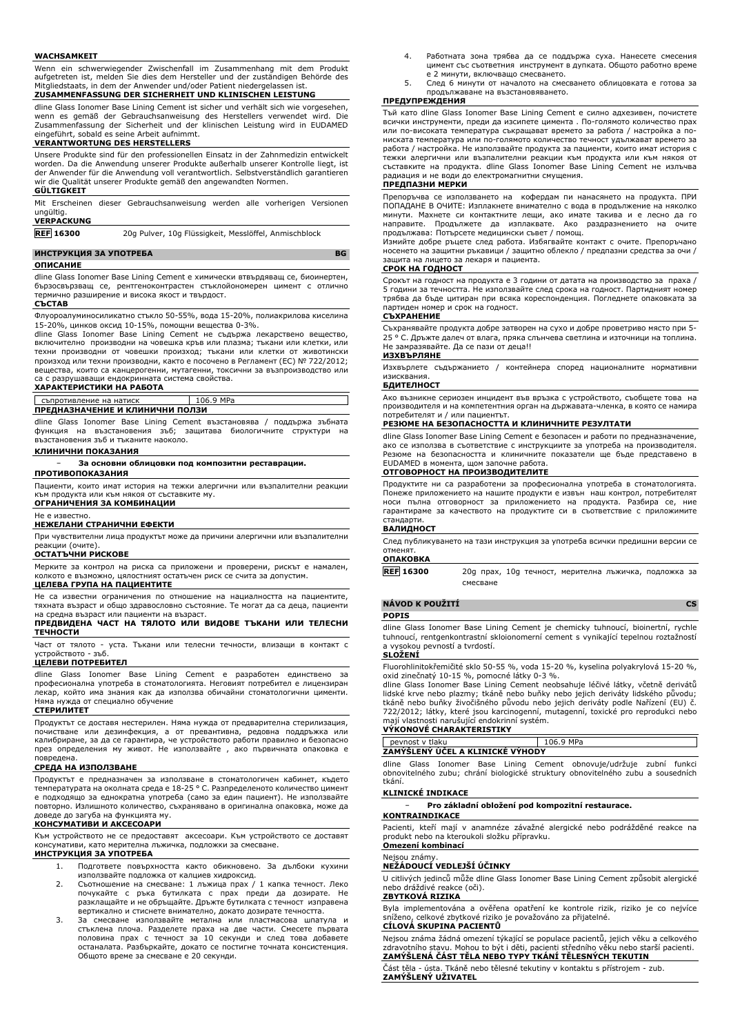**WACHSAMKEIT**

Wenn ein schwerwiegender Zwischenfall im Zusammenhang mit dem Produkt aufgetreten ist, melden Sie dies dem Hersteller und der zuständigen Behörde des Mitgliedstaats, in dem der Anwender und/oder Patient niedergelassen ist.

**ZUSAMMENFASSUNG DER SICHERHEIT UND KLINISCHEN LEISTUNG**

dline Glass Ionomer Base Lining Cement ist sicher und verhält sich wie vorgesehen, wenn es gemäß der Gebrauchsanweisung des Herstellers verwendet wird. Die Zusammenfassung der Sicherheit und der klinischen Leistung wird in EUDAMED eingeführt, sobald es seine Arbeit aufnimmt.

**VERANTWORTUNG DES HERSTELLERS**

Unsere Produkte sind für den professionellen Einsatz in der Zahnmedizin entwickelt worden. Da die Anwendung unserer Produkte außerhalb unserer Kontrolle liegt, ist der Anwender für die Anwendung voll verantwortlich. Selbstverständlich garantieren wir die Qualität unserer Produkte gemäß den angewandten Normen.

**GÜLTIGKEIT**

Mit Erscheinen dieser Gebrauchsanweisung werden alle vorherigen Versionen ungültig.

**VERPACKUNG**

| REF 16300 | 20g Pulver, 10g Flüssigkeit, Messlöffel, Anmischblock |
|---|---|

## ИНСТРУКЦИЯ ЗА УПОТРЕБА (BG)

**ОПИСАНИЕ**

dline Glass Ionomer Base Lining Cement е химически втвърдяващ се, биоинертен, бързосвързващ се, рентгеноконтрастен стъклойономерен цимент с отлично термично разширение и висока якост и твърдост.

**СЪСТАВ**

Флуороалуминосиликатно стъкло 50-55%, вода 15-20%, полиакрилова киселина 15-20%, цинков оксид 10-15%, помощни вещества 0-3%.

dline Glass Ionomer Base Lining Cement не съдържа лекарствено вещество, включително производни на човешка кръв или плазма; тъкани или клетки, или техни производни от човешки произход; тъкани или клетки от животински произход или техни производни, както е посочено в Регламент (ЕС) № 722/2012; вещества, които са канцерогенни, мутагенни, токсични за възпроизводство или са с разрушаващи ендокринната система свойства.

**ХАРАКТЕРИСТИКИ НА РАБОТА**

| съпротивление на натиск | 106.9 MPa |
|---|---|

**ПРЕДНАЗНАЧЕНИЕ И КЛИНИЧНИ ПОЛЗИ**

dline Glass Ionomer Base Lining Cement възстановява / поддържа зъбната функция на възстановения зъб; защитава биологичните структури на възстановения зъб и тъканите наоколо.

**КЛИНИЧНИ ПОКАЗАНИЯ**

- **За основни облицовки под композитни реставрации.**

**ПРОТИВОПОКАЗАНИЯ**

Пациенти, които имат история на тежки алергични или възпалителни реакции към продукта или към някоя от съставките му.

**ОГРАНИЧЕНИЯ ЗА КОМБИНАЦИИ**

Не е известно.

**НЕЖЕЛАНИ СТРАНИЧНИ ЕФЕКТИ**

При чувствителни лица продуктът може да причини алергични или възпалителни реакции (очите).

**ОСТАТЪЧНИ РИСКОВЕ**

Мерките за контрол на риска са приложени и проверени, рискът е намален, колкото е възможно, цялостният остатъчен риск се счита за допустим.

**ЦЕЛЕВА ГРУПА НА ПАЦИЕНТИТЕ**

Не са известни ограничения по отношение на нациалността на пациентите, тяхната възраст и общо здравословно състояние. Те могат да са деца, пациенти на средна възраст или пациенти на възраст.

**ПРЕДВИДЕНА ЧАСТ НА ТЯЛОТО ИЛИ ВИДОВЕ ТЪКАНИ ИЛИ ТЕЛЕСНИ ТЕЧНОСТИ**

Част от тялото - уста. Тъкани или телесни течности, влизащи в контакт с устройството - зъб.

**ЦЕЛЕВИ ПОТРЕБИТЕЛ**

dline Glass Ionomer Base Lining Cement е разработен единствено за професионална употреба в стоматологията. Неговият потребител е лицензиран лекар, който има знания как да използва обичайни стоматологични цименти. Няма нужда от специално обучение

**СТЕРИЛИТЕТ**

Продуктът се доставя нестерилен. Няма нужда от предварителна стерилизация, почистване или дезинфекция, а от превантивна, редовна поддръжка или калибриране, за да се гарантира, че устройството работи правилно и безопасно през определения му живот. Не използвайте , ако първичната опаковка е повредена.

**СРЕДА НА ИЗПОЛЗВАНЕ**

Продуктът е предназначен за използване в стоматологичен кабинет, където температурата на околната среда е 18-25 ° C. Разпределеното количество цимент е подходящо за еднократна употреба (само за един пациент). Не използвайте повторно. Излишното количество, съхранявано в оригинална опаковка, може да доведе до загуба на функцията му.

**КОНСУМАТИВИ И АКСЕСОАРИ**

Към устройството не се предоставят аксесоари. Към устройството се доставят консумативи, като мерителна лъжичка, подложки за смесване.

**ИНСТРУКЦИЯ ЗА УПОТРЕБА**

1. Подгответе повърхността както обикновено. За дълбоки кухини използвайте подложка от калциев хидроксид.
2. Съотношение на смесване: 1 лъжица прах / 1 капка течност. Леко почукайте с ръка бутилката с прах преди да дозирате. Не разклащайте и не обръщайте. Дръжте бутилката с течност изправена вертикално и стиснете внимателно, докато дозирате течността.
3. За смесване използвайте метална или пластмасова шпатула и стъклена плоча. Разделете праха на две части. Смесете първата половина прах с течност за 10 секунди и след това добавете останалата. Разбъркайте, докато се постигне точната консистенция. Общото време за смесване е 20 секунди.
4. Работната зона трябва да се поддържа суха. Нанесете смесения цимент със съответния инструмент в дупката. Общото работно време е 2 минути, включващо смесването.
5. След 6 минути от началото на смесването облицовката е готова за продължаване на възстановяването.

**ПРЕДУПРЕЖДЕНИЯ**

Тъй като dline Glass Ionomer Base Lining Cement е силно адхезивен, почистете всички инструменти, преди да изсъхне цимента . По-голямото количество прах или по-високата температура съкращават времето за работа / настройка а по-ниската температура или по-голямото количество течност удължават времето за работа / настройка. Не използвайте продукта за пациенти, които имат история с тежки алергични или възпалителни реакции към продукта или към някоя от съставките на продукта. dline Glass Ionomer Base Lining Cement не излъчва радиация и не води до електромагнитни смущения.

**ПРЕДПАЗНИ МЕРКИ**

Препоръчва се използването на кофердам пи нанасянето на продукта. ПРИ ПОПАДАНЕ В ОЧИТЕ: Изплакнете внимателно с вода в продължение на няколко минути. Махнете си контактните лещи, ако имате такива и е лесно да го направите. Продължете да изплаквате. Ако раздразнението на очите продължава: Потърсете медицински съвет / помощ.

Измийте добре ръцете след работа. Избягвайте контакт с очите. Препоръчано носенето на защитни ръкавици / защитно облекло / предпазни средства за очи / защита на лицето за лекаря и пациента.

**СРОК НА ГОДНОСТ**

Срокът на годност на продукта е 3 години от датата на производство за праха / 5 години за течността. Не използвайте след срока на годност. Партидният номер трябва да бъде цитиран при всяка кореспонденция. Погледнете опаковката за партиден номер и срок на годност.

**СЪХРАНЕНИЕ**

Съхранявайте продукта добре затворен на сухо и добре проветриво място при 5-25 ° C. Дръжте далеч от влага, пряка слънчева светлина и източници на топлина. Не замразявайте. Да се пази от деца!!

**ИЗХВЪРЛЯНЕ**

Изхвърлете съдържанието / контейнера според националните нормативни изисквания.

**БДИТЕЛНОСТ**

Ако възникне сериозен инцидент във връзка с устройството, съобщете това на производителя и на компетентния орган на държавата-членка, в която се намира потребителят и / или пациентът.

**РЕЗЮМЕ НА БЕЗОПАСНОСТТА И КЛИНИЧНИТЕ РЕЗУЛТАТИ**

dline Glass Ionomer Base Lining Cement е безопасен и работи по предназначение, ако се използва в съответствие с инструкциите за употреба на производителя. Резюме на безопасността и клиничните показатели ще бъде представено в EUDAMED в момента, щом започне работа.

**ОТГОВОРНОСТ НА ПРОИЗВОДИТЕЛИТЕ**

Продуктите ни са разработени за професионална употреба в стоматологията. Понеже приложението на нашите продукти е извън наш контрол, потребителят носи пълна отговорност за приложението на продукта. Разбира се, ние гарантираме за качеството на продуктите си в съответствие с приложимите стандарти.

**ВАЛИДНОСТ**

След публикуването на тази инструкция за употреба всички предишни версии се отменят.

**ОПАКОВКА**

| REF 16300 | 20g прах, 10g течност, мерителна лъжичка, подложка за смесване |
|---|---|

## NÁVOD K POUŽITÍ (CS)

**POPIS**

dline Glass Ionomer Base Lining Cement je chemicky tuhnoucí, bioinertní, rychle tuhnoucí, rentgenkontrastní skloionomerní cement s vynikající tepelnou roztažností a vysokou pevností a tvrdostí.

**SLOŽENÍ**

Fluorohlinitokřemičité sklo 50-55 %, voda 15-20 %, kyselina polyakrylová 15-20 %, oxid zinečnatý 10-15 %, pomocné látky 0-3 %.

dline Glass Ionomer Base Lining Cement neobsahuje léčivé látky, včetně derivátů lidské krve nebo plazmy; tkáně nebo buňky nebo jejich deriváty lidského původu; tkáně nebo buňky živočišného původu nebo jejich deriváty podle Nařízení (EU) č. 722/2012; látky, které jsou karcinogenní, mutagenní, toxické pro reprodukci nebo mají vlastnosti narušující endokrinní systém.

**VÝKONOVÉ CHARAKTERISTIKY**

| pevnost v tlaku | 106.9 MPa |
|---|---|

**ZAMÝŠLENÝ ÚČEL A KLINICKÉ VÝHODY**

dline Glass Ionomer Base Lining Cement obnovuje/udržuje zubní funkci obnovitelného zubu; chrání biologické struktury obnovitelného zubu a sousedních tkání.

**KLINICKÉ INDIKACE**

- **Pro základní obložení pod kompozitní restaurace.**

**KONTRAINDIKACE**

Pacienti, kteří mají v anamnéze závažné alergické nebo podrážděné reakce na produkt nebo na kteroukoli složku přípravku.

**Omezení kombinací**

Nejsou známy.

**NEŽÁDOUCÍ VEDLEJŠÍ ÚČINKY**

U citlivých jedinců může dline Glass Ionomer Base Lining Cement způsobit alergické nebo dráždivé reakce (oči).

**ZBYTKOVÁ RIZIKA**

Byla implementována a ověřena opatření ke kontrole rizik, riziko je co nejvíce sníženo, celkové zbytkové riziko je považováno za přijatelné.

**CÍLOVÁ SKUPINA PACIENTŮ**

Nejsou známa žádná omezení týkající se populace pacientů, jejich věku a celkového zdravotního stavu. Mohou to být i děti, pacienti středního věku nebo starší pacienti.

**ZAMÝŠLENÁ ČÁST TĚLA NEBO TYPY TKÁNÍ TĚLESNÝCH TEKUTIN**

Část těla - ústa. Tkáně nebo tělesné tekutiny v kontaktu s přístrojem - zub.

**ZAMÝŠLENÝ UŽIVATEL**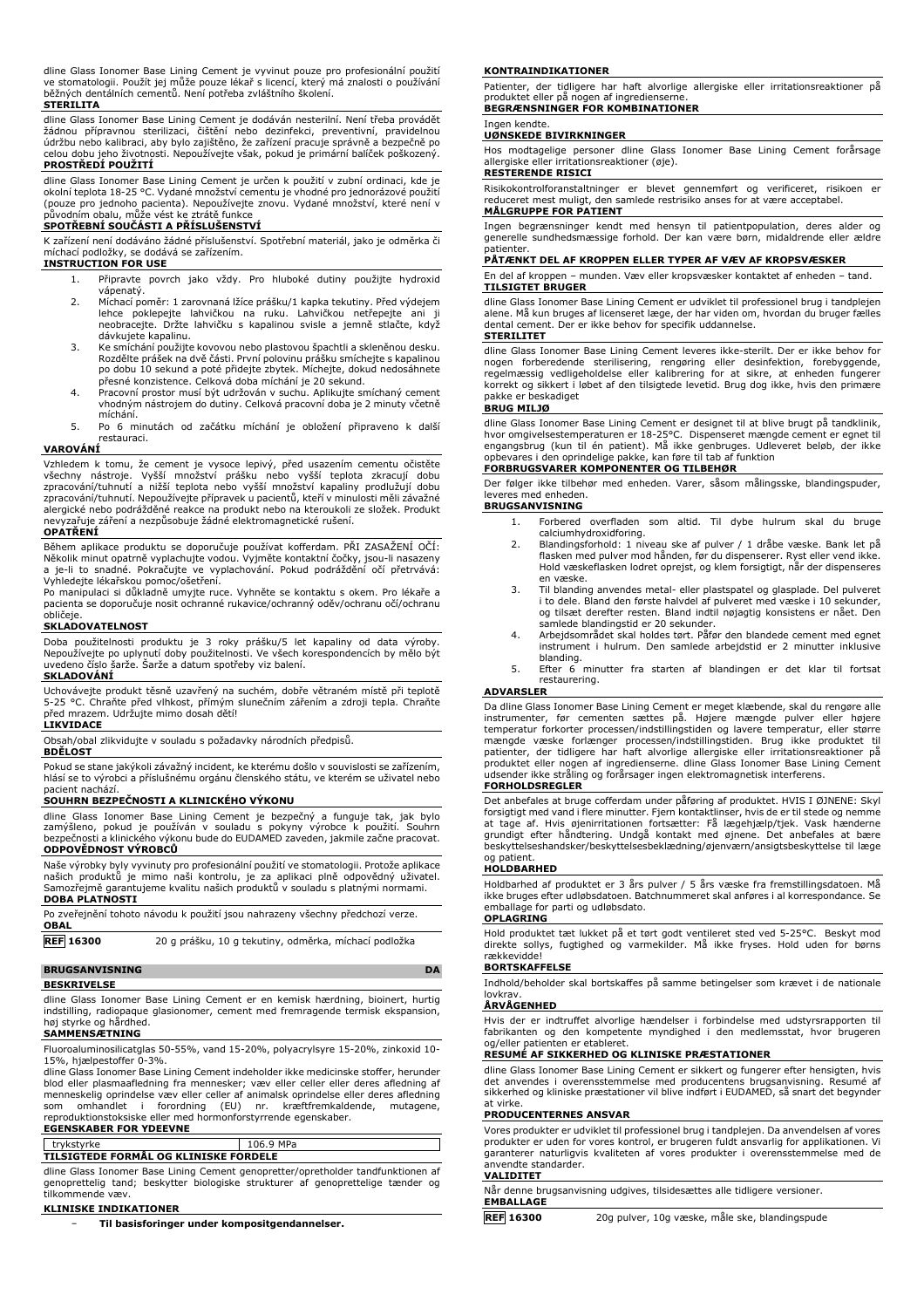dline Glass Ionomer Base Lining Cement je vyvinut pouze pro profesionální použití ve stomatologii. Použít jej může pouze lékař s licencí, který má znalosti o používání běžných dentálních cementů. Není potřeba zvláštního školení.

**STERILITA**

dline Glass Ionomer Base Lining Cement je dodáván nesterilní. Není třeba provádět žádnou přípravnou sterilizaci, čištění nebo dezinfekci, preventivní, pravidelnou údržbu nebo kalibraci, aby bylo zajištěno, že zařízení pracuje správně a bezpečně po celou dobu jeho životnosti. Nepoužívejte však, pokud je primární balíček poškozený.

**PROSTŘEDÍ POUŽITÍ**

dline Glass Ionomer Base Lining Cement je určen k použití v zubní ordinaci, kde je okolní teplota 18-25 °C. Vydané množství cementu je vhodné pro jednorázové použití (pouze pro jednoho pacienta). Nepoužívejte znovu. Vydané množství, které není v původním obalu, může vést ke ztrátě funkce

**SPOTŘEBNÍ SOUČÁSTI A PŘÍSLUŠENSTVÍ**

K zařízení není dodáváno žádné příslušenství. Spotřební materiál, jako je odměrka či míchací podložky, se dodává se zařízením.

**INSTRUCTION FOR USE**

1. Připravte povrch jako vždy. Pro hluboké dutiny použijte hydroxid vápenatý.
2. Míchací poměr: 1 zarovnaná lžíce prášku/1 kapka tekutiny. Před výdejem lehce poklepejte lahvičkou na ruku. Lahvičkou netřepejte ani ji neobracejte. Držte lahvičku s kapalinou svisle a jemně stlačte, když dávkujete kapalinu.
3. Ke smíchání použijte kovovou nebo plastovou špachtli a skleněnou desku. Rozdělte prášek na dvě části. První polovinu prášku smíchejte s kapalinou po dobu 10 sekund a poté přidejte zbytek. Míchejte, dokud nedosáhnete přesné konzistence. Celková doba míchání je 20 sekund.
4. Pracovní prostor musí být udržován v suchu. Aplikujte smíchaný cement vhodným nástrojem do dutiny. Celková pracovní doba je 2 minuty včetně míchání.
5. Po 6 minutách od začátku míchání je obložení připraveno k další restauraci.

**VAROVÁNÍ**

Vzhledem k tomu, že cement je vysoce lepivý, před usazením cementu očistěte všechny nástroje. Vyšší množství prášku nebo vyšší teplota zkracují dobu zpracování/tuhnutí a nižší teplota nebo vyšší množství kapaliny prodlužují dobu zpracování/tuhnutí. Nepoužívejte přípravek u pacientů, kteří v minulosti měli závažné alergické nebo podrážděné reakce na produkt nebo na kteroukoli ze složek. Produkt nevyzařuje záření a nezpůsobuje žádné elektromagnetické rušení.

**OPATŘENÍ**

Během aplikace produktu se doporučuje používat kofferdam. PŘI ZASAŽENÍ OČÍ: Několik minut opatrně vyplachujte vodou. Vyjměte kontaktní čočky, jsou-li nasazeny a je-li to snadné. Pokračujte ve vyplachování. Pokud podráždění očí přetrvává: Vyhledejte lékařskou pomoc/ošetření.
Po manipulaci si důkladně umyjte ruce. Vyhněte se kontaktu s okem. Pro lékaře a pacienta se doporučuje nosit ochranné rukavice/ochranný oděv/ochranu očí/ochranu obličeje.

**SKLADOVATELNOST**

Doba použitelnosti produktu je 3 roky prášku/5 let kapaliny od data výroby. Nepoužívejte po uplynutí doby použitelnosti. Ve všech korespondencích by mělo být uvedeno číslo šarže. Šarže a datum spotřeby viz balení.

**SKLADOVÁNÍ**

Uchovávejte produkt těsně uzavřený na suchém, dobře větraném místě při teplotě 5-25 °C. Chraňte před vlhkostí, přímým slunečním zářením a zdroji tepla. Chraňte před mrazem. Udržujte mimo dosah dětí!

**LIKVIDACE**

Obsah/obal zlikvidujte v souladu s požadavky národních předpisů.

**BDĚLOST**

Pokud se stane jakýkoli závažný incident, ke kterému došlo v souvislosti se zařízením, hlásí se to výrobci a příslušnému orgánu členského státu, ve kterém se uživatel nebo pacient nachází.

**SOUHRN BEZPEČNOSTI A KLINICKÉHO VÝKONU**

dline Glass Ionomer Base Lining Cement je bezpečný a funguje tak, jak bylo zamýšleno, pokud je používán v souladu s pokyny výrobce k použití. Souhrn bezpečnosti a klinického výkonu bude do EUDAMED zaveden, jakmile začne pracovat.

**ODPOVĚDNOST VÝROBCŮ**

Naše výrobky byly vyvinuty pro profesionální použití ve stomatologii. Protože aplikace našich produktů je mimo naši kontrolu, je za aplikaci plně odpovědný uživatel. Samozřejmě garantujeme kvalitu našich produktů v souladu s platnými normami.

**DOBA PLATNOSTI**

Po zveřejnění tohoto návodu k použití jsou nahrazeny všechny předchozí verze.

**OBAL**

| REF 16300 | 20 g prášku, 10 g tekutiny, odměrka, míchací podložka |
|---|---|

## BRUGSANVISNING DA

**BESKRIVELSE**

dline Glass Ionomer Base Lining Cement er en kemisk hærdning, bioinert, hurtig indstilling, radiopaque glasionomer, cement med fremragende termisk ekspansion, høj styrke og hårdhed.

**SAMMENSÆTNING**

Fluoroaluminosilicatglas 50-55%, vand 15-20%, polyacrylsyre 15-20%, zinkoxid 10-15%, hjælpestoffer 0-3%.
dline Glass Ionomer Base Lining Cement indeholder ikke medicinske stoffer, herunder blod eller plasmaafledning fra mennesker; væv eller celler eller deres afledning af menneskelig oprindelse væv eller celler af animalsk oprindelse eller deres afledning som omhandlet i forordning (EU) nr. kræftfremkaldende, mutagene, reproduktionstoksiske eller med hormonforstyrrende egenskaber.

**EGENSKABER FOR YDEEVNE**

| trykstyrke | 106.9 MPa |
|---|---|

**TILSIGTEDE FORMÅL OG KLINISKE FORDELE**

dline Glass Ionomer Base Lining Cement genopretter/opretholder tandfunktionen af genoprettelig tand; beskytter biologiske strukturer af genoprettelige tænder og tilkommende væv.

**KLINISKE INDIKATIONER**

- **Til basisforinger under kompositgendannelser.**

**KONTRAINDIKATIONER**

Patienter, der tidligere har haft alvorlige allergiske eller irritationsreaktioner på produktet eller på nogen af ingredienserne.

**BEGRÆNSNINGER FOR KOMBINATIONER**

Ingen kendte.

**UØNSKEDE BIVIRKNINGER**

Hos modtagelige personer dline Glass Ionomer Base Lining Cement forårsage allergiske eller irritationsreaktioner (øje).

**RESTERENDE RISICI**

Risikokontrolforanstaltninger er blevet gennemført og verificeret, risikoen er reduceret mest muligt, den samlede restrisiko anses for at være acceptabel.

**MÅLGRUPPE FOR PATIENT**

Ingen begrænsninger kendt med hensyn til patientpopulation, deres alder og generelle sundhedsmæssige forhold. Der kan være børn, midaldrende eller ældre patienter.

**PÅTÆNKT DEL AF KROPPEN ELLER TYPER AF VÆV AF KROPSVÆSKER**

En del af kroppen – munden. Væv eller kropsvæsker kontaktet af enheden – tand.

**TILSIGTET BRUGER**

dline Glass Ionomer Base Lining Cement er udviklet til professionel brug i tandplejen alene. Må kun bruges af licenseret læge, der har viden om, hvordan du bruger fælles dental cement. Der er ikke behov for specifik uddannelse.

**STERILITET**

dline Glass Ionomer Base Lining Cement leveres ikke-sterilt. Der er ikke behov for nogen forberedende sterilisering, rengøring eller desinfektion, forebyggende, regelmæssig vedligeholdelse eller kalibrering for at sikre, at enheden fungerer korrekt og sikkert i løbet af den tilsigtede levetid. Brug dog ikke, hvis den primære pakke er beskadiget

**BRUG MILJØ**

dline Glass Ionomer Base Lining Cement er designet til at blive brugt på tandklinik, hvor omgivelsestemperaturen er 18-25°C. Dispenseret mængde cement er egnet til engangsbrug (kun til én patient). Må ikke genbruges. Udleveret beløb, der ikke opbevares i den oprindelige pakke, kan føre til tab af funktion

**FORBRUGSVARER KOMPONENTER OG TILBEHØR**

Der følger ikke tilbehør med enheden. Varer, såsom målingsske, blandingspuder, leveres med enheden.

**BRUGSANVISNING**

1. Forbered overfladen som altid. Til dybe hulrum skal du bruge calciumhydroxidforing.
2. Blandingsforhold: 1 niveau ske af pulver / 1 dråbe væske. Bank let på flasken med pulver mod hånden, før du dispenserer. Ryst eller vend ikke. Hold væskeflasken lodret oprejst, og klem forsigtigt, når der dispenseres en væske.
3. Til blanding anvendes metal- eller plastspatel og glasplade. Del pulveret i to dele. Bland den første halvdel af pulveret med væske i 10 sekunder, og tilsæt derefter resten. Bland indtil nøjagtig konsistens er nået. Den samlede blandingstid er 20 sekunder.
4. Arbejdsområdet skal holdes tørt. Påfør den blandede cement med egnet instrument i hulrum. Den samlede arbejdstid er 2 minutter inklusive blanding.
5. Efter 6 minutter fra starten af blandingen er det klar til fortsat restaurering.

**ADVARSLER**

Da dline Glass Ionomer Base Lining Cement er meget klæbende, skal du rengøre alle instrumenter, før cementen sættes på. Højere mængde pulver eller højere temperatur forkorter processen/indstillingstiden og lavere temperatur, eller større mængde væske forlænger processen/indstillingstiden. Brug ikke produktet til patienter, der tidligere har haft alvorlige allergiske eller irritationsreaktioner på produktet eller nogen af ingredienserne. dline Glass Ionomer Base Lining Cement udsender ikke stråling og forårsager ingen elektromagnetisk interferens.

**FORHOLDSREGLER**

Det anbefales at bruge cofferdam under påføring af produktet. HVIS I ØJNENE: Skyl forsigtigt med vand i flere minutter. Fjern kontaktlinser, hvis de er til stede og nemme at tage af. Hvis øjenirritationen fortsætter: Få lægehjælp/tjek. Vask hænderne grundigt efter håndtering. Undgå kontakt med øjnene. Det anbefales at bære beskyttelseshandsker/beskyttelsesbeklædning/øjenværn/ansigtsbeskyttelse til læge og patient.

**HOLDBARHED**

Holdbarhed af produktet er 3 års pulver / 5 års væske fra fremstillingsdatoen. Må ikke bruges efter udløbsdatoen. Batchnummeret skal anføres i al korrespondance. Se emballage for parti og udløbsdato.

**OPLAGRING**

Hold produktet tæt lukket på et tørt godt ventileret sted ved 5-25°C. Beskyt mod direkte sollys, fugtighed og varmekilder. Må ikke fryses. Hold uden for børns rækkevidde!

**BORTSKAFFELSE**

Indhold/beholder skal bortskaffes på samme betingelser som krævet i de nationale lovkrav.

**ÅRVÅGENHED**

Hvis der er indtruffet alvorlige hændelser i forbindelse med udstyrsrapporten til fabrikanten og den kompetente myndighed i den medlemsstat, hvor brugeren og/eller patienten er etableret.

**RESUMÉ AF SIKKERHED OG KLINISKE PRÆSTATIONER**

dline Glass Ionomer Base Lining Cement er sikkert og fungerer efter hensigten, hvis det anvendes i overensstemmelse med producentens brugsanvisning. Resumé af sikkerhed og kliniske præstationer vil blive indført i EUDAMED, så snart det begynder at virke.

**PRODUCENTERNES ANSVAR**

Vores produkter er udviklet til professionel brug i tandplejen. Da anvendelsen af vores produkter er uden for vores kontrol, er brugeren fuldt ansvarlig for applikationen. Vi garanterer naturligvis kvaliteten af vores produkter i overensstemmelse med de anvendte standarder.

**VALIDITET**

Når denne brugsanvisning udgives, tilsidesættes alle tidligere versioner.

**EMBALLAGE**

| REF 16300 | 20g pulver, 10g væske, måle ske, blandingspude |
|---|---|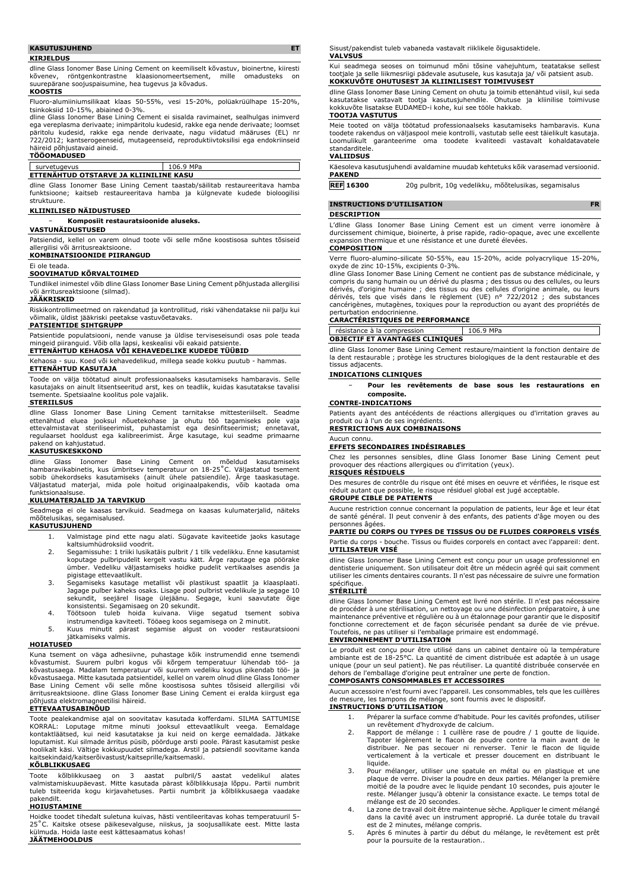## KASUTUSJUHEND ET

### KIRJELDUS

dline Glass Ionomer Base Lining Cement on keemiliselt kõvastuv, bioinertne, kiiresti kõvenev, röntgenkontrastne klaasionomeertsement, mille omadusteks on suurepärane soojuspaisumine, hea tugevus ja kõvadus.

### KOOSTIS

Fluoro-alumiiniumsilikaat klaas 50-55%, vesi 15-20%, polüakrüülhape 15-20%, tsinkoksiid 10-15%, abiained 0-3%.

dline Glass Ionomer Base Lining Cement ei sisalda ravimainet, sealhulgas inimverd ega vereplasma derivaate; inimpäritolu kudesid, rakke ega nende derivaate; loomset päritolu kudesid, rakke ega nende derivaate, nagu viidatud määruses (EL) nr 722/2012; kantserogeenseid, mutageenseid, reproduktiivtoksilisi ega endokriinseid häireid põhjustavaid aineid.

### TÖÖOMADUSED

| survetugevus | 106.9 MPa |
|---|---|

### ETTENÄHTUD OTSTARVE JA KLIINILINE KASU

dline Glass Ionomer Base Lining Cement taastab/säilitab restaureeritava hamba funktsioone; kaitseb restaureeritava hamba ja külgnevate kudede bioloogilisi struktuure.

### KLIINILISED NÄIDUSTUSED

- **Komposiit restauratsioonide aluseks.**

### VASTUNÄIDUSTUSED

Patsiendid, kellel on varem olnud toote või selle mõne koostisosa suhtes tõsiseid allergilisi või ärritusreaktsioone.

### KOMBINATSIOONIDE PIIRANGUD

Ei ole teada.

### SOOVIMATUD KÕRVALTOIMED

Tundlikel inimestel võib dline Glass Ionomer Base Lining Cement põhjustada allergilisi või ärritusreaktsioone (silmad).

### JÄÄKRISKID

Riskikontrollimeetmed on rakendatud ja kontrollitud, riski vähendatakse nii palju kui võimalik, üldist jääkriski peetakse vastuvõetavaks.

### PATSIENTIDE SIHTGRUPP

Patsientide populatsiooni, nende vanuse ja üldise terviseseisundi osas pole teada mingeid piiranguid. Võib olla lapsi, keskealisi või eakaid patsiente.

### ETTENÄHTUD KEHAOSA VÕI KEHAVEDELIKE KUDEDE TÜÜBID

Kehaosa - suu. Koed või kehavedelikud, millega seade kokku puutub - hammas.

### ETTENÄHTUD KASUTAJA

Toode on välja töötatud ainult professionaalseks kasutamiseks hambaravis. Selle kasutajaks on ainult litsentseeritud arst, kes on teadlik, kuidas kasutatakse tavalisi tsemente. Spetsiaalne koolitus pole vajalik.

### STERIILSUS

dline Glass Ionomer Base Lining Cement tarnitakse mittesteriilselt. Seadme ettenähtud eluea jooksul nõuetekohase ja ohutu töö tagamiseks pole vaja ettevalmistavat steriliseerimist, puhastamist ega desinfitseerimist; ennetavat, regulaarset hooldust ega kalibreerimist. Ärge kasutage, kui seadme primaarne pakend on kahjustatud.

### KASUTUSKESKKOND

dline Glass Ionomer Base Lining Cement on mõeldud kasutamiseks hambaravikabinetis, kus ümbritsev temperatuur on 18-25˚C. Väljastatud tsement sobib ühekordseks kasutamiseks (ainult ühele patsiendile). Ärge taaskasutage. Väljastatud materjal, mida pole hoitud originaalpakendis, võib kaotada oma funktsionaalsuse.

### KULUMATERJALID JA TARVIKUD

Seadmega ei ole kaasas tarvikuid. Seadmega on kaasas kulumaterjalid, näiteks mõõtelusikas, segamisalused.

### KASUTUSJUHEND

1. Valmistage pind ette nagu alati. Sügavate kaviteetide jaoks kasutage kaltsiumhüdroksiid voodrit.
2. Segamissuhe: 1 triiki lusikatäis pulbrit / 1 tilk vedelikku. Enne kasutamist koputage pulbripudelit kergelt vastu kätt. Ärge raputage ega pöörake ümber. Vedeliku väljastamiseks hoidke pudelit vertikaalses asendis ja pigistage ettevaatlikult.
3. Segamiseks kasutage metallist või plastikust spaatlit ja klaasplaati. Jagage pulber kaheks osaks. Lisage pool pulbrist vedelikule ja segage 10 sekundit, seejärel lisage ülejäänu. Segage, kuni saavutate õige konsistentsi. Segamisaeg on 20 sekundit.
4. Töötsoon tuleb hoida kuivana. Viige segatud tsement sobiva instrumendiga kaviteeti. Tööaeg koos segamisega on 2 minutit.
5. Kuus minutit pärast segamise algust on vooder restauratsiooni jätkamiseks valmis.

### HOIATUSED

Kuna tsement on väga adhesiivne, puhastage kõik instrumendid enne tsemendi kõvastumist. Suurem pulbri kogus või kõrgem temperatuur lühendab töö- ja kõvastusaega. Madalam temperatuur või suurem vedeliku kogus pikendab töö- ja kõvastusaega. Mitte kasutada patsientidel, kellel on varem olnud dline Glass Ionomer Base Lining Cement või selle mõne koostisosa suhtes tõsiseid allergilisi või ärritusreaktsioone. dline Glass Ionomer Base Lining Cement ei eralda kiirgust ega põhjusta elektromagneetilisi häireid.

### ETTEVAATUSABINÕUD

Toote pealekandmise ajal on soovitatav kasutada kofferdami. SILMA SATTUMISE KORRAL: Loputage mitme minuti jooksul ettevaatlikult veega. Eemaldage kontaktläätsed, kui neid kasutatakse ja kui neid on kerge eemaldada. Jätkake loputamist. Kui silmade ärritus püsib, pöörduge arsti poole. Pärast kasutamist peske hoolikalt käsi. Vältige kokkupuudet silmadega. Arstil ja patsiendil soovitame kanda kaitsekindaid/kaitserõivastust/kaitseprille/kaitsemaski.

### KÕLBLIKKUSAEG

Toote kõlblikkusaeg on 3 aastat pulbril/5 aastat vedelikul alates valmistamiskuupäevast. Mitte kasutada pärast kõlblikkusaja lõppu. Partii numbrit tuleb tsiteerida kogu kirjavahetuses. Partii numbrit ja kõlblikkusaega vaadake pakendilt.

### HOIUSTAMINE

Hoidke toodet tihedalt suletuna kuivas, hästi ventileeritavas kohas temperatuuril 5-25˚C. Kaitske otsese päikesevalguse, niiskus, ja soojusallikate eest. Mitte lasta külmuda. Hoida laste eest kättesaamatus kohas!

### JÄÄTMEHOOLDUS

Sisust/pakendist tuleb vabaneda vastavalt riiklikele õigusaktidele.

### VALVSUS

Kui seadmega seoses on toimunud mõni tõsine vahejuhtum, teatatakse sellest tootjale ja selle liikmesriigi pädevale asutusele, kus kasutaja ja/ või patsient asub.

### KOKKUVÕTE OHUTUSEST JA KLIINILISEST TOIMIVUSEST

dline Glass Ionomer Base Lining Cement on ohutu ja toimib ettenähtud viisil, kui seda kasutatakse vastavalt tootja kasutusjuhendile. Ohutuse ja kliinilise toimivuse kokkuvõte lisatakse EUDAMED-i kohe, kui see tööle hakkab.

### TOOTJA VASTUTUS

Meie tooted on välja töötatud professionaalseks kasutamiseks hambaravis. Kuna toodete rakendus on väljaspool meie kontrolli, vastutab selle eest täielikult kasutaja. Loomulikult garanteerime oma toodete kvaliteedi vastavalt kohaldatavatele standarditele.

### VALIIDSUS

Käesoleva kasutusjuhendi avaldamine muudab kehtetuks kõik varasemad versioonid.

### PAKEND

| REF 16300 | 20g pulbrit, 10g vedelikku, mõõtelusikas, segamisalus |
|---|---|

## INSTRUCTIONS D'UTILISATION FR

### DESCRIPTION

L'dline Glass Ionomer Base Lining Cement est un ciment verre ionomère à durcissement chimique, bioinerte, à prise rapide, radio-opaque, avec une excellente expansion thermique et une résistance et une dureté élevées.

### COMPOSITION

Verre fluoro-alumino-silicate 50-55%, eau 15-20%, acide polyacrylique 15-20%, oxyde de zinc 10-15%, excipients 0-3%.

dline Glass Ionomer Base Lining Cement ne contient pas de substance médicinale, y compris du sang humain ou un dérivé du plasma ; des tissus ou des cellules, ou leurs dérivés, d'origine humaine ; des tissus ou des cellules d'origine animale, ou leurs dérivés, tels que visés dans le règlement (UE) n° 722/2012 ; des substances cancérigènes, mutagènes, toxiques pour la reproduction ou ayant des propriétés de perturbation endocrinienne.

### CARACTÉRISTIQUES DE PERFORMANCE

| résistance à la compression | 106.9 MPa |
|---|---|

### OBJECTIF ET AVANTAGES CLINIQUES

dline Glass Ionomer Base Lining Cement restaure/maintient la fonction dentaire de la dent restaurable ; protège les structures biologiques de la dent restaurable et des tissus adjacents.

### INDICATIONS CLINIQUES

- **Pour les revêtements de base sous les restaurations en composite.**

### CONTRE-INDICATIONS

Patients ayant des antécédents de réactions allergiques ou d'irritation graves au produit ou à l'un de ses ingrédients.

### RESTRICTIONS AUX COMBINAISONS

Aucun connu.

### EFFETS SECONDAIRES INDÉSIRABLES

Chez les personnes sensibles, dline Glass Ionomer Base Lining Cement peut provoquer des réactions allergiques ou d'irritation (yeux).

### RISQUES RÉSIDUELS

Des mesures de contrôle du risque ont été mises en oeuvre et vérifiées, le risque est réduit autant que possible, le risque résiduel global est jugé acceptable.

### GROUPE CIBLE DE PATIENTS

Aucune restriction connue concernant la population de patients, leur âge et leur état de santé général. Il peut convenir à des enfants, des patients d'âge moyen ou des personnes âgées.

### PARTIE DU CORPS OU TYPES DE TISSUS OU DE FLUIDES CORPORELS VISÉS

Partie du corps - bouche. Tissus ou fluides corporels en contact avec l'appareil: dent.

### UTILISATEUR VISÉ

dline Glass Ionomer Base Lining Cement est conçu pour un usage professionnel en dentisterie uniquement. Son utilisateur doit être un médecin agréé qui sait comment utiliser les ciments dentaires courants. Il n'est pas nécessaire de suivre une formation spécifique.

### STÉRILITÉ

dline Glass Ionomer Base Lining Cement est livré non stérile. Il n'est pas nécessaire de procéder à une stérilisation, un nettoyage ou une désinfection préparatoire, à une maintenance préventive et régulière ou à un étalonnage pour garantir que le dispositif fonctionne correctement et de façon sécurisée pendant sa durée de vie prévue. Toutefois, ne pas utiliser si l'emballage primaire est endommagé.

### ENVIRONNEMENT D'UTILISATION

Le produit est conçu pour être utilisé dans un cabinet dentaire où la température ambiante est de 18-25°C. La quantité de ciment distribuée est adaptée à un usage unique (pour un seul patient). Ne pas réutiliser. La quantité distribuée conservée en dehors de l'emballage d'origine peut entraîner une perte de fonction.

### COMPOSANTS CONSOMMABLES ET ACCESSOIRES

Aucun accessoire n'est fourni avec l'appareil. Les consommables, tels que les cuillères de mesure, les tampons de mélange, sont fournis avec le dispositif.

### INSTRUCTIONS D'UTILISATION

1. Préparer la surface comme d'habitude. Pour les cavités profondes, utiliser un revêtement d'hydroxyde de calcium.
2. Rapport de mélange : 1 cuillère rase de poudre / 1 goutte de liquide. Tapoter légèrement le flacon de poudre contre la main avant de le distribuer. Ne pas secouer ni renverser. Tenir le flacon de liquide verticalement à la verticale et presser doucement en distribuant le liquide.
3. Pour mélanger, utiliser une spatule en métal ou en plastique et une plaque de verre. Diviser la poudre en deux parties. Mélanger la première moitié de la poudre avec le liquide pendant 10 secondes, puis ajouter le reste. Mélanger jusqu'à obtenir la consistance exacte. Le temps total de mélange est de 20 secondes.
4. La zone de travail doit être maintenue sèche. Appliquer le ciment mélangé dans la cavité avec un instrument approprié. La durée totale du travail est de 2 minutes, mélange compris.
5. Après 6 minutes à partir du début du mélange, le revêtement est prêt pour la poursuite de la restauration..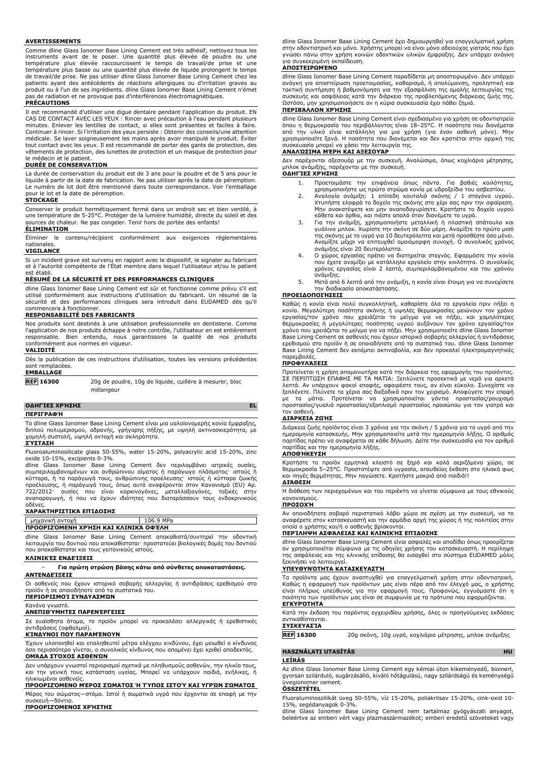### AVERTISSEMENTS

Comme dline Glass Ionomer Base Lining Cement est très adhésif, nettoyez tous les instruments avant de le poser. Une quantité plus élevée de poudre ou une température plus élevée raccourcissent le temps de travail/de prise et une température plus basse ou une quantité plus élevée de liquide prolongent le temps de travail/de prise. Ne pas utiliser dline Glass Ionomer Base Lining Cement chez les patients ayant des antécédents de réactions allergiques ou d'irritation graves au produit ou à l'un de ses ingrédients. dline Glass Ionomer Base Lining Cement n'émet pas de radiation et ne provoque pas d'interférences électromagnétiques.

### PRÉCAUTIONS

Il est recommandé d'utiliser une digue dentaire pendant l'application du produit. EN CAS DE CONTACT AVEC LES YEUX : Rincer avec précaution à l'eau pendant plusieurs minutes. Enlever les lentilles de contact, si elles sont présentes et faciles à faire. Continuer à rincer. Si l'irritation des yeux persiste : Obtenir des conseils/une attention médicale. Se laver soigneusement les mains après avoir manipulé le produit. Éviter tout contact avec les yeux. Il est recommandé de porter des gants de protection, des vêtements de protection, des lunettes de protection et un masque de protection pour le médecin et le patient.

### DURÉE DE CONSERVATION

La durée de conservation du produit est de 3 ans pour la poudre et de 5 ans pour le liquide à partir de la date de fabrication. Ne pas utiliser après la date de péremption. Le numéro de lot doit être mentionné dans toute correspondance. Voir l'emballage pour le lot et la date de péremption.

### STOCKAGE

Conserver le produit hermétiquement fermé dans un endroit sec et bien ventilé, à une température de 5-25°C. Protéger de la lumière humidité, directe du soleil et des sources de chaleur. Ne pas congeler. Tenir hors de portée des enfants!

### ÉLIMINATION

Éliminer le contenu/récipient conformément aux exigences réglementaires nationales.

### VIGILANCE

Si un incident grave est survenu en rapport avec le dispositif, le signaler au fabricant et à l'autorité compétente de l'État membre dans lequel l'utilisateur et/ou le patient est établi.

### RÉSUMÉ DE LA SÉCURITÉ ET DES PERFORMANCES CLINIQUES

dline Glass Ionomer Base Lining Cement est sûr et fonctionne comme prévu s'il est utilisé conformément aux instructions d'utilisation du fabricant. Un résumé de la sécurité et des performances cliniques sera introduit dans EUDAMED dès qu'il commencera à fonctionner.

### RESPONSABILITÉ DES FABRICANTS

Nos produits sont destinés à une utilisation professionnelle en dentisterie. Comme l'application de nos produits échappe à notre contrôle, l'utilisateur en est entièrement responsable. Bien entendu, nous garantissons la qualité de nos produits conformément aux normes en vigueur.

### VALIDITÉ

Dès la publication de ces instructions d'utilisation, toutes les versions précédentes sont remplacées.

### EMBALLAGE

| REF 16300 | 20g de poudre, 10g de liquide, cuillère à mesurer, bloc mélangeur |
|---|---|

## ΟΔΗΓΊΕΣ ΧΡΉΣΗΣ — EL

### ΠΕΡΙΓΡΑΦΉ

To dline Glass Ionomer Base Lining Cement είναι μια υαλοϊονομερής κονία έμφραξης, διπλού πολυμερισμού, αδρανής, γρήγορης πήξης, με υψηλή ακτινοσκιερότητα, με χαμηλή συστολή, υψηλή αντοχή και σκληρότητα.

### ΣΎΣΤΑΣΗ

Fluoroaluminosilicate glass 50-55%, water 15-20%, polyacrylic acid 15-20%, zinc oxide 10-15%, excipients 0-3%.

dline Glass Ionomer Base Lining Cement δεν περιλαμβάνει ιατρικές ουσίες, συμπεριλαμβανομένων και ανθρώπινου αίματος ή παράγωγο πλάσματος· ιστούς ή κύτταρα, ή τα παράγωγά τους, ανθρώπινης προέλευσης· ιστούς ή κύτταρα ζωικής προέλευσης, ή παράγωγά τους, όπως αυτά αναφέρονται στον Κανονισμό (EU) Αρ. 722/2012· ουσίες που είναι καρκινογόνες, μεταλλαξιογόνες, τοξικές στην αναπαραγωγή, ή που να έχουν ιδιότητες που διαταράσσουν τους ενδοκρινικούς αδένες.

### ΧΑΡΑΚΤΗΡΙΣΤΙΚΆ ΕΠΙΔΌΣΗΣ

| μηχανική αντοχή | 106.9 MPa |
|---|---|

### ΠΡΟΟΡΙΖΌΜΕΝΗ ΧΡΉΣΗ ΚΑΙ ΚΛΙΝΙΚΆ ΟΦΈΛΗ

dline Glass Ionomer Base Lining Cement αποκαθιστά/συντηρεί την οδοντική λειτουργία του δοντιού που αποκαθίσταται· προστατεύει βιολογικές δομές του δοντιού που αποκαθίσταται και τους γειτονικούς ιστούς.

### ΚΛΙΝΙΚΈΣ ΕΝΔΕΊΞΕΙΣ

- **Για πρώτη στρώση βάσης κάτω από σύνθετες αποκαταστάσεις.**

### ΑΝΤΕΝΔΕΊΞΕΙΣ

Οι ασθενείς που έχουν ιστορικό σοβαρής αλλεργίας ή αντιδράσεις ερεθισμού στο προϊόν ή σε οποιοδήποτε από τα συστατικά του.

### ΠΕΡΙΟΡΙΣΜΟΊ ΣΥΝΔΥΑΣΜΏΝ

Κανένα γνωστό.

### ΑΝΕΠΙΘΎΜΗΤΕΣ ΠΑΡΕΝΈΡΓΕΙΕΣ

Σε ευαίσθητα άτομα, το προϊόν μπορεί να προκαλέσει αλλεργικές ή ερεθιστικές αντιδράσεις (οφθαλμοί).

### ΚΊΝΔΥΝΟΙ ΠΟΥ ΠΑΡΑΜΈΝΟΥΝ

Έχουν υλοποιηθεί και επαληθευτεί μέτρα ελέγχου κινδύνου, έχει μειωθεί ο κίνδυνος όσο περισσότερο γίνεται, ο συνολικός κίνδυνος που απομένει έχει κριθεί αποδεκτός.

### ΟΜΆΔΑ ΣΤΌΧΟΣ ΑΣΘΕΝΏΝ

Δεν υπάρχουν γνωστοί περιορισμοί σχετικά με πληθυσμούς ασθενών, την ηλικία τους, και την γενική τους κατάσταση υγείας. Μπορεί να υπάρχουν παιδιά, ενήλικες, ή ηλικιωμένοι ασθενείς.

### ΠΡΟΟΡΙΖΌΜΕΝΟ ΜΈΡΟΣ ΣΏΜΑΤΟΣ Ή ΤΎΠΟΣ ΙΣΤΟΎ ΚΑΙ ΥΓΡΏΝ ΣΏΜΑΤΟΣ

Μέρος του σώματος—στόμα. Ιστοί ή σωματικά υγρά που έρχονται σε επαφή με την συσκευή—δόντια.

### ΠΡΟΟΡΙΖΌΜΕΝΟΣ ΧΡΉΣΤΗΣ

dline Glass Ionomer Base Lining Cement έχει δημιουργηθεί για επαγγελματική χρήση στην οδοντιατρική και μόνο. Χρήστης μπορεί να είναι μόνο αδειούχος γιατρός που έχει γνώσει πάνω στην χρήση κοινών οδοντικών υλικών έμφραξης. Δεν υπάρχει ανάγκη για συγκεκριμένη εκπαίδευση.

### ΑΠΟΣΤΕΙΡΩΜΈΝΟ

dline Glass Ionomer Base Lining Cement παραδίδεται μη αποστειρωμένο. Δεν υπάρχει ανάγκη για αποστείρωση προετοιμασίας, καθαρισμό, ή απολύμανση, προληπτική και τακτική συντήρηση ή βαθμονόμηση για την εξασφάλιση της ομαλής λειτουργίας της συσκευής και ασφάλειας κατά την διάρκεια της προβλεπόμενης διάρκειας ζωής της. Ωστόσο, μην χρησιμοποιήσετε αν η κύρια συσκευασία έχει πάθει ζημιά.

### ΠΕΡΙΒΆΛΛΟΝ ΧΡΉΣΗΣ

dline Glass Ionomer Base Lining Cement είναι σχεδιασμένο για χρήση σε οδοντιατρείο όπου η θερμοκρασία του περιβάλλοντος είναι 18–25°C. Η ποσότητα που διανέμεται από την υλικό είναι κατάλληλη για μια χρήση (για έναν ασθενή μόνο). Μην χρησιμοποιείτε ξανά. Η ποσότητα που διανέμεται και δεν κρατιέται στην αρχική της συσκευασία μπορεί να χάσει την λειτουργία της.

### ΑΝΑΛΏΣΙΜΑ ΜΈΡΗ ΚΑΙ ΑΞΕΣΟΥΆΡ

Δεν παρέχονται αξεσουάρ με την συσκευή. Αναλώσιμα, όπως κοχλιάρια μέτρησης, μπλοκ ανάμιξης, παρέχονται με την συσκευή.

### ΟΔΗΓΊΕΣ ΧΡΉΣΗΣ

1. Προετοιμάστε την επιφάνεια όπως πάντα. Για βαθιές κοιλότητες, χρησιμοποιήστε ως πρώτο στρώμα κονία με υδροξείδιο του ασβεστίου.
2. Αναλογία ανάμιξη: 1 επίπεδη κουταλιά σκόνης / 1 σταγόνα υγρού. Χτυπήστε ελαφρά το δοχείο της σκόνης στο χέρι σας πριν την αφαίρεση. Μην ανακατέψετε και μην αναποδογυρίσετε. Κρατήστε το δοχείο υγρού κάθετα και όρθιο, και πιέστε απαλά όταν διανέμετε το υγρό.
3. Για την ανάμιξη, χρησιμοποιήστε μεταλλική ή πλαστική σπάτουλα και γυάλινο μπλοκ. Χωρίστε την σκόνη σε δύο μέρη. Αναμίξτε το πρώτο μισό της σκόνης με το υγρό για 10 δευτερόλεπτα και μετά προσθέστε όσο μένει. Αναμίξτε μέχρι να επιτευχθεί ομοιόμορφη συνοχή. Ο συνολικός χρόνος ανάμιξης είναι 20 δευτερόλεπτα.
4. Ο χώρος εργασίας πρέπει να διατηρείται στεγνός. Εφαρμόστε την κονία που έχετε αναμίξει με κατάλληλο εργαλείο στην κοιλότητα. Ο συνολικός χρόνος εργασίας είναι 2 λεπτά, συμπεριλαμβανομένου και του χρόνου ανάμιξης.
5. Μετά από 6 λεπτά από την ανάμιξη, η κονία είναι έτοιμη για να συνεχίσετε την διαδικασία αποκατάστασης.

### ΠΡΟΕΙΔΟΠΟΙΉΣΕΙΣ

Καθώς η κονία είναι πολύ συγκολλητική, καθαρίστε όλα τα εργαλεία πριν πήξει η κονία. Μεγαλύτερη ποσότητα σκόνης ή υψηλές θερμοκρασίες μειώνουν τον χρόνο εργασίας/τον χρόνο που χρειάζεται το μείγμα για να πήξει, και χαμηλότερες θερμοκρασίες ή μεγαλύτερες ποσότητες υγρού αυξάνουν τον χρόνο εργασίας/τον χρόνο που χρειάζεται το μείγμα για να πήξει. Μην χρησιμοποιείτε dline Glass Ionomer Base Lining Cement σε ασθενείς που έχουν ιστορικό σοβαρής αλλεργίας ή αντιδράσεις ερεθισμού στο προϊόν ή σε οποιοδήποτε από τα συστατικά του. dline Glass Ionomer Base Lining Cement δεν εκπέμπει ακτινοβολία, και δεν προκαλεί ηλεκτρομαγνητικές παρεμβολές.

### ΠΡΟΦΥΛΆΞΕΙΣ

Προτείνεται η χρήση απομονωτήρα κατά την διάρκεια της εφαρμογής του προϊόντος. ΣΕ ΠΕΡΙΠΤΩΣΗ ΕΠΑΦΗΣ ΜΕ ΤΑ ΜΑΤΙΑ: Ξεπλύνετε προσεκτικά με νερό για αρκετά λεπτά. Αν υπάρχουν φακοί επαφής, αφαιρέστε τους, αν είναι εύκολο. Συνεχίστε να ξεπλένετε. Πλύνετε τα χέρια σας διεξοδικά πριν τον χειρισμό. Αποφύγετε την επαφή με τα μάτια. Προτείνεται να χρησιμοποιείται γάντια προστασίας/ρουχισμό προστασίας/γυαλιά προστασίας/εξοπλισμό προστασίας προσώπου για τον γιατρό και τον ασθενή.

### ΔΙΆΡΚΕΙΑ ΖΩΉΣ

Διάρκεια ζωής προϊόντος είναι 3 χρόνια για την σκόνη / 5 χρόνια για το υγρό από την ημερομηνία κατασκευής. Μην χρησιμοποιείτε μετά την ημερομηνία λήξης. Ο αριθμός παρτίδας πρέπει να αναφέρεται σε κάθε δήλωση. Δείτε την συσκευασία για τον αριθμό παρτίδας και την ημερομηνία λήξης.

### ΑΠΟΘΉΚΕΥΣΗ

Κρατήστε το προϊόν ερμητικά κλειστό σε ξηρό και καλά αεριζόμενο χώρο, σε θερμοκρασία 5–25°C. Προστατέψτε από υγρασία, απευθείας έκθεση στο ηλιακό φως και πηγές θερμότητας. Μην παγώσετε. Κρατήστε μακριά από παιδιά!!

### ΔΙΆΘΕΣΗ

Η διάθεση των περιεχομένων και του περιέκτη να γίνεται σύμφωνα με τους εθνικούς κανονισμούς.

### ΠΡΟΣΟΧΉ

Αν οποιοδήποτε σοβαρό περιστατικό λάβει χώρα σε σχέση με την συσκευή, να το αναφέρετε στον κατασκευαστή και την αρμόδια αρχή της χώρας ή της πολιτείας στην οποία ο χρήστης και/ή ο ασθενής βρίσκονται.

### ΠΕΡΊΛΗΨΗ ΑΣΦΆΛΕΙΑΣ ΚΑΙ ΚΛΙΝΙΚΉΣ ΕΠΊΔΟΣΗΣ

dline Glass Ionomer Base Lining Cement είναι ασφαλές και αποδίδει όπως προοριζόταν αν χρησιμοποιείται σύμφωνα με τις οδηγίες χρήσης του κατασκευαστή. Η περίληψη της ασφάλειας και της κλινικής επίδοσης θα εισαχθεί στο σύστημα EUDAMED μόλις ξεκινήσει να λειτουργεί.

### ΥΠΕΥΘΥΝΌΤΗΤΑ ΚΑΤΑΣΚΕΥΑΣΤΉ

Τα προϊόντα μας έχουν αναπτυχθεί για επαγγελματική χρήση στην οδοντιατρική. Καθώς η εφαρμογή των προϊόντων μας είναι πέρα από τον έλεγχό μας, ο χρήστης είναι πλήρως υπεύθυνος για την εφαρμογή τους. Προφανώς, εγγυόμαστε ότι η ποιότητα των προϊόντων μας είναι σε συμφωνία με τα πρότυπα που εφαρμόζονται.

### ΕΓΚΥΡΌΤΗΤΑ

Κατά την έκδοση του παρόντος εγχειριδίου χρήσης, όλες οι προηγούμενες εκδόσεις αντικαθίστανται.

### ΣΥΣΚΕΥΑΣΊΑ

| REF 16300 | 20g σκόνη, 10g υγρό, κοχλιάριο μέτρησης, μπλοκ ανάμιξης |
|---|---|

## HASZNÁLATI UTASÍTÁS — HU

### LEÍRÁS

Az dline Glass Ionomer Base Lining Cement egy kémiai úton kikeményedő, bioinert, gyorsan szilárduló, sugárzásálló, kiváló hőtágulású, nagy szilárdságú és keménységű üvegionomer cement.

### ÖSSZETÉTEL

Fluoroaluminoszilikát üveg 50-55%, víz 15-20%, poliakrilsav 15-20%, cink-oxid 10-15%, segédanyagok 0-3%.

dline Glass Ionomer Base Lining Cement nem tartalmaz gyógyászati anyagot, beleértve az emberi vért vagy plazmaszármazékot; emberi eredetű szöveteket vagy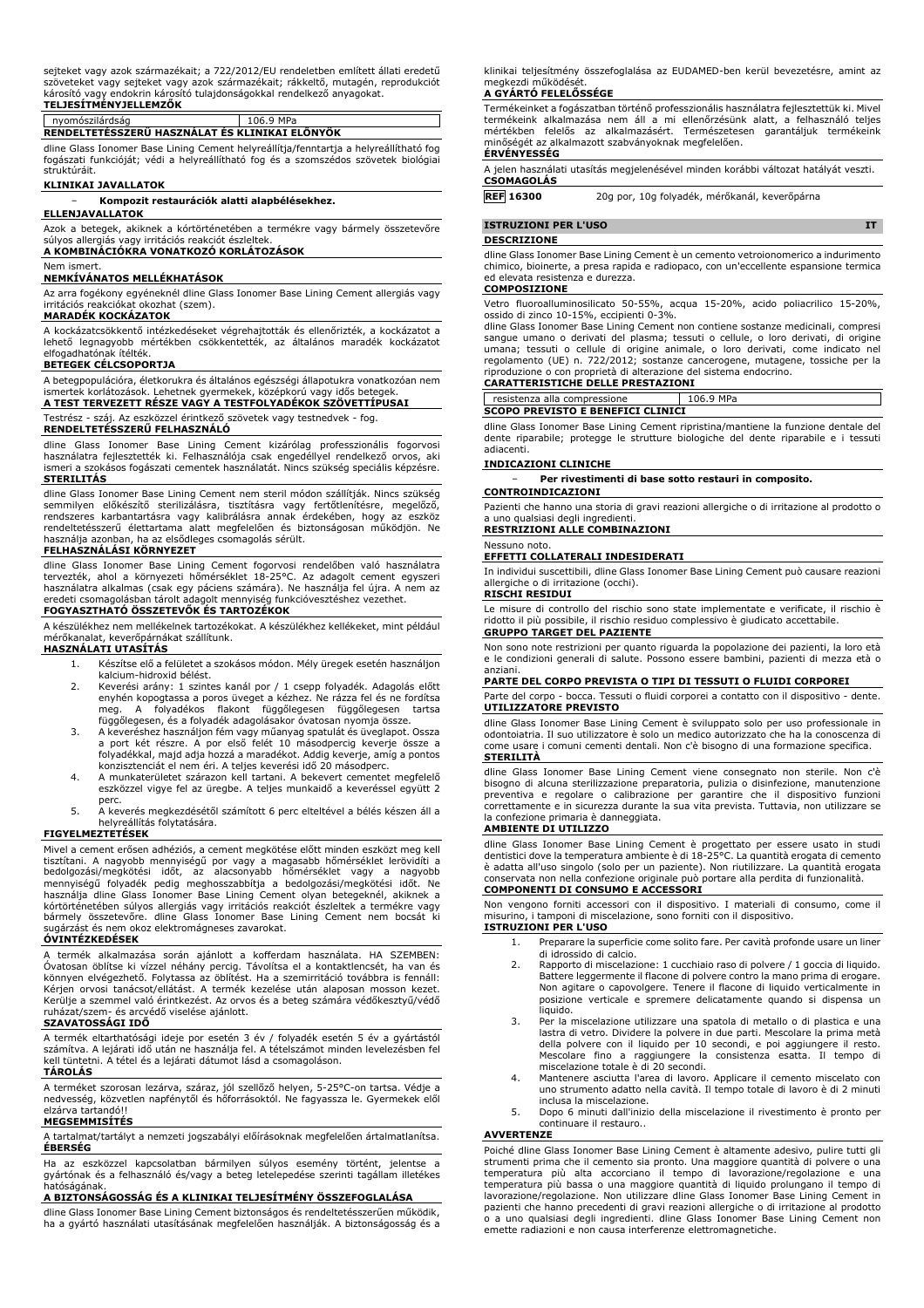sejteket vagy azok származékait; a 722/2012/EU rendeletben említett állati eredetű szöveteket vagy sejteket vagy azok származékait; rákkeltő, mutagén, reprodukciót károsító vagy endokrin károsító tulajdonságokkal rendelkező anyagokat.

**TELJESÍTMÉNYJELLEMZŐK**

| nyomószilárdság | 106.9 MPa |
|---|---|

**RENDELTETÉSSZERŰ HASZNÁLAT ÉS KLINIKAI ELŐNYÖK**

dline Glass Ionomer Base Lining Cement helyreállítja/fenntartja a helyreállítható fog fogászati funkcióját; védi a helyreállítható fog és a szomszédos szövetek biológiai struktúráit.

**KLINIKAI JAVALLATOK**

- **Kompozit restaurációk alatti alapbélésekhez.**

**ELLENJAVALLATOK**

Azok a betegek, akiknek a kórtörténetében a termékre vagy bármely összetevőre súlyos allergiás vagy irritációs reakciót észleltek.

**A KOMBINÁCIÓKRA VONATKOZÓ KORLÁTOZÁSOK**

Nem ismert.

**NEMKÍVÁNATOS MELLÉKHATÁSOK**

Az arra fogékony egyéneknél dline Glass Ionomer Base Lining Cement allergiás vagy irritációs reakciókat okozhat (szem).

**MARADÉK KOCKÁZATOK**

A kockázatcsökkentő intézkedéseket végrehajtották és ellenőrizték, a kockázatot a lehető legnagyobb mértékben csökkentették, az általános maradék kockázatot elfogadhatónak ítélték.

**BETEGEK CÉLCSOPORTJA**

A betegpopulációra, életkorukra és általános egészségi állapotukra vonatkozóan nem ismertek korlátozások. Lehetnek gyermekek, középkorú vagy idős betegek.

**A TEST TERVEZETT RÉSZE VAGY A TESTFOLYADÉKOK SZÖVETTÍPUSAI**

Testrész - száj. Az eszközzel érintkező szövetek vagy testnedvek - fog.

**RENDELTETÉSSZERŰ FELHASZNÁLÓ**

dline Glass Ionomer Base Lining Cement kizárólag professzionális fogorvosi használatra fejlesztették ki. Felhasználója csak engedéllyel rendelkező orvos, aki ismeri a szokásos fogászati cementek használatát. Nincs szükség speciális képzésre.

**STERILITÁS**

dline Glass Ionomer Base Lining Cement nem steril módon szállítják. Nincs szükség semmilyen előkészítő sterilizálásra, tisztításra vagy fertőtlenítésre, megelőző, rendszeres karbantartásra vagy kalibrálásra annak érdekében, hogy az eszköz rendeltetésszerű élettartama alatt megfelelően és biztonságosan működjön. Ne használja azonban, ha az elsődleges csomagolás sérült.

**FELHASZNÁLÁSI KÖRNYEZET**

dline Glass Ionomer Base Lining Cement fogorvosi rendelőben való használatra tervezték, ahol a környezeti hőmérséklet 18-25°C. Az adagolt cement egyszeri használatra alkalmas (csak egy páciens számára). Ne használja fel újra. A nem az eredeti csomagolásban tárolt adagolt mennyiség funkcióvesztéshez vezethet.

**FOGYASZTHATÓ ÖSSZETEVŐK ÉS TARTOZÉKOK**

A készülékhez nem mellékelnek tartozékokat. A készülékhez kellékeket, mint például mérőkanalat, keverőpárnákat szállítunk.

**HASZNÁLATI UTASÍTÁS**

1. Készítse elő a felületet a szokásos módon. Mély üregek esetén használjon kalcium-hidroxid bélést.
2. Keverési arány: 1 szintes kanál por / 1 csepp folyadék. Adagolás előtt enyhén kopogtassa a poros üveget a kézhez. Ne rázza fel és ne fordítsa meg. A folyadékos flakont függőlegesen függőlegesen tartsa függőlegesen, és a folyadék adagolásakor óvatosan nyomja össze.
3. A keveréshez használjon fém vagy műanyag spatulát és üveglapot. Ossza a port két részre. A por első felét 10 másodpercig keverje össze a folyadékkal, majd adja hozzá a maradékot. Addig keverje, amíg a pontos konzisztenciát el nem éri. A teljes keverési idő 20 másodperc.
4. A munkaterületet szárazon kell tartani. A bekevert cementet megfelelő eszközzel vigye fel az üregbe. A teljes munkaidő a keveréssel együtt 2 perc.
5. A keverés megkezdésétől számított 6 perc elteltével a bélés készen áll a helyreállítás folytatására.

**FIGYELMEZTETÉSEK**

Mivel a cement erősen adhéziós, a cement megkötése előtt minden eszközt meg kell tisztítani. A nagyobb mennyiségű por vagy a magasabb hőmérséklet lerövidíti a bedolgozási/megkötési időt, az alacsonyabb hőmérséklet vagy a nagyobb mennyiségű folyadék pedig meghosszabbítja a bedolgozási/megkötési időt. Ne használja dline Glass Ionomer Base Lining Cement olyan betegeknél, akiknek a kórtörténetében súlyos allergiás vagy irritációs reakciót észleltek a termékre vagy bármely összetevőre. dline Glass Ionomer Base Lining Cement nem bocsát ki sugárzást és nem okoz elektromágneses zavarokat.

**ÓVINTÉZKEDÉSEK**

A termék alkalmazása során ajánlott a kofferdam használata. HA SZEMBEN: Óvatosan öblítse ki vízzel néhány percig. Távolítsa el a kontaktlencsét, ha van és könnyen elvégezhető. Folytassa az öblítést. Ha a szemirritáció továbbra is fennáll: Kérjen orvosi tanácsot/ellátást. A termék kezelése után alaposan mosson kezet. Kerülje a szemmel való érintkezést. Az orvos és a beteg számára védőkesztyű/védő ruházat/szem- és arcvédő viselése ajánlott.

**SZAVATOSSÁGI IDŐ**

A termék eltarthatósági ideje por esetén 3 év / folyadék esetén 5 év a gyártástól számítva. A lejárati idő után ne használja fel. A tételszámot minden levelezésben fel kell tüntetni. A tétel és a lejárati dátumot lásd a csomagoláson.

**TÁROLÁS**

A terméket szorosan lezárva, száraz, jól szellőző helyen, 5-25°C-on tartsa. Védje a nedvesség, közvetlen napfénytől és hőforrásoktól. Ne fagyassza le. Gyermekek elől elzárva tartandó!!

**MEGSEMMISÍTÉS**

A tartalmat/tartályt a nemzeti jogszabályi előírásoknak megfelelően ártalmatlanítsa.

**ÉBERSÉG**

Ha az eszközzel kapcsolatban bármilyen súlyos esemény történt, jelentse a gyártónak és a felhasználó és/vagy a beteg letelepedése szerinti tagállam illetékes hatóságának.

**A BIZTONSÁGOSSÁG ÉS A KLINIKAI TELJESÍTMÉNY ÖSSZEFOGLALÁSA**

dline Glass Ionomer Base Lining Cement biztonságos és rendeltetésszerűen működik, ha a gyártó használati utasításának megfelelően használják. A biztonságosság és a klinikai teljesítmény összefoglalása az EUDAMED-ben kerül bevezetésre, amint az megkezdi működését.

**A GYÁRTÓ FELELŐSSÉGE**

Termékeinket a fogászatban történő professzionális használatra fejlesztettük ki. Mivel termékeink alkalmazása nem áll a mi ellenőrzésünk alatt, a felhasználó teljes mértékben felelős az alkalmazásért. Természetesen garantáljuk termékeink minőségét az alkalmazott szabványoknak megfelelően.

**ÉRVÉNYESSÉG**

A jelen használati utasítás megjelenésével minden korábbi változat hatályát veszti.

**CSOMAGOLÁS**

| **REF** 16300 | 20g por, 10g folyadék, mérőkanál, keverőpárna |
|---|---|

## ISTRUZIONI PER L'USO — IT

**DESCRIZIONE**

dline Glass Ionomer Base Lining Cement è un cemento vetroionomerico a indurimento chimico, bioinerte, a presa rapida e radiopaco, con un'eccellente espansione termica ed elevata resistenza e durezza.

**COMPOSIZIONE**

Vetro fluoroalluminosilicato 50-55%, acqua 15-20%, acido poliacrilico 15-20%, ossido di zinco 10-15%, eccipienti 0-3%.

dline Glass Ionomer Base Lining Cement non contiene sostanze medicinali, compresi sangue umano o derivati del plasma; tessuti o cellule, o loro derivati, di origine umana; tessuti o cellule di origine animale, o loro derivati, come indicato nel regolamento (UE) n. 722/2012; sostanze cancerogene, mutagene, tossiche per la riproduzione o con proprietà di alterazione del sistema endocrino.

**CARATTERISTICHE DELLE PRESTAZIONI**

| resistenza alla compressione | 106.9 MPa |
|---|---|

**SCOPO PREVISTO E BENEFICI CLINICI**

dline Glass Ionomer Base Lining Cement ripristina/mantiene la funzione dentale del dente riparabile; protegge le strutture biologiche del dente riparabile e i tessuti adiacenti.

**INDICAZIONI CLINICHE**

- **Per rivestimenti di base sotto restauri in composito.**

**CONTROINDICAZIONI**

Pazienti che hanno una storia di gravi reazioni allergiche o di irritazione al prodotto o a uno qualsiasi degli ingredienti.

**RESTRIZIONI ALLE COMBINAZIONI**

Nessuno noto.

**EFFETTI COLLATERALI INDESIDERATI**

In individui suscettibili, dline Glass Ionomer Base Lining Cement può causare reazioni allergiche o di irritazione (occhi).

**RISCHI RESIDUI**

Le misure di controllo del rischio sono state implementate e verificate, il rischio è ridotto il più possibile, il rischio residuo complessivo è giudicato accettabile.

**GRUPPO TARGET DEL PAZIENTE**

Non sono note restrizioni per quanto riguarda la popolazione dei pazienti, la loro età e le condizioni generali di salute. Possono essere bambini, pazienti di mezza età o anziani.

**PARTE DEL CORPO PREVISTA O TIPI DI TESSUTI O FLUIDI CORPOREI**

Parte del corpo - bocca. Tessuti o fluidi corporei a contatto con il dispositivo - dente.

**UTILIZZATORE PREVISTO**

dline Glass Ionomer Base Lining Cement è sviluppato solo per uso professionale in odontoiatria. Il suo utilizzatore è solo un medico autorizzato che ha la conoscenza di come usare i comuni cementi dentali. Non c'è bisogno di una formazione specifica.

**STERILITÀ**

dline Glass Ionomer Base Lining Cement viene consegnato non sterile. Non c'è bisogno di alcuna sterilizzazione preparatoria, pulizia o disinfezione, manutenzione preventiva e regolare o calibrazione per garantire che il dispositivo funzioni correttamente e in sicurezza durante la sua vita prevista. Tuttavia, non utilizzare se la confezione primaria è danneggiata.

**AMBIENTE DI UTILIZZO**

dline Glass Ionomer Base Lining Cement è progettato per essere usato in studi dentistici dove la temperatura ambiente è di 18-25°C. La quantità erogata di cemento è adatta all'uso singolo (solo per un paziente). Non riutilizzare. La quantità erogata conservata non nella confezione originale può portare alla perdita di funzionalità.

**COMPONENTI DI CONSUMO E ACCESSORI**

Non vengono forniti accessori con il dispositivo. I materiali di consumo, come il misurino, i tamponi di miscelazione, sono forniti con il dispositivo.

**ISTRUZIONI PER L'USO**

1. Preparare la superficie come solito fare. Per cavità profonde usare un liner di idrossido di calcio.
2. Rapporto di miscelazione: 1 cucchiaio raso di polvere / 1 goccia di liquido. Battere leggermente il flacone di polvere contro la mano prima di erogare. Non agitare o capovolgere. Tenere il flacone di liquido verticalmente in posizione verticale e spremere delicatamente quando si dispensa un liquido.
3. Per la miscelazione utilizzare una spatola di metallo o di plastica e una lastra di vetro. Dividere la polvere in due parti. Mescolare la prima metà della polvere con il liquido per 10 secondi, e poi aggiungere il resto. Mescolare fino a raggiungere la consistenza esatta. Il tempo di miscelazione totale è di 20 secondi.
4. Mantenere asciutta l'area di lavoro. Applicare il cemento miscelato con uno strumento adatto nella cavità. Il tempo totale di lavoro è di 2 minuti inclusa la miscelazione.
5. Dopo 6 minuti dall'inizio della miscelazione il rivestimento è pronto per continuare il restauro..

**AVVERTENZE**

Poiché dline Glass Ionomer Base Lining Cement è altamente adesivo, pulire tutti gli strumenti prima che il cemento sia pronto. Una maggiore quantità di polvere o una temperatura più alta accorciano il tempo di lavorazione/regolazione e una temperatura più bassa o una maggiore quantità di liquido prolungano il tempo di lavorazione/regolazione. Non utilizzare dline Glass Ionomer Base Lining Cement in pazienti che hanno precedenti di gravi reazioni allergiche o di irritazione al prodotto o a uno qualsiasi degli ingredienti. dline Glass Ionomer Base Lining Cement non emette radiazioni e non causa interferenze elettromagnetiche.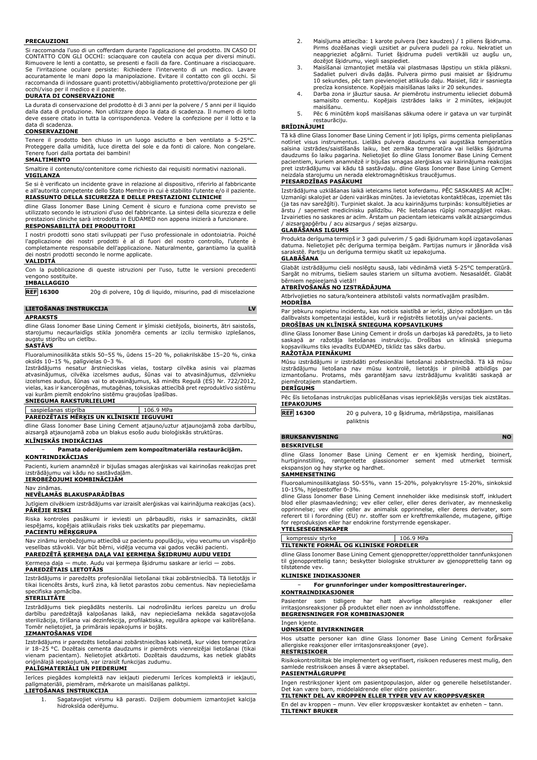**PRECAUZIONI**

Si raccomanda l'uso di un cofferdam durante l'applicazione del prodotto. IN CASO DI CONTATTO CON GLI OCCHI: sciacquare con cautela con acqua per diversi minuti. Rimuovere le lenti a contatto, se presenti e facili da fare. Continuare a risciacquare. Se l'irritazione oculare persiste: Richiedere l'intervento di un medico. Lavare accuratamente le mani dopo la manipolazione. Evitare il contatto con gli occhi. Si raccomanda di indossare guanti protettivi/abbigliamento protettivo/protezione per gli occhi/viso per il medico e il paziente.

**DURATA DI CONSERVAZIONE**

La durata di conservazione del prodotto è di 3 anni per la polvere / 5 anni per il liquido dalla data di produzione. Non utilizzare dopo la data di scadenza. Il numero di lotto deve essere citato in tutta la corrispondenza. Vedere la confezione per il lotto e la data di scadenza.

**CONSERVAZIONE**

Tenere il prodotto ben chiuso in un luogo asciutto e ben ventilato a 5-25°C. Proteggere dalla umidità, luce diretta del sole e da fonti di calore. Non congelare. Tenere fuori dalla portata dei bambini!

**SMALTIMENTO**

Smaltire il contenuto/contenitore come richiesto dai requisiti normativi nazionali.

**VIGILANZA**

Se si è verificato un incidente grave in relazione al dispositivo, riferirlo al fabbricante e all'autorità competente dello Stato Membro in cui è stabilito l'utente e/o il paziente.

**RIASSUNTO DELLA SICUREZZA E DELLE PRESTAZIONI CLINICHE**

dline Glass Ionomer Base Lining Cement è sicuro e funziona come previsto se utilizzato secondo le istruzioni d'uso del fabbricante. La sintesi della sicurezza e delle prestazioni cliniche sarà introdotta in EUDAMED non appena inizierà a funzionare.

**RESPONSABILITÀ DEI PRODUTTORI**

I nostri prodotti sono stati sviluppati per l'uso professionale in odontoiatria. Poiché l'applicazione dei nostri prodotti è al di fuori del nostro controllo, l'utente è completamente responsabile dell'applicazione. Naturalmente, garantiamo la qualità dei nostri prodotti secondo le norme applicate.

**VALIDITÀ**

Con la pubblicazione di queste istruzioni per l'uso, tutte le versioni precedenti vengono sostituite.

**IMBALLAGGIO**

| REF 16300 | 20g di polvere, 10g di liquido, misurino, pad di miscelazione |
|---|---|

## LIETOŠANAS INSTRUKCIJA — LV

**APRAKSTS**

dline Glass Ionomer Base Lining Cement ir ķīmiski cietējošs, bioinerts, ātri saistošs, starojumu necaurlaidīgs stikla jonomēra cements ar izcilu termisko izplešanos, augstu stiprību un cietību.

**SASTĀVS**

Fluoraluminosilikāta stikls 50–55 %, ūdens 15–20 %, poliakrilskābe 15–20 %, cinka oksīds 10–15 %, palīgvielas 0–3 %.

Izstrādājums nesatur ārstnieciskas vielas, tostarp cilvēka asinis vai plazmas atvasinājumus, cilvēka izcelsmes audus, šūnas vai to atvasinājumus, dzīvnieku izcelsmes audus, šūnas vai to atvasinājumus, kā minēts Regulā (ES) Nr. 722/2012, vielas, kas ir kancerogēnas, mutagēnas, toksiskas attiecībā pret reproduktīvo sistēmu vai kurām piemīt endokrīno sistēmu graujošas īpašības.

**SNIEGUMA RAKSTURLIELUMI**

| saspiešanas stiprība | 106.9 MPa |
|---|---|

**PAREDZĒTAIS MĒRĶIS UN KLĪNISKIE IEGUVUMI**

dline Glass Ionomer Base Lining Cement atjauno/uztur atjaunojamā zoba darbību, aizsargā atjaunojamā zoba un blakus esošo audu bioloģiskās struktūras.

**KLĪNISKĀS INDIKĀCIJAS**

- **Pamata oderējumiem zem kompozītmateriāla restaurācijām.**

**KONTRINDIKĀCIJAS**

Pacienti, kuriem anamnēzē ir bijušas smagas alerģiskas vai kairinošas reakcijas pret izstrādājumu vai kādu no sastāvdaļām.

**IEROBEŽOJUMI KOMBINĀCIJĀM**

Nav zināmas.

**NEVĒLAMĀS BLAKUSPARĀDĪBAS**

Jutīgiem cilvēkiem izstrādājums var izraisīt alerģiskas vai kairinājuma reakcijas (acs).

**PĀRĒJIE RISKI**

Riska kontroles pasākumi ir ieviesti un pārbaudīti, risks ir samazināts, ciktāl iespējams, kopējais atlikušais risks tiek uzskatīts par pieņemamu.

**PACIENTU MĒRĶGRUPA**

Nav zināmu ierobežojumu attiecībā uz pacientu populāciju, viņu vecumu un vispārējo veselības stāvokli. Var būt bērni, vidēja vecuma vai gados vecāki pacienti.

**PAREDZĒTĀ ĶERMEŅA DAĻA VAI ĶERMEŅA ŠĶIDRUMU AUDU VEIDI**

Ķermeņa daļa — mute. Audu vai ķermeņa šķidrumu saskare ar ierīci — zobs.

**PAREDZĒTAIS LIETOTĀJS**

Izstrādājums ir paredzēts profesionālai lietošanai tikai zobārstniecībā. Tā lietotājs ir tikai licencēts ārsts, kurš zina, kā lietot parastos zobu cementus. Nav nepieciešama specifiska apmācība.

**STERILITĀTE**

Izstrādājums tiek piegādāts nesterils. Lai nodrošinātu ierīces pareizu un drošu darbību paredzētajā kalpošanas laikā, nav nepieciešama nekāda sagatavojoša sterilizācija, tīrīšana vai dezinfekcija, profilaktiska, regulāra apkope vai kalibrēšana. Tomēr nelietojiet, ja primārais iepakojums ir bojāts.

**IZMANTOŠANAS VIDE**

Izstrādājums ir paredzēts lietošanai zobārstniecības kabinetā, kur vides temperatūra ir 18–25 °C. Dozētais cementa daudzums ir piemērots vienreizējai lietošanai (tikai vienam pacientam). Nelietojiet atkārtoti. Dozētais daudzums, kas netiek glabāts oriģinālajā iepakojumā, var izraisīt funkcijas zudumu.

**PALĪGMATERIĀLI UN PIEDERUMI**

Ierīces piegādes komplektā nav iekļauti piederumi Ierīces komplektā ir iekļauti, palīgmateriāli, piemēram, mērkarote un maisīšanas paliktņi.

**LIETOŠANAS INSTRUKCIJA**

1. Sagatavojiet virsmu kā parasti. Dziļiem dobumiem izmantojiet kalcija hidroksīda oderējumu.
2. Maisījuma attiecība: 1 karote pulvera (bez kaudzes) / 1 piliens šķidruma. Pirms dozēšanas viegli uzsitiet ar pulvera pudeli pa roku. Nekratiet un neapgrieziet ačgārni. Turiet šķidruma pudeli vertikāli uz augšu un, dozējot šķidrumu, viegli saspiediet.
3. Maisīšanai izmantojiet metāla vai plastmasas lāpstiņu un stikla plāksni. Sadaliet pulveri divās daļās. Pulvera pirmo pusi maisiet ar šķidrumu 10 sekundes, pēc tam pievienojiet atlikušo daļu. Maisiet, līdz ir sasniegta precīza konsistence. Kopējais maisīšanas laiks ir 20 sekundes.
4. Darba zona ir jāuztur sausa. Ar piemērotu instrumentu ielieciet dobumā samaisīto cementu. Kopējais izstrādes laiks ir 2 minūtes, iekļaujot maisīšanu.
5. Pēc 6 minūtēm kopš maisīšanas sākuma oderē ir gatava un var turpināt restaurāciju.

**BRĪDINĀJUMI**

Tā kā dline Glass Ionomer Base Lining Cement ir ļoti lipīgs, pirms cementa pielipšanas notīriet visus instrumentus. Lielāks pulvera daudzums vai augstāka temperatūra saīsina izstrādes/saistīšanās laiku, bet zemāka temperatūra vai lielāks šķidruma daudzums šo laiku pagarina. Nelietojiet šo dline Glass Ionomer Base Lining Cement pacientiem, kuriem anamnēzē ir bijušas smagas alerģiskas vai kairinājuma reakcijas pret izstrādājumu vai kādu tā sastāvdaļu. dline Glass Ionomer Base Lining Cement neizdala starojumu un nerada elektromagnētiskus traucējumus.

**PIESARDZĪBAS PASĀKUMI**

Izstrādājuma uzklāšanas laikā ieteicams lietot koferdamu. PĒC SASKARES AR ACĪM: Uzmanīgi skalojiet ar ūdeni vairākas minūtes. Ja ievietotas kontaktlēcas, izņemiet tās (ja tas nav sarežģīti). Turpiniet skalot. Ja acu kairinājums turpinās: konsultējieties ar ārstu / saņemiet medicīnisku palīdzību. Pēc lietošanas rūpīgi nomazgājiet rokas. Izvairieties no saskares ar acīm. Ārstam un pacientam ieteicams valkāt aizsargcimdus / aizsargapģērbu / acu aizsargus / sejas aizsargu.

**GLABĀŠANAS ILGUMS**

Produkta derīguma termiņš ir 3 gadi pulverim / 5 gadi šķidrumam kopš izgatavošanas datuma. Nelietojiet pēc derīguma termiņa beigām. Partijas numurs ir jānorāda visā sarakstē. Partiju un derīguma termiņu skatīt uz iepakojuma.

**GLABĀŠANA**

Glabāt izstrādājumu cieši noslēgtu sausā, labi vēdināmā vietā 5-25°C temperatūrā. Sargāt no mitruma, tiešiem saules stariem un siltuma avotiem. Nesasaldēt. Glabāt bērniem nepieejamā vietā!!

**ATBRĪVOŠANĀS NO IZSTRĀDĀJUMA**

Atbrīvojieties no satura/konteinera atbilstoši valsts normatīvajām prasībām.

**MODRĪBA**

Par jebkuru nopietnu incidentu, kas noticis saistībā ar ierīci, jāziņo ražotājam un tās dalībvalsts kompetentajai iestādei, kurā ir reģistrēts lietotājs un/vai pacients.

**DROŠĪBAS UN KLĪNISKĀ SNIEGUMA KOPSAVILKUMS**

dline Glass Ionomer Base Lining Cement ir drošs un darbojas kā paredzēts, ja to lieto saskaņā ar ražotāja lietošanas instrukciju. Drošības un klīniskā snieguma kopsavilkums tiks ievadīts EUDAMED, tiklīdz tas sāks darbu.

**RAŽOTĀJA PIENĀKUMI**

Mūsu izstrādājumi ir izstrādāti profesionālai lietošanai zobārstniecībā. Tā kā mūsu izstrādājumu lietošana nav mūsu kontrolē, lietotājs ir pilnībā atbildīgs par izmantošanu. Protams, mēs garantējam savu izstrādājumu kvalitāti saskaņā ar piemērotajiem standartiem.

**DERĪGUMS**

Pēc šīs lietošanas instrukcijas publicēšanas visas iepriekšējās versijas tiek atzstātas.

**IEPAKOJUMS**

| REF 16300 | 20 g pulvera, 10 g šķidruma, mērlāpstiņa, maisīšanas paliktnis |
|---|---|

## BRUKSANVISNING — NO

**BESKRIVELSE**

dline Glass Ionomer Base Lining Cement er en kjemisk herding, bioinert, hurtiginnstilling, røntgentette glassionomer sement med utmerket termisk ekspansjon og høy styrke og hardhet.

**SAMMENSETNING**

Fluoroaluminosilikatglass 50-55%, vann 15-20%, polyakrylsyre 15-20%, sinkoksid 10-15%, hjelpestoffer 0-3%.

dline Glass Ionomer Base Lining Cement inneholder ikke medisinsk stoff, inkludert blod eller plasmaavledning; vev eller celler, eller deres derivater, av menneskelig opprinnelse; vev eller celler av animalsk opprinnelse, eller deres derivater, som referert til i forordning (EU) nr. stoffer som er kreftfremkallende, mutagene, giftige for reproduksjon eller har endokrine forstyrrende egenskaper.

**YTELSESEGENSKAPER**

| kompressiv styrke | 106.9 MPa |
|---|---|

**TILTENKTE FORMÅL OG KLINISKE FORDELER**

dline Glass Ionomer Base Lining Cement gjenoppretter/opprettholder tannfunksjonen til gjenopprettelig tann; beskytter biologiske strukturer av gjenopprettelig tann og tilstøtende vev.

**KLINISKE INDIKASJONER**

- **For grunnforinger under kompositt­restaureringer.**

**KONTRAINDIKASJONER**

Pasienter som tidligere har hatt alvorlige allergiske reaksjoner eller irritasjonsreaksjoner på produktet eller noen av innholdsstoffene.

**BEGRENSNINGER FOR KOMBINASJONER**

Ingen kjente.

**UØNSKEDE BIVIRKNINGER**

Hos utsatte personer kan dline Glass Ionomer Base Lining Cement forårsake allergiske reaksjoner eller irritasjonsreaksjoner (øye).

**RESTRISIKOER**

Risikokontrolltiltak ble implementert og verifisert, risikoen reduseres mest mulig, den samlede restrisikoen anses å være akseptabel.

**PASIENTMÅLGRUPPE**

Ingen restriksjoner kjent om pasientpopulasjon, alder og generelle helsetilstander. Det kan være barn, middelaldrende eller eldre pasienter.

**TILTENKT DEL AV KROPPEN ELLER TYPER VEV AV KROPPSVÆSKER**

En del av kroppen – munn. Vev eller kroppsvæsker kontaktet av enheten – tann.

**TILTENKT BRUKER**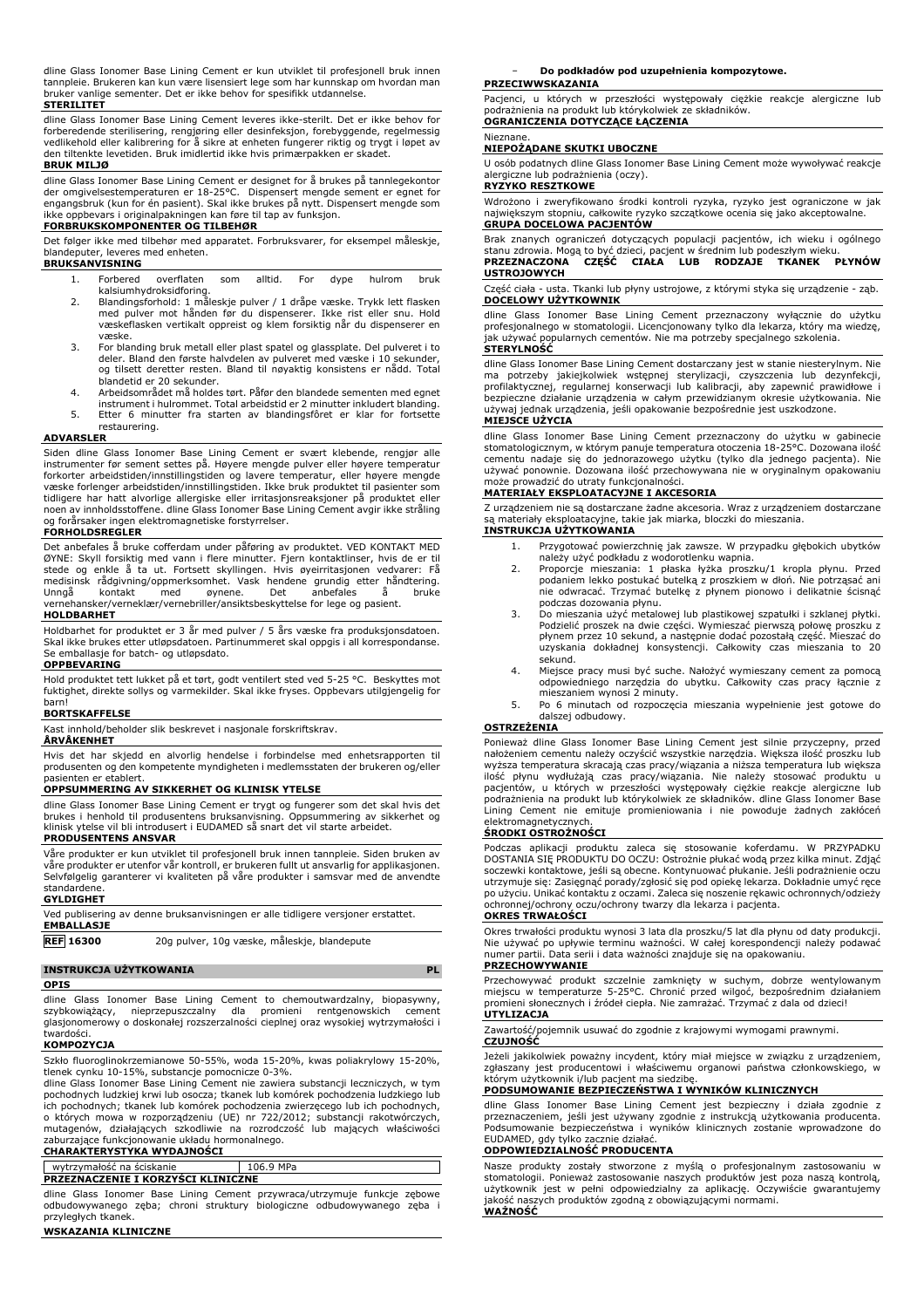dline Glass Ionomer Base Lining Cement er kun utviklet til profesjonell bruk innen tannpleie. Brukeren kan kun være lisensiert lege som har kunnskap om hvordan man bruker vanlige sementer. Det er ikke behov for spesifikk utdannelse.

**STERILITET**

dline Glass Ionomer Base Lining Cement leveres ikke-sterilt. Det er ikke behov for forberedende sterilisering, rengjøring eller desinfeksjon, forebyggende, regelmessig vedlikehold eller kalibrering for å sikre at enheten fungerer riktig og trygt i løpet av den tiltenkte levetiden. Bruk imidlertid ikke hvis primærpakken er skadet.

**BRUK MILJØ**

dline Glass Ionomer Base Lining Cement er designet for å brukes på tannlegekontor der omgivelsestemperaturen er 18-25°C. Dispensert mengde sement er egnet for engangsbruk (kun for én pasient). Skal ikke brukes på nytt. Dispensert mengde som ikke oppbevars i originalpakningen kan føre til tap av funksjon.

**FORBRUKSKOMPONENTER OG TILBEHØR**

Det følger ikke med tilbehør med apparatet. Forbruksvarer, for eksempel måleskje, blandeputer, leveres med enheten.

**BRUKSANVISNING**

1. Forbered overflaten som alltid. For dype hulrom bruk kalsiumhydroksidforing.
2. Blandingsforhold: 1 måleskje pulver / 1 dråpe væske. Trykk lett flasken med pulver mot hånden før du dispenserer. Ikke rist eller snu. Hold væskeflasken vertikalt oppreist og klem forsiktig når du dispenserer en væske.
3. For blanding bruk metall eller plast spatel og glassplate. Del pulveret i to deler. Bland den første halvdelen av pulveret med væske i 10 sekunder, og tilsett deretter resten. Bland til nøyaktig konsistens er nådd. Total blandetid er 20 sekunder.
4. Arbeidsområdet må holdes tørt. Påfør den blandede sementen med egnet instrument i hulrommet. Total arbeidstid er 2 minutter inkludert blanding.
5. Etter 6 minutter fra starten av blandingsfôret er klar for fortsette restaurering.

**ADVARSLER**

Siden dline Glass Ionomer Base Lining Cement er svært klebende, rengjør alle instrumenter før sement settes på. Høyere mengde pulver eller høyere temperatur forkorter arbeidstiden/innstillingstiden og lavere temperatur, eller høyere mengde væske forlenger arbeidstiden/innstillingstiden. Ikke bruk produktet til pasienter som tidligere har hatt alvorlige allergiske eller irritasjonsreaksjoner på produktet eller noen av innholdsstoffene. dline Glass Ionomer Base Lining Cement avgir ikke stråling og forårsaker ingen elektromagnetiske forstyrrelser.

**FORHOLDSREGLER**

Det anbefales å bruke cofferdam under påføring av produktet. VED KONTAKT MED ØYNE: Skyll forsiktig med vann i flere minutter. Fjern kontaktlinser, hvis de er til stede og enkle å ta ut. Fortsett skyllingen. Hvis øyeirritasjonen vedvarer: Få medisinsk rådgivning/oppmerksomhet. Vask hendene grundig etter håndtering. Unngå kontakt med øynene. Det anbefales å bruke vernehansker/verneklær/vernebriller/ansiktsbeskyttelse for lege og pasient.

**HOLDBARHET**

Holdbarhet for produktet er 3 år med pulver / 5 års væske fra produksjonsdatoen. Skal ikke brukes etter utløpsdatoen. Partinummeret skal oppgis i all korrespondanse. Se emballasje for batch- og utløpsdato.

**OPPBEVARING**

Hold produktet tett lukket på et tørt, godt ventilert sted ved 5-25 °C. Beskyttes mot fuktighet, direkte sollys og varmekilder. Skal ikke fryses. Oppbevars utilgjengelig for barn!

**BORTSKAFFELSE**

Kast innhold/beholder slik beskrevet i nasjonale forskriftskrav.

**ÅRVÅKENHET**

Hvis det har skjedd en alvorlig hendelse i forbindelse med enhetsrapporten til produsenten og den kompetente myndigheten i medlemsstaten der brukeren og/eller pasienten er etablert.

**OPPSUMMERING AV SIKKERHET OG KLINISK YTELSE**

dline Glass Ionomer Base Lining Cement er trygt og fungerer som det skal hvis det brukes i henhold til produsentens bruksanvisning. Oppsummering av sikkerhet og klinisk ytelse vil bli introdusert i EUDAMED så snart det vil starte arbeidet.

**PRODUSENTENS ANSVAR**

Våre produkter er kun utviklet til profesjonell bruk innen tannpleie. Siden bruken av våre produkter er utenfor vår kontroll, er brukeren fullt ut ansvarlig for applikasjonen. Selvfølgelig garanterer vi kvaliteten på våre produkter i samsvar med de anvendte standardene.

**GYLDIGHET**

Ved publisering av denne bruksanvisningen er alle tidligere versjoner erstattet.

**EMBALLASJE**

| REF 16300 | 20g pulver, 10g væske, måleskje, blandepute |
|---|---|

## INSTRUKCJA UŻYTKOWANIA PL

**OPIS**

dline Glass Ionomer Base Lining Cement to chemoutwardzalny, biopasywny, szybkowiążący, nieprzepuszczalny dla promieni rentgenowskich cement glasjonomerowy o doskonałej rozszerzalności cieplnej oraz wysokiej wytrzymałości i twardości.

**KOMPOZYCJA**

Szkło fluoroglinokrzemianowe 50-55%, woda 15-20%, kwas poliakrylowy 15-20%, tlenek cynku 10-15%, substancje pomocnicze 0-3%.

dline Glass Ionomer Base Lining Cement nie zawiera substancji leczniczych, w tym pochodnych ludzkiej krwi lub osocza; tkanek lub komórek pochodzenia ludzkiego lub ich pochodnych; tkanek lub komórek pochodzenia zwierzęcego lub ich pochodnych, o których mowa w rozporządzeniu (UE) nr 722/2012; substancji rakotwórczych, mutagenów, działających szkodliwie na rozrodczość lub mających właściwości zaburzające funkcjonowanie układu hormonalnego.

**CHARAKTERYSTYKA WYDAJNOŚCI**

| wytrzymałość na ściskanie | 106.9 MPa |
|---|---|

**PRZEZNACZENIE I KORZYŚCI KLINICZNE**

dline Glass Ionomer Base Lining Cement przywraca/utrzymuje funkcje zębowe odbudowywanego zęba; chroni struktury biologiczne odbudowywanego zęba i przyległych tkanek.

**WSKAZANIA KLINICZNE**

- **Do podkładów pod uzupełnienia kompozytowe.**

**PRZECIWWSKAZANIA**

Pacjenci, u których w przeszłości występowały ciężkie reakcje alergiczne lub podrażnienia na produkt lub którykolwiek ze składników.

**OGRANICZENIA DOTYCZĄCE ŁĄCZENIA**

Nieznane.

**NIEPOŻĄDANE SKUTKI UBOCZNE**

U osób podatnych dline Glass Ionomer Base Lining Cement może wywoływać reakcje alergiczne lub podrażnienia (oczy).

**RYZYKO RESZTKOWE**

Wdrożono i zweryfikowano środki kontroli ryzyka, ryzyko jest ograniczone w jak największym stopniu, całkowite ryzyko szczątkowe ocenia się jako akceptowalne.

**GRUPA DOCELOWA PACJENTÓW**

Brak znanych ograniczeń dotyczących populacji pacjentów, ich wieku i ogólnego stanu zdrowia. Mogą to być dzieci, pacjent w średnim lub podeszłym wieku.

**PRZEZNACZONA CZĘŚĆ CIAŁA LUB RODZAJE TKANEK PŁYNÓW USTROJOWYCH**

Część ciała - usta. Tkanki lub płyny ustrojowe, z którymi styka się urządzenie - ząb.

**DOCELOWY UŻYTKOWNIK**

dline Glass Ionomer Base Lining Cement przeznaczony wyłącznie do użytku profesjonalnego w stomatologii. Licencjonowany tylko dla lekarza, który ma wiedzę, jak używać popularnych cementów. Nie ma potrzeby specjalnego szkolenia.

**STERYLNOŚĆ**

dline Glass Ionomer Base Lining Cement dostarczany jest w stanie niesterylnym. Nie ma potrzeby jakiejkolwiek wstępnej sterylizacji, czyszczenia lub dezynfekcji, profilaktycznej, regularnej konserwacji lub kalibracji, aby zapewnić prawidłowe i bezpieczne działanie urządzenia w całym przewidzianym okresie użytkowania. Nie używać jednak urządzenia, jeśli opakowanie bezpośrednie jest uszkodzone.

**MIEJSCE UŻYCIA**

dline Glass Ionomer Base Lining Cement przeznaczony do użytku w gabinecie stomatologicznym, w którym panuje temperatura otoczenia 18-25°C. Dozowana ilość cementu nadaje się do jednorazowego użytku (tylko dla jednego pacjenta). Nie używać ponownie. Dozowana ilość przechowywana nie w oryginalnym opakowaniu może prowadzić do utraty funkcjonalności.

**MATERIAŁY EKSPLOATACYJNE I AKCESORIA**

Z urządzeniem nie są dostarczane żadne akcesoria. Wraz z urządzeniem dostarczane są materiały eksploatacyjne, takie jak miarka, bloczki do mieszania.

**INSTRUKCJA UŻYTKOWANIA**

1. Przygotować powierzchnię jak zawsze. W przypadku głębokich ubytków należy użyć podkładu z wodorotlenku wapnia.
2. Proporcje mieszania: 1 płaska łyżka proszku/1 kropla płynu. Przed podaniem lekko postukać butelką z proszkiem w dłoń. Nie potrząsać ani nie odwracać. Trzymać butelkę z płynem pionowo i delikatnie ściskać podczas dozowania płynu.
3. Do mieszania użyć metalowej lub plastikowej szpatułki i szklanej płytki. Podzielić proszek na dwie części. Wymieszać pierwszą połowę proszku z płynem przez 10 sekund, a następnie dodać pozostałą część. Mieszać do uzyskania dokładnej konsystencji. Całkowity czas mieszania to 20 sekund.
4. Miejsce pracy musi być suche. Nałożyć wymieszany cement za pomocą odpowiedniego narzędzia do ubytku. Całkowity czas pracy łącznie z mieszaniem wynosi 2 minuty.
5. Po 6 minutach od rozpoczęcia mieszania wypełnienie jest gotowe do dalszej odbudowy.

**OSTRZEŻENIA**

Ponieważ dline Glass Ionomer Base Lining Cement jest silnie przyczepny, przed nałożeniem cementu należy oczyścić wszystkie narzędzia. Większa ilość proszku lub wyższa temperatura skracają czas pracy/wiązania a niższa temperatura lub większa ilość płynu wydłużają czas pracy/wiązania. Nie należy stosować produktu u pacjentów, u których w przeszłości występowały ciężkie reakcje alergiczne lub podrażnienia na produkt lub którykolwiek ze składników. dline Glass Ionomer Base Lining Cement nie emituje promieniowania i nie powoduje żadnych zakłóceń elektromagnetycznych.

**ŚRODKI OSTROŻNOŚCI**

Podczas aplikacji produktu zaleca się stosowanie koferdamu. W PRZYPADKU DOSTANIA SIĘ PRODUKTU DO OCZU: Ostrożnie płukać wodą przez kilka minut. Zdjąć soczewki kontaktowe, jeśli są obecne. Kontynuować płukanie. Jeśli podrażnienie oczu utrzymuje się: Zasięgnąć porady/zgłosić się pod opiekę lekarza. Dokładnie umyć ręce po użyciu. Unikać kontaktu z oczami. Zaleca się noszenie rękawic ochronnych/odzieży ochronnej/ochrony oczu/ochrony twarzy dla lekarza i pacjenta.

**OKRES TRWAŁOŚCI**

Okres trwałości produktu wynosi 3 lata dla proszku/5 lat dla płynu od daty produkcji. Nie używać po upływie terminu ważności. W całej korespondencji należy podawać numer partii. Data serii i data ważności znajduje się na opakowaniu.

**PRZECHOWYWANIE**

Przechowywać produkt szczelnie zamknięty w suchym, dobrze wentylowanym miejscu w temperaturze 5-25°C. Chronić przed wilgocią, bezpośrednim działaniem promieni słonecznych i źródeł ciepła. Nie zamrażać. Trzymać z dala od dzieci!

**UTYLIZACJA**

Zawartość/pojemnik usuwać do zgodnie z krajowymi wymogami prawnymi.

**CZUJNOŚĆ**

Jeżeli jakikolwiek poważny incydent, który miał miejsce w związku z urządzeniem, zgłaszany jest producentowi i właściwemu organowi państwa członkowskiego, w którym użytkownik i/lub pacjent ma siedzibę.

**PODSUMOWANIE BEZPIECZEŃSTWA I WYNIKÓW KLINICZNYCH**

dline Glass Ionomer Base Lining Cement jest bezpieczny i działa zgodnie z przeznaczeniem, jeśli jest używany zgodnie z instrukcją użytkowania producenta. Podsumowanie bezpieczeństwa i wyników klinicznych zostanie wprowadzone do EUDAMED, gdy tylko zacznie działać.

**ODPOWIEDZIALNOŚĆ PRODUCENTA**

Nasze produkty zostały stworzone z myślą o profesjonalnym zastosowaniu w stomatologii. Ponieważ zastosowanie naszych produktów jest poza naszą kontrolą, użytkownik jest w pełni odpowiedzialny za aplikację. Oczywiście gwarantujemy jakość naszych produktów zgodną z obowiązującymi normami.

**WAŻNOŚĆ**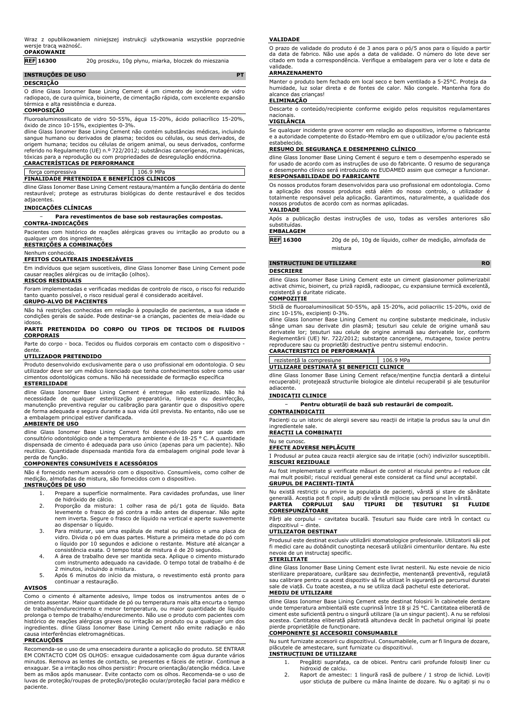Wraz z opublikowaniem niniejszej instrukcji użytkowania wszystkie poprzednie wersje tracą ważność.

**OPAKOWANIE**

| REF 16300 | 20g proszku, 10g płynu, miarka, bloczek do mieszania |
|---|---|

## INSTRUÇÕES DE USO PT

**DESCRIÇÃO**

O dline Glass Ionomer Base Lining Cement é um cimento de ionómero de vidro radiopaco, de cura química, bioinerte, de cimentação rápida, com excelente expansão térmica e alta resistência e dureza.

**COMPOSIÇÃO**

Fluoroaluminossilicato de vidro 50-55%, água 15-20%, ácido poliacrílico 15-20%, óxido de zinco 10-15%, excipientes 0-3%.

dline Glass Ionomer Base Lining Cement não contém substâncias médicas, incluindo sangue humano ou derivados de plasma; tecidos ou células, ou seus derivados, de origem humana; tecidos ou células de origem animal, ou seus derivados, conforme referido no Regulamento (UE) n.º 722/2012; substâncias cancerígenas, mutagénicas, tóxicas para a reprodução ou com propriedades de desregulação endócrina.

**CARACTERÍSTICAS DE PERFORMANCE**

| força compressiva | 106.9 MPa |
|---|---|

**FINALIDADE PRETENDIDA E BENEFÍCIOS CLÍNICOS**

dline Glass Ionomer Base Lining Cement restaura/mantém a função dentária do dente restaurável; protege as estruturas biológicas do dente restaurável e dos tecidos adjacentes.

**INDICAÇÕES CLÍNICAS**

- **Para revestimentos de base sob restaurações compostas.**

**CONTRA-INDICAÇÕES**

Pacientes com histórico de reações alérgicas graves ou irritação ao produto ou a qualquer um dos ingredientes.

**RESTRIÇÕES A COMBINAÇÕES**

Nenhum conhecido.

**EFEITOS COLATERAIS INDESEJÁVEIS**

Em indivíduos que sejam suscetíveis, dline Glass Ionomer Base Lining Cement pode causar reações alérgicas ou de irritação (olhos).

**RISCOS RESIDUAIS**

Foram implementadas e verificadas medidas de controlo de risco, o risco foi reduzido tanto quanto possível, o risco residual geral é considerado aceitável.

**GRUPO-ALVO DE PACIENTES**

Não há restrições conhecidas em relação à população de pacientes, a sua idade e condições gerais de saúde. Pode destinar-se a crianças, pacientes de meia-idade ou idosos.

**PARTE PRETENDIDA DO CORPO OU TIPOS DE TECIDOS DE FLUIDOS CORPORAIS**

Parte do corpo - boca. Tecidos ou fluidos corporais em contacto com o dispositivo - dente.

**UTILIZADOR PRETENDIDO**

Produto desenvolvido exclusivamente para o uso profissional em odontologia. O seu utilizador deve ser um médico licenciado que tenha conhecimentos sobre como usar cimentos odontológicas comuns. Não há necessidade de formação específica

**ESTERILIDADE**

dline Glass Ionomer Base Lining Cement é entregue não esterilizado. Não há necessidade de qualquer esterilização preparatória, limpeza ou desinfecção, manutenção preventiva regular ou calibração para garantir que o dispositivo opere de forma adequada e segura durante a sua vida útil prevista. No entanto, não use se a embalagem principal estiver danificada.

**AMBIENTE DE USO**

dline Glass Ionomer Base Lining Cement foi desenvolvido para ser usado em consultório odontológico onde a temperatura ambiente é de 18-25 ° C. A quantidade dispensada de cimento é adequada para uso único (apenas para um paciente). Não reutilize. Quantidade dispensada mantida fora da embalagem original pode levar à perda de função.

**COMPONENTES CONSUMÍVEIS E ACESSÓRIOS**

Não é fornecido nenhum acessório com o dispositivo. Consumíveis, como colher de medição, almofadas de mistura, são fornecidos com o dispositivo.

**INSTRUÇÕES DE USO**

1. Prepare a superfície normalmente. Para cavidades profundas, use liner de hidróxido de cálcio.
2. Proporção da mistura: 1 colher rasa de pó/1 gota de líquido. Bata levemente o frasco de pó contra a mão antes de dispensar. Não agite nem inverta. Segure o frasco de líquido na vertical e aperte suavemente ao dispensar o líquido.
3. Para misturar, use uma espátula de metal ou plástico e uma placa de vidro. Divida o pó em duas partes. Misture a primeira metade do pó com o líquido por 10 segundos e adicione o restante. Misture até alcançar a consistência exata. O tempo total de mistura é de 20 segundos.
4. A área de trabalho deve ser mantida seca. Aplique o cimento misturado com instrumento adequado na cavidade. O tempo total de trabalho é de 2 minutos, incluindo a mistura.
5. Após 6 minutos do início da mistura, o revestimento está pronto para continuar a restauração.

**AVISOS**

Como o cimento é altamente adesivo, limpe todos os instrumentos antes de o cimento assentar. Maior quantidade de pó ou temperatura mais alta encurta o tempo de trabalho/endurecimento e menor temperatura, ou maior quantidade de líquido prolonga o tempo de trabalho/endurecimento. Não use o produto com pacientes com histórico de reações alérgicas graves ou irritação ao produto ou a qualquer um dos ingredientes. dline Glass Ionomer Base Lining Cement não emite radiação e não causa interferências eletromagnéticas.

**PRECAUÇÕES**

Recomenda-se o uso de uma ensecadeira durante a aplicação do produto. SE ENTRAR EM CONTACTO COM OS OLHOS: enxague cuidadosamente com água durante vários minutos. Remova as lentes de contacto, se presentes e fáceis de retirar. Continue a enxaguar. Se a irritação nos olhos persistir: Procure orientação/atenção médica. Lave bem as mãos após manusear. Evite contacto com os olhos. Recomenda-se o uso de luvas de proteção/roupas de proteção/proteção ocular/proteção facial para médico e paciente.

**VALIDADE**

O prazo de validade do produto é de 3 anos para o pó/5 anos para o líquido a partir da data de fabrico. Não use após a data de validade. O número do lote deve ser citado em toda a correspondência. Verifique a embalagem para ver o lote e data de validade.

**ARMAZENAMENTO**

Manter o produto bem fechado em local seco e bem ventilado a 5-25°C. Proteja da humidade, luz solar direta e de fontes de calor. Não congele. Mantenha fora do alcance das crianças!

**ELIMINAÇÃO**

Descarte o conteúdo/recipiente conforme exigido pelos requisitos regulamentares nacionais.

**VIGILÂNCIA**

Se qualquer incidente grave ocorrer em relação ao dispositivo, informe o fabricante e a autoridade competente do Estado-Membro em que o utilizador e/ou paciente está estabelecido.

**RESUMO DE SEGURANÇA E DESEMPENHO CLÍNICO**

dline Glass Ionomer Base Lining Cement é seguro e tem o desempenho esperado se for usado de acordo com as instruções de uso do fabricante. O resumo de segurança e desempenho clínico será introduzido no EUDAMED assim que começar a funcionar.

**RESPONSABILIDADE DO FABRICANTE**

Os nossos produtos foram desenvolvidos para uso profissional em odontologia. Como a aplicação dos nossos produtos está além do nosso controlo, o utilizador é totalmente responsável pela aplicação. Garantimos, naturalmente, a qualidade dos nossos produtos de acordo com as normas aplicadas.

**VALIDADE**

Após a publicação destas instruções de uso, todas as versões anteriores são substituídas.

**EMBALAGEM**

| REF 16300 | 20g de pó, 10g de líquido, colher de medição, almofada de mistura |
|---|---|

## INSTRUCȚIUNI DE UTILIZARE RO

**DESCRIERE**

dline Glass Ionomer Base Lining Cement este un ciment glasionomer polimerizabil activat chimic, bioinert, cu priză rapidă, radioopac, cu expansiune termică excelentă, rezistență și duritate ridicate.

**COMPOZIȚIE**

Sticlă de fluoroaluminosilicat 50-55%, apă 15-20%, acid poliacrilic 15-20%, oxid de zinc 10-15%, excipienți 0-3%.

dline Glass Ionomer Base Lining Cement nu conține substanțe medicinale, inclusiv sânge uman sau derivat din plasmă; țesuturi sau celule de origine umană sau derivatele lor; țesuturi sau celule de origine animală sau derivatele lor, conform Reglementării (UE) Nr. 722/2012; substanțe cancerigene, mutagene, toxice pentru reproducere sau cu proprietăți destructive pentru sistemul endocrin.

**CARACTERISTICI DE PERFORMANȚĂ**

| rezistență la compresiune | 106.9 MPa |
|---|---|

**UTILIZARE DESTINATĂ ȘI BENEFICII CLINICE**

dline Glass Ionomer Base Lining Cement reface/menține funcția dentară a dintelui recuperabil; protejează structurile biologice ale dintelui recuperabil și ale țesuturilor adiacente.

**INDICAȚII CLINICE**

- **Pentru obturații de bază sub restaurări de compozit.**

**CONTRAINDICAȚII**

Pacienți cu un istoric de alergii severe sau reacții de iritație la produs sau la unul din ingredientele sale.

**REACȚII LA COMBINAȚII**

Nu se cunosc.

**EFECTE ADVERSE NEPLĂCUTE**

I Produsul ar putea cauza reacții alergice sau de iritație (ochi) indivizilor susceptibili.

**RISCURI REZIDUALE**

Au fost implementate și verificate măsuri de control al riscului pentru a-l reduce cât mai mult posibil; riscul rezidual general este considerat ca fiind unul acceptabil.

**GRUPUL DE PACIENȚI-ȚINTĂ**

Nu există restricții cu privire la populația de pacienți, vârstă și stare de sănătate generală. Aceștia pot fi copii, adulți de vârstă mijlocie sau persoane în vârstă.

**PARTEA CORPULUI SAU TIPURI DE ȚESUTURI ȘI FLUIDE CORESPUNZĂTOARE**

Părți ale corpului – cavitatea bucală. Țesuturi sau fluide care intră în contact cu dispozitivul – dinte.

**UTILIZATOR DESTINAT**

Produsul este destinat exclusiv utilizării stomatologice profesionale. Utilizatorii săi pot fi medici care au dobândit cunoștința necesară utilizării cimenturilor dentare. Nu este nevoie de un instructaj specific.

**STERILITATE**

dline Glass Ionomer Base Lining Cement este livrat nesteril. Nu este nevoie de nicio sterilizare preparatoare, curățare sau dezinfecție, mentenanță preventivă, regulată sau calibrare pentru ca acest dispozitiv să fie utilizat în siguranță pe parcursul duratei sale de viață. Cu toate acestea, a nu se utiliza dacă pachetul este deteriorat.

**MEDIU DE UTILIZARE**

dline Glass Ionomer Base Lining Cement este destinat folosirii în cabinetele dentare unde temperatura ambientală este cuprinsă între 18 și 25 °C. Cantitatea eliberată de ciment este suficientă pentru o singură utilizare (la un singur pacient). A nu se refolosi acestea. Cantitatea eliberată păstrată altundeva decât în pachetul original își poate pierde proprietățile de funcționare.

**COMPONENTE ȘI ACCESORII CONSUMABILE**

Nu sunt furnizate accesorii cu dispozitivul. Consumabilele, cum ar fi lingura de dozare, plăcuțele de amestecare, sunt furnizate cu dispozitivul.

**INSTRUCȚIUNI DE UTILIZARE**

1. Pregătiți suprafața, ca de obicei. Pentru carii profunde folosiți liner cu hidroxid de calciu.
2. Raport de amestec: 1 lingură rasă de pulbere / 1 strop de lichid. Loviți ușor sticluța de pulbere cu mâna înainte de dozare. Nu o agitați și nu o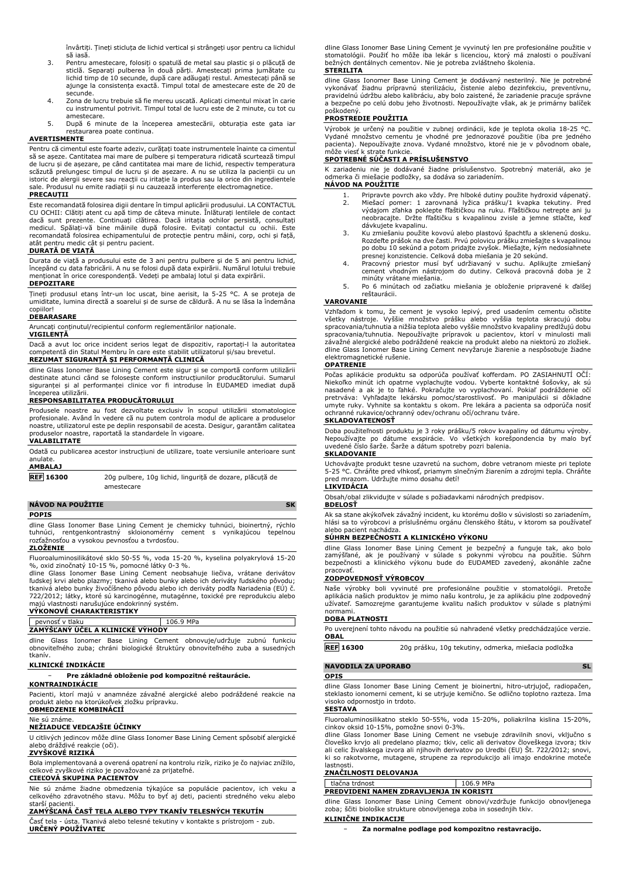învârtiți. Țineți sticluța de lichid vertical și strângeți ușor pentru ca lichidul să iasă.

3. Pentru amestecare, folosiți o spatulă de metal sau plastic și o plăcuță de sticlă. Separați pulberea în două părți. Amestecați prima jumătate cu lichid timp de 10 secunde, după care adăugați restul. Amestecați până se ajunge la consistența exactă. Timpul total de amestecare este de 20 de secunde.
4. Zona de lucru trebuie să fie mereu uscată. Aplicați cimentul mixat în carie cu instrumentul potrivit. Timpul total de lucru este de 2 minute, cu tot cu amestecare.
5. După 6 minute de la începerea amestecării, obturația este gata iar restaurarea poate continua.

**AVERTISMENTE**

Pentru că cimentul este foarte adeziv, curățați toate instrumentele înainte ca cimentul să se așeze. Cantitatea mai mare de pulbere și temperatura ridicată scurtează timpul de lucru și de așezare, pe când cantitatea mai mare de lichid, respectiv temperatura scăzută prelungesc timpul de lucru și de așezare. A nu se utiliza la pacienții cu un istoric de alergii severe sau reacții cu iritație la produs sau la orice din ingredientele sale. Produsul nu emite radiații și nu cauzează interferențe electromagnetice.

**PRECAUȚII**

Este recomandată folosirea digii dentare în timpul aplicării produsului. LA CONTACTUL CU OCHII: Clătiți atent cu apă timp de câteva minute. Înlăturați lentilele de contact dacă sunt prezente. Continuați clătirea. Dacă iritația ochilor persistă, consultați medicul. Spălați-vă bine mâinile după folosire. Evitați contactul cu ochii. Este recomandată folosirea echipamentului de protecție pentru mâini, corp, ochi și față, atât pentru medic cât și pentru pacient.

**DURATĂ DE VIAȚĂ**

Durata de viață a produsului este de 3 ani pentru pulbere și de 5 ani pentru lichid, începând cu data fabricării. A nu se folosi după data expirării. Numărul lotului trebuie menționat în orice corespondență. Vedeți pe ambalaj lotul și data expirării.

**DEPOZITARE**

Țineți produsul etanș într-un loc uscat, bine aerisit, la 5-25 °C. A se proteja de umiditate, lumina directă a soarelui și de surse de căldură. A nu se lăsa la îndemâna copiilor!

**DEBARASARE**

Aruncați conținutul/recipientul conform reglementărilor naționale.

**VIGILENȚĂ**

Dacă a avut loc orice incident serios legat de dispozitiv, raportați-l la autoritatea competentă din Statul Membru în care este stabilit utilizatorul și/sau brevetul.

**REZUMAT SIGURANȚĂ ȘI PERFORMANȚĂ CLINICĂ**

dline Glass Ionomer Base Lining Cement este sigur și se comportă conform utilizării destinate atunci când se folosește conform instrucțiunilor producătorului. Sumarul siguranței și al performanței clinice vor fi introduse în EUDAMED imediat după începerea utilizării.

**RESPONSABILITATEA PRODUCĂTORULUI**

Produsele noastre au fost dezvoltate exclusiv în scopul utilizării stomatologice profesionale. Având în vedere că nu putem controla modul de aplicare a produselor noastre, utilizatorul este pe deplin responsabil de acesta. Desigur, garantăm calitatea produselor noastre, raportată la standardele în vigoare.

**VALABILITATE**

Odată cu publicarea acestor instrucțiuni de utilizare, toate versiunile anterioare sunt anulate.

**AMBALAJ**

| REF 16300 | 20g pulbere, 10g lichid, linguriță de dozare, plăcuță de amestecare |
|---|---|

## NÁVOD NA POUŽITIE — SK

**POPIS**

dline Glass Ionomer Base Lining Cement je chemicky tuhnúci, bioinertný, rýchlo tuhnúci, rentgenkontrastný skloionomérny cement s vynikajúcou tepelnou rozťažnosťou a vysokou pevnosťou a tvrdosťou.

**ZLOŽENIE**

Fluoroaluminosilikátové sklo 50-55 %, voda 15-20 %, kyselina polyakrylová 15-20 %, oxid zinočnatý 10-15 %, pomocné látky 0-3 %.

dline Glass Ionomer Base Lining Cement neobsahuje liečivá, vrátane derivátov ľudskej krvi alebo plazmy; tkanivá alebo bunky alebo ich deriváty ľudského pôvodu; tkanivá alebo bunky živočíšneho pôvodu alebo ich deriváty podľa Nariadenia (EÚ) č. 722/2012; látky, ktoré sú karcinogénne, mutagénne, toxické pre reprodukciu alebo majú vlastnosti narušujúce endokrinný systém.

**VÝKONOVÉ CHARAKTERISTIKY**

| pevnosť v tlaku | 106.9 MPa |
|---|---|

**ZAMÝŠĽANÝ ÚČEL A KLINICKÉ VÝHODY**

dline Glass Ionomer Base Lining Cement obnovuje/udržuje zubnú funkciu obnoviteľného zuba; chráni biologické štruktúry obnoviteľného zuba a susedných tkanív.

**KLINICKÉ INDIKÁCIE**

- **Pre základné obloženie pod kompozitné reštaurácie.**

**KONTRAINDIKÁCIE**

Pacienti, ktorí majú v anamnéze závažné alergické alebo podráždené reakcie na produkt alebo na ktorúkoľvek zložku prípravku.

**OBMEDZENIE KOMBINÁCIÍ**

Nie sú známe.

**NEŽIADUCE VEDĽAJŠIE ÚČINKY**

U citlivých jedincov môže dline Glass Ionomer Base Lining Cement spôsobiť alergické alebo dráždivé reakcie (oči).

**ZVYŠKOVÉ RIZIKÁ**

Bola implementovaná a overená opatrení na kontrolu rizík, riziko je čo najviac znížilo, celkové zvyškové riziko je považované za prijateľné.

**CIEĽOVÁ SKUPINA PACIENTOV**

Nie sú známe žiadne obmedzenia týkajúce sa populácie pacientov, ich veku a celkového zdravotného stavu. Môžu to byť aj deti, pacienti stredného veku alebo starší pacienti.

**ZAMÝŠĽANÁ ČASŤ TELA ALEBO TYPY TKANÍV TELESNÝCH TEKUTÍN**

Časť tela - ústa. Tkanivá alebo telesné tekutiny v kontakte s prístrojom - zub.

**URČENÝ POUŽÍVATEĽ**

dline Glass Ionomer Base Lining Cement je vyvinutý len pre profesionálne použitie v stomatológii. Použiť ho môže iba lekár s licenciou, ktorý má znalosti o používaní bežných dentálnych cementov. Nie je potreba zvláštneho školenia.

**STERILITA**

dline Glass Ionomer Base Lining Cement je dodávaný nesterilný. Nie je potrebné vykonávať žiadnu prípravnú sterilizáciu, čistenie alebo dezinfekciu, preventívnu, pravidelnú údržbu alebo kalibráciu, aby bolo zaistené, že zariadenie pracuje správne a bezpečne po celú dobu jeho životnosti. Nepoužívajte však, ak je primárny balíček poškodený.

**PROSTREDIE POUŽITIA**

Výrobok je určený na použitie v zubnej ordinácii, kde je teplota okolia 18-25 °C. Vydané množstvo cementu je vhodné pre jednorazové použitie (iba pre jedného pacienta). Nepoužívajte znova. Vydané množstvo, ktoré nie je v pôvodnom obale, môže viesť k strate funkcie.

**SPOTREBNÉ SÚČASTI A PRÍSLUŠENSTVO**

K zariadeniu nie je dodávané žiadne príslušenstvo. Spotrebný materiál, ako je odmerka či miešacie podložky, sa dodáva so zariadením.

**NÁVOD NA POUŽITIE**

1. Pripravte povrch ako vždy. Pre hlboké dutiny použite hydroxid vápenatý.
2. Miešací pomer: 1 zarovnaná lyžica prášku/1 kvapka tekutiny. Pred výdajom zľahka poklepte fľaštičkou na ruku. Fľaštičkou netrepte ani ju neobracajte. Držte fľaštičku s kvapalinou zvisle a jemne stlačte, keď dávkujete kvapalinu.
3. Ku zmiešaniu použite kovovú alebo plastovú špachtľu a sklenenú dosku. Rozdeľte prášok na dve časti. Prvú polovicu prášku zmiešajte s kvapalinou po dobu 10 sekúnd a potom pridajte zvyšok. Miešajte, kým nedosiahnete presnej konzistencie. Celková doba miešania je 20 sekúnd.
4. Pracovný priestor musí byť udržiavaný v suchu. Aplikujte zmiešaný cement vhodným nástrojom do dutiny. Celková pracovná doba je 2 minúty vrátane miešania.
5. Po 6 minútach od začiatku miešania je obloženie pripravené k ďalšej reštaurácii.

**VAROVANIE**

Vzhľadom k tomu, že cement je vysoko lepivý, pred usadením cementu očistite všetky nástroje. Vyššie množstvo prášku alebo vyššia teplota skracujú dobu spracovania/tuhnutia a nižšia teplota alebo vyššie množstvo kvapaliny predlžujú dobu spracovania/tuhnutia. Nepoužívajte prípravok u pacientov, ktorí v minulosti mali závažné alergické alebo podráždené reakcie na produkt alebo na niektorú zo zložiek. dline Glass Ionomer Base Lining Cement nevyžaruje žiarenie a nespôsobuje žiadne elektromagnetické rušenie.

**OPATRENIE**

Počas aplikácie produktu sa odporúča používať kofferdam. PO ZASIAHNUTÍ OČÍ: Niekoľko minút ich opatrne vyplachujte vodou. Vyberte kontaktné šošovky, ak sú nasadené a ak je to ľahké. Pokračujte vo vyplachovaní. Pokiaľ podráždenie očí pretrváva: Vyhľadajte lekársku pomoc/starostlivosť. Po manipulácii si dôkladne umyte ruky. Vyhnite sa kontaktu s okom. Pre lekára a pacienta sa odporúča nosiť ochranné rukavice/ochranný odev/ochranu očí/ochranu tváre.

**SKLADOVATEĽNOSŤ**

Doba použiteľnosti produktu je 3 roky prášku/5 rokov kvapaliny od dátumu výroby. Nepoužívajte po dátume exspirácie. Vo všetkých korešpondencia by malo byť uvedené číslo šarže. Šarže a dátum spotreby pozri balenia.

**SKLADOVANIE**

Uchovávajte produkt tesne uzavretú na suchom, dobre vetranom mieste pri teplote 5-25 °C. Chráňte pred vlhkosťou, priamym slnečným žiarením a zdrojmi tepla. Chráňte pred mrazom. Udržujte mimo dosahu detí!

**LIKVIDÁCIA**

Obsah/obal zlikvidujte v súlade s požiadavkami národných predpisov.

**BDELOSŤ**

Ak sa stane akýkoľvek závažný incident, ku ktorému došlo v súvislosti so zariadením, hlási sa to výrobcovi a príslušnému orgánu členského štátu, v ktorom sa používateľ alebo pacient nachádza.

**SÚHRN BEZPEČNOSTI A KLINICKÉHO VÝKONU**

dline Glass Ionomer Base Lining Cement je bezpečný a funguje tak, ako bolo zamýšľané, ak je používaný v súlade s pokynmi výrobcu na použitie. Súhrn bezpečnosti a klinického výkonu bude do EUDAMED zavedený, akonáhle začne pracovať.

**ZODPOVEDNOSŤ VÝROBCOV**

Naše výrobky boli vyvinuté pre profesionálne použitie v stomatológii. Pretože aplikácia našich produktov je mimo našu kontrolu, je za aplikáciu plne zodpovedný užívateľ. Samozrejme garantujeme kvalitu našich produktov v súlade s platnými normami.

**DOBA PLATNOSTI**

Po uverejnení tohto návodu na použitie sú nahradené všetky predchádzajúce verzie.

**OBAL**

| REF 16300 | 20g prášku, 10g tekutiny, odmerka, miešacia podložka |
|---|---|

## NAVODILA ZA UPORABO — SL

**OPIS**

dline Glass Ionomer Base Lining Cement je bioinertni, hitro-utrjujoč, radiopačen, steklasto ionomerni cement, ki se utrjuje kemično. Se odlično toplotno razteza. Ima visoko odpornostjo in trdoto.

**SESTAVA**

Fluoroaluminosilikatno steklo 50-55%, voda 15-20%, poliakrilna kislina 15-20%, cinkov oksid 10-15%, pomožne snovi 0-3%.

dline Glass Ionomer Base Lining Cement ne vsebuje zdravilnih snovi, vključno s človeško krvjo ali predelano plazmo; tkiv, celic ali derivatov človeškega izvora; tkiv ali celic živalskega izvora ali njihovih derivatov po Uredbi (EU) Št. 722/2012; snovi, ki so rakotvorne, mutagene, strupene za reprodukcijo ali imajo endokrine moteče lastnosti.

**ZNAČILNOSTI DELOVANJA**

| tlačna trdnost | 106.9 MPa |
|---|---|

**PREDVIDENI NAMEN ZDRAVLJENJA IN KORISTI**

dline Glass Ionomer Base Lining Cement obnovi/vzdržuje funkcijo obnovljenega zoba; ščiti biološke strukture obnovljenega zoba in sosednjih tkiv.

**KLINIČNE INDIKACIJE**

- **Za normalne podlage pod kompozitno restavracijo.**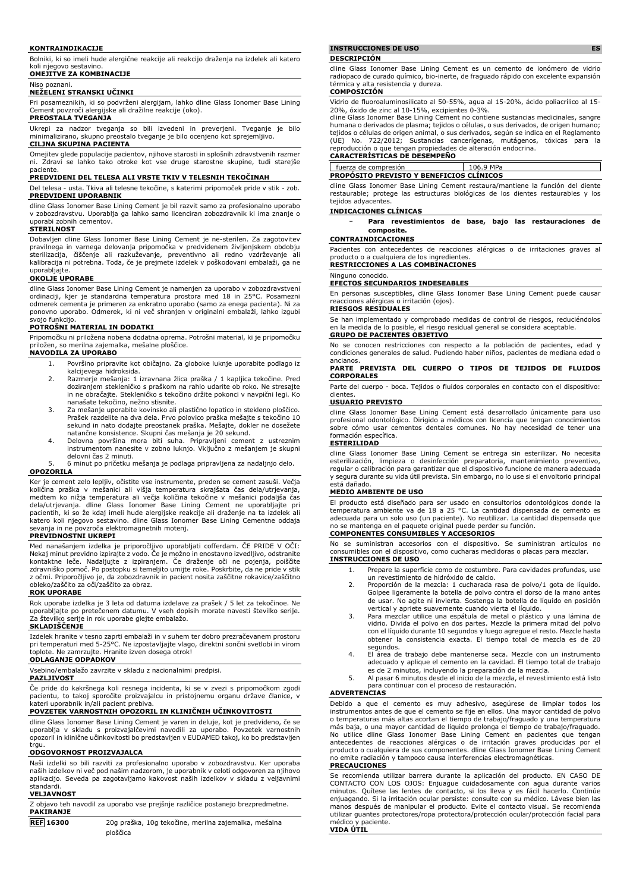**KONTRAINDIKACIJE**

Bolniki, ki so imeli hude alergične reakcije ali reakcijo draženja na izdelek ali katero koli njegovo sestavino.

**OMEJITVE ZA KOMBINACIJE**

Niso poznani.

**NEŽELENI STRANSKI UČINKI**

Pri posameznikih, ki so podvrženi alergijam, lahko dline Glass Ionomer Base Lining Cement povzroči alergijske ali dražilne reakcije (oko).

**PREOSTALA TVEGANJA**

Ukrepi za nadzor tveganja so bili izvedeni in preverjeni. Tveganje je bilo minimalizirano, skupno preostalo tveganje je bilo ocenjeno kot sprejemljivo.

**CILJNA SKUPINA PACIENTA**

Omejitev glede populacije pacientov, njihove starosti in splošnih zdravstvenih razmer ni. Zdravi se lahko tako otroke kot vse druge starostne skupine, tudi starejše paciente.

**PREDVIDENI DEL TELESA ALI VRSTE TKIV V TELESNIH TEKOČINAH**

Del telesa - usta. Tkiva ali telesne tekočine, s katerimi pripomoček pride v stik - zob.

**PREDVIDENI UPORABNIK**

dline Glass Ionomer Base Lining Cement je bil razvit samo za profesionalno uporabo v zobozdravstvu. Uporablja ga lahko samo licenciran zobozdravnik ki ima znanje o uporabi zobnih cementov.

**STERILNOST**

Dobavljen dline Glass Ionomer Base Lining Cement je ne-sterilen. Za zagotovitev pravilnega in varnega delovanja pripomočka v predvidenem življenjskem obdobju sterilizacija, čiščenje ali razkuževanje, preventivno ali redno vzdrževanje ali kalibracija ni potrebna. Toda, če je prejmete izdelek v poškodovani embalaži, ga ne uporabljajte.

**OKOLJE UPORABE**

dline Glass Ionomer Base Lining Cement je namenjen za uporabo v zobozdravstveni ordinaciji, kjer je standardna temperatura prostora med 18 in 25°C. Posamezni odmerek cementa je primeren za enkratno uporabo (samo za enega pacienta). Ni za ponovno uporabo. Odmerek, ki ni več shranjen v originalni embalaži, lahko izgubi svojo funkcijo.

**POTROŠNI MATERIAL IN DODATKI**

Pripomočku ni priložena nobena dodatna oprema. Potrošni material, ki je pripomočku priložen, so merilna zajemalka, mešalne ploščice.

**NAVODILA ZA UPORABO**

1. Površino pripravite kot običajno. Za globoke luknje uporabite podlago iz kalcijevega hidroksida.
2. Razmerje mešanja: 1 izravnana žlica praška / 1 kapljica tekočine. Pred doziranjem stekleničko s praškom na rahlo udarite ob roko. Ne stresajte in ne obračajte. Stekleničko s tekočino držite pokonci v navpični legi. Ko nanašate tekočino, nežno stisnite.
3. Za mešanje uporabite kovinsko ali plastično lopatico in stekleno ploščico. Prašek razdelite na dva dela. Prvo polovico praška mešajte s tekočino 10 sekund in nato dodajte preostanek praška. Mešajte, dokler ne dosežete natančne konsistence. Skupni čas mešanja je 20 sekund.
4. Delovna površina mora biti suha. Pripravljeni cement z ustreznim instrumentom nanesite v zobno luknjo. Vključno z mešanjem je skupni delovni čas 2 minuti.
5. 6 minut po pričetku mešanja je podlaga pripravljena za nadaljnjo delo.

**OPOZORILA**

Ker je cement zelo lepljiv, očistite vse instrumente, preden se cement zasuši. Večja količina praška v mešanici ali višja temperatura skrajšata čas dela/utrjevanja, medtem ko nižja temperatura ali večja količina tekočine v mešanici podaljša čas dela/utrjevanja. dline Glass Ionomer Base Lining Cement ne uporabljajte pri pacientih, ki so že kdaj imeli hude alergijske reakcije ali draženje na ta izdelek ali katero koli njegovo sestavino. dline Glass Ionomer Base Lining Cementne oddaja sevanja in ne povzroča elektromagnetnih motenj.

**PREVIDNOSTNI UKREPI**

Med nanašanjem izdelka je priporočljivo uporabljati cofferdam. ČE PRIDE V OČI: Nekaj minut previdno izpirajte z vodo. Če je možno in enostavno izvedljivo, odstranite kontaktne leče. Nadaljujte z izpiranjem. Če draženje oči ne pojenja, poiščite zdravniško pomoč. Po postopku si temeljito umijte roke. Poskrbite, da ne pride v stik z očmi. Priporočljivo je, da zobozdravnik in pacient nosita zaščitne rokavice/zaščitno obleko/zaščito za oči/zaščito za obraz.

**ROK UPORABE**

Rok uporabe izdelka je 3 leta od datuma izdelave za prašek / 5 let za tekočinoe. Ne uporabljajte po pretečenem datumu. V vseh dopisih morate navesti številko serije. Za številko serije in rok uporabe glejte embalažo.

**SKLADIŠČENJE**

Izdelek hranite v tesno zaprti embalaži in v suhem ter dobro prezračevanem prostoru pri temperaturi med 5-25°C. Ne izpostavljajte vlagi, direktni sončni svetlobi in virom toplote. Ne zamrzujte. Hranite izven dosega otrok!

**ODLAGANJE ODPADKOV**

Vsebino/embalažo zavrzite v skladu z nacionalnimi predpisi.

**PAZLJIVOST**

Če pride do kakršnega koli resnega incidenta, ki se v zvezi s pripomočkom zgodi pacientu, to takoj sporočite proizvajalcu in pristojnemu organu države članice, v kateri uporabnik in/ali pacient prebiva.

**POVZETEK VARNOSTNIH OPOZORIL IN KLINIČNIH UČINKOVITOSTI**

dline Glass Ionomer Base Lining Cement je varen in deluje, kot je predvideno, če se uporablja v skladu s proizvajalčevimi navodili za uporabo. Povzetek varnostnih opozoril in klinične učinkovitosti bo predstavljen v EUDAMED takoj, ko bo predstavljen trgu.

**ODGOVORNOST PROIZVAJALCA**

Naši izdelki so bili razviti za profesionalno uporabo v zobozdravstvu. Ker uporaba naših izdelkov ni več pod našim nadzorom, je uporabnik v celoti odgovoren za njihovo aplikacijo. Seveda pa zagotavljamo kakovost naših izdelkov v skladu z veljavnimi standardi.

**VELJAVNOST**

Z objavo teh navodil za uporabo vse prejšnje različice postanejo brezpredmetne.

**PAKIRANJE**

| REF 16300 | 20g praška, 10g tekočine, merilna zajemalka, mešalna ploščica |
|---|---|

## INSTRUCCIONES DE USO — ES

**DESCRIPCIÓN**

dline Glass Ionomer Base Lining Cement es un cemento de ionómero de vidrio radiopaco de curado químico, bio-inerte, de fraguado rápido con excelente expansión térmica y alta resistencia y dureza.

**COMPOSICIÓN**

Vidrio de fluoroaluminosilicato al 50-55%, agua al 15-20%, ácido poliacrílico al 15-20%, óxido de zinc al 10-15%, excipientes 0-3%.

dline Glass Ionomer Base Lining Cement no contiene sustancias medicinales, sangre humana o derivados de plasma; tejidos o células, o sus derivados, de origen humano; tejidos o células de origen animal, o sus derivados, según se indica en el Reglamento (UE) No. 722/2012; Sustancias cancerígenas, mutágenos, tóxicas para la reproducción o que tengan propiedades de alteración endocrina.

**CARACTERÍSTICAS DE DESEMPEÑO**

| fuerza de compresión | 106.9 MPa |
|---|---|

**PROPÓSITO PREVISTO Y BENEFICIOS CLÍNICOS**

dline Glass Ionomer Base Lining Cement restaura/mantiene la función del diente restaurable; protege las estructuras biológicas de los dientes restaurables y los tejidos adyacentes.

**INDICACIONES CLÍNICAS**

- **Para revestimientos de base, bajo las restauraciones de composite.**

**CONTRAINDICACIONES**

Pacientes con antecedentes de reacciones alérgicas o de irritaciones graves al producto o a cualquiera de los ingredientes.

**RESTRICCIONES A LAS COMBINACIONES**

Ninguno conocido.

**EFECTOS SECUNDARIOS INDESEABLES**

En personas susceptibles, dline Glass Ionomer Base Lining Cement puede causar reacciones alérgicas o irritación (ojos).

**RIESGOS RESIDUALES**

Se han implementado y comprobado medidas de control de riesgos, reduciéndolos en la medida de lo posible, el riesgo residual general se considera aceptable.

**GRUPO DE PACIENTES OBJETIVO**

No se conocen restricciones con respecto a la población de pacientes, edad y condiciones generales de salud. Pudiendo haber niños, pacientes de mediana edad o ancianos.

**PARTE PREVISTA DEL CUERPO O TIPOS DE TEJIDOS DE FLUIDOS CORPORALES**

Parte del cuerpo - boca. Tejidos o fluidos corporales en contacto con el dispositivo: dientes.

**USUARIO PREVISTO**

dline Glass Ionomer Base Lining Cement está desarrollado únicamente para uso profesional odontológico. Dirigido a médicos con licencia que tengan conocimientos sobre cómo usar cementos dentales comunes. No hay necesidad de tener una formación específica.

**ESTERILIDAD**

dline Glass Ionomer Base Lining Cement se entrega sin esterilizar. No necesita esterilización, limpieza o desinfección preparatoria, mantenimiento preventivo, regular o calibración para garantizar que el dispositivo funcione de manera adecuada y segura durante su vida útil prevista. Sin embargo, no lo use si el envoltorio principal está dañado.

**MEDIO AMBIENTE DE USO**

El producto está diseñado para ser usado en consultorios odontológicos donde la temperatura ambiente va de 18 a 25 °C. La cantidad dispensada de cemento es adecuada para un solo uso (un paciente). No reutilizar. La cantidad dispensada que no se mantenga en el paquete original puede perder su función.

**COMPONENTES CONSUMIBLES Y ACCESORIOS**

No se suministran accesorios con el dispositivo. Se suministran artículos no consumibles con el dispositivo, como cucharas medidoras o placas para mezclar.

**INSTRUCCIONES DE USO**

1. Prepare la superficie como de costumbre. Para cavidades profundas, use un revestimiento de hidróxido de calcio.
2. Proporción de la mezcla: 1 cucharada rasa de polvo/1 gota de líquido. Golpee ligeramente la botella de polvo contra el dorso de la mano antes de usar. No agite ni invierta. Sostenga la botella de líquido en posición vertical y apriete suavemente cuando vierta el líquido.
3. Para mezclar utilice una espátula de metal o plástico y una lámina de vidrio. Divida el polvo en dos partes. Mezcle la primera mitad del polvo con el líquido durante 10 segundos y luego agregue el resto. Mezcle hasta obtener la consistencia exacta. El tiempo total de mezcla es de 20 segundos.
4. El área de trabajo debe mantenerse seca. Mezcle con un instrumento adecuado y aplique el cemento en la cavidad. El tiempo total de trabajo es de 2 minutos, incluyendo la preparación de la mezcla.
5. Al pasar 6 minutos desde el inicio de la mezcla, el revestimiento está listo para continuar con el proceso de restauración.

**ADVERTENCIAS**

Debido a que el cemento es muy adhesivo, asegúrese de limpiar todos los instrumentos antes de que el cemento se fije en ellos. Una mayor cantidad de polvo o temperaturas más altas acortan el tiempo de trabajo/fraguado y una temperatura más baja, o una mayor cantidad de líquido prolonga el tiempo de trabajo/fraguado. No utilice dline Glass Ionomer Base Lining Cement en pacientes que tengan antecedentes de reacciones alérgicas o de irritación graves producidas por el producto o cualquiera de sus componentes. dline Glass Ionomer Base Lining Cement no emite radiación y tampoco causa interferencias electromagnéticas.

**PRECAUCIONES**

Se recomienda utilizar barrera durante la aplicación del producto. EN CASO DE CONTACTO CON LOS OJOS: Enjuague cuidadosamente con agua durante varios minutos. Quítese las lentes de contacto, si los lleva y es fácil hacerlo. Continúe enjuagando. Si la irritación ocular persiste: consulte con su médico. Lávese bien las manos después de manipular el producto. Evite el contacto visual. Se recomienda utilizar guantes protectores/ropa protectora/protección ocular/protección facial para médico y paciente.

**VIDA ÚTIL**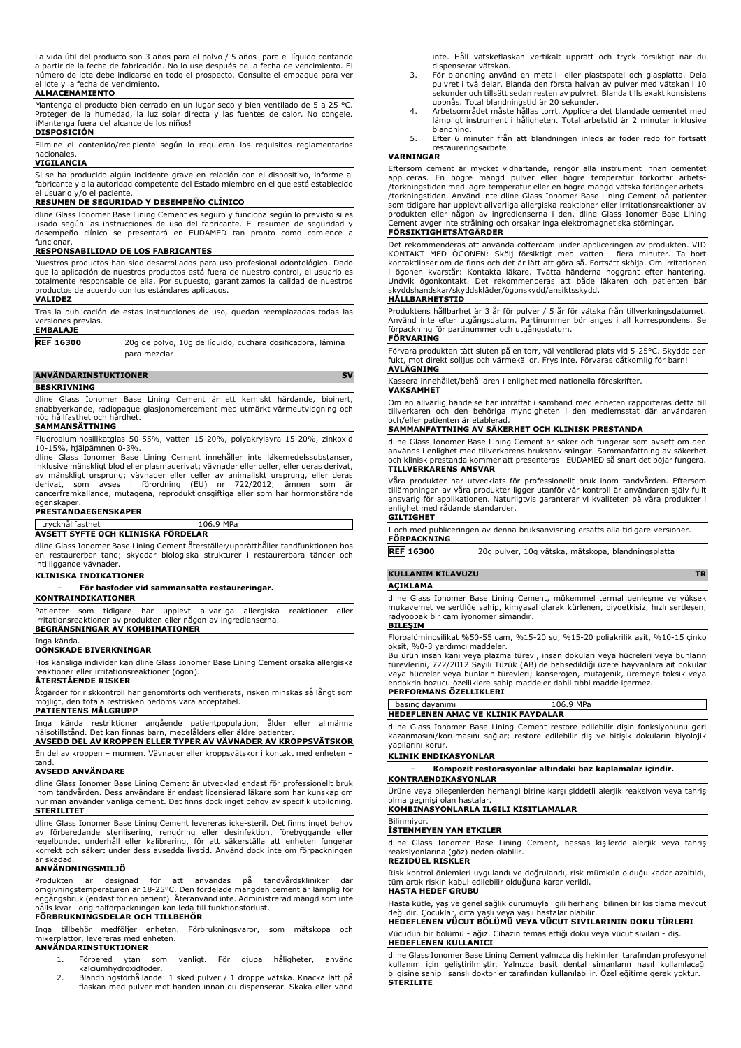La vida útil del producto son 3 años para el polvo / 5 años para el líquido contando a partir de la fecha de fabricación. No lo use después de la fecha de vencimiento. El número de lote debe indicarse en todo el prospecto. Consulte el empaque para ver el lote y la fecha de vencimiento.

**ALMACENAMIENTO**

Mantenga el producto bien cerrado en un lugar seco y bien ventilado de 5 a 25 °C. Proteger de la humedad, la luz solar directa y las fuentes de calor. No congele. ¡Mantenga fuera del alcance de los niños!

**DISPOSICIÓN**

Elimine el contenido/recipiente según lo requieran los requisitos reglamentarios nacionales.

**VIGILANCIA**

Si se ha producido algún incidente grave en relación con el dispositivo, informe al fabricante y a la autoridad competente del Estado miembro en el que esté establecido el usuario y/o el paciente.

**RESUMEN DE SEGURIDAD Y DESEMPEÑO CLÍNICO**

dline Glass Ionomer Base Lining Cement es seguro y funciona según lo previsto si es usado según las instrucciones de uso del fabricante. El resumen de seguridad y desempeño clínico se presentará en EUDAMED tan pronto como comience a funcionar.

**RESPONSABILIDAD DE LOS FABRICANTES**

Nuestros productos han sido desarrollados para uso profesional odontológico. Dado que la aplicación de nuestros productos está fuera de nuestro control, el usuario es totalmente responsable de ella. Por supuesto, garantizamos la calidad de nuestros productos de acuerdo con los estándares aplicados.

**VALIDEZ**

Tras la publicación de estas instrucciones de uso, quedan reemplazadas todas las versiones previas.

**EMBALAJE**

| REF 16300 | 20g de polvo, 10g de líquido, cuchara dosificadora, lámina para mezclar |
|---|---|

## ANVÄNDARINSTUKTIONER SV

**BESKRIVNING**

dline Glass Ionomer Base Lining Cement är ett kemiskt härdande, bioinert, snabbverkande, radiopaque glasjonomercement med utmärkt värmeutvidgning och hög hållfasthet och hårdhet.

**SAMMANSÄTTNING**

Fluoroaluminosilikatglas 50-55%, vatten 15-20%, polyakrylsyra 15-20%, zinkoxid 10-15%, hjälpämnen 0-3%.

dline Glass Ionomer Base Lining Cement innehåller inte läkemedelssubstanser, inklusive mänskligt blod eller plasmaderivat; vävnader eller celler, eller deras derivat, av mänskligt ursprung; vävnader eller celler av animaliskt ursprung, eller deras derivat, som avses i förordning (EU) nr 722/2012; ämnen som är cancerframkallande, mutagena, reproduktionsgiftiga eller som har hormonstörande egenskaper.

**PRESTANDAEGENSKAPER**

| tryckhållfasthet | 106.9 MPa |
|---|---|

**AVSETT SYFTE OCH KLINISKA FÖRDELAR**

dline Glass Ionomer Base Lining Cement återställer/upprätthåller tandfunktionen hos en restaurerbar tand; skyddar biologiska strukturer i restaurerbara tänder och intilliggande vävnader.

**KLINISKA INDIKATIONER**

- **För basfoder vid sammansatta restaureringar.**

**KONTRAINDIKATIONER**

Patienter som tidigare har upplevt allvarliga allergiska reaktioner eller irritationsreaktioner av produkten eller någon av ingredienserna.

**BEGRÄNSNINGAR AV KOMBINATIONER**

Inga kända.

**OÖNSKADE BIVERKNINGAR**

Hos känsliga individer kan dline Glass Ionomer Base Lining Cement orsaka allergiska reaktioner eller irritationsreaktioner (ögon).

**ÅTERSTÅENDE RISKER**

Åtgärder för riskkontroll har genomförts och verifierats, risken minskas så långt som möjligt, den totala restrisken bedöms vara acceptabel.

**PATIENTENS MÅLGRUPP**

Inga kända restriktioner angående patientpopulation, ålder eller allmänna hälsotillstånd. Det kan finnas barn, medelålders eller äldre patienter.

**AVSEDD DEL AV KROPPEN ELLER TYPER AV VÄVNADER AV KROPPSVÄTSKOR**

En del av kroppen – munnen. Vävnader eller kroppsvätskor i kontakt med enheten – tand.

**AVSEDD ANVÄNDARE**

dline Glass Ionomer Base Lining Cement är utvecklad endast för professionellt bruk inom tandvården. Dess användare är endast licensierad läkare som har kunskap om hur man använder vanliga cement. Det finns dock inget behov av specifik utbildning.

**STERILITET**

dline Glass Ionomer Base Lining Cement levereras icke-steril. Det finns inget behov av förberedande sterilisering, rengöring eller desinfektion, förebyggande eller regelbundet underhåll eller kalibrering, för att säkerställa att enheten fungerar korrekt och säkert under dess avsedda livstid. Använd dock inte om förpackningen är skadad.

**ANVÄNDNINGSMILJÖ**

Produkten är designad för att användas på tandvårdskliniker där omgivningstemperaturen är 18-25°C. Den fördelade mängden cement är lämplig för engångsbruk (endast för en patient). Återanvänd inte. Administrerad mängd som inte hålls kvar i originalförpackningen kan leda till funktionsförlust.

**FÖRBRUKNINGSDELAR OCH TILLBEHÖR**

Inga tillbehör medföljer enheten. Förbrukningsvaror, som mätskopa och mixerplattor, levereras med enheten.

**ANVÄNDARINSTUKTIONER**

1. Förbered ytan som vanligt. För djupa håligheter, använd kalciumhydroxidfoder.
2. Blandningsförhållande: 1 sked pulver / 1 droppe vätska. Knacka lätt på flaskan med pulver mot handen innan du dispenserar. Skaka eller vänd inte. Håll vätskeflaskan vertikalt upprätt och tryck försiktigt när du dispenserar vätskan.
3. För blandning använd en metall- eller plastspatel och glasplatta. Dela pulvret i två delar. Blanda den första halvan av pulver med vätskan i 10 sekunder och tillsätt sedan resten av pulvret. Blanda tills exakt konsistens uppnås. Total blandningstid är 20 sekunder.
4. Arbetsområdet måste hållas torrt. Applicera det blandade cementet med lämpligt instrument i håligheten. Total arbetstid är 2 minuter inklusive blandning.
5. Efter 6 minuter från att blandningen inleds är foder redo för fortsatt restaureringsarbete.

**VARNINGAR**

Eftersom cement är mycket vidhäftande, rengör alla instrument innan cementet appliceras. En högre mängd pulver eller högre temperatur förkortar arbets-/torkningstiden med lägre temperatur eller en högre mängd vätska förlänger arbets-/torkningstiden. Använd inte dline Glass Ionomer Base Lining Cement på patienter som tidigare har upplevt allvarliga allergiska reaktioner eller irritationsreaktioner av produkten eller någon av ingredienserna i den. dline Glass Ionomer Base Lining Cement avger inte strålning och orsakar inga elektromagnetiska störningar.

**FÖRSIKTIGHETSÅTGÄRDER**

Det rekommenderas att använda cofferdam under appliceringen av produkten. VID KONTAKT MED ÖGONEN: Skölj försiktigt med vatten i flera minuter. Ta bort kontaktlinser om de finns och det är lätt att göra så. Fortsätt skölja. Om irritationen i ögonen kvarstår: Kontakta läkare. Tvätta händerna noggrant efter hantering. Undvik ögonkontakt. Det rekommenderas att både läkaren och patienten bär skyddshandskar/skyddskläder/ögonskydd/ansiktsskydd.

**HÅLLBARHETSTID**

Produktens hållbarhet är 3 år för pulver / 5 år för vätska från tillverkningsdatumet. Använd inte efter utgångsdatum. Partinummer bör anges i all korrespondens. Se förpackning för partinummer och utgångsdatum.

**FÖRVARING**

Förvara produkten tätt sluten på en torr, väl ventilerad plats vid 5-25°C. Skydda den fukt, mot direkt solljus och värmekällor. Frys inte. Förvaras oåtkomlig för barn!

**AVLÄGNING**

Kassera innehållet/behållaren i enlighet med nationella föreskrifter.

**VAKSAMHET**

Om en allvarlig händelse har inträffat i samband med enheten rapporteras detta till tillverkaren och den behöriga myndigheten i den medlemsstat där användaren och/eller patienten är etablerad.

**SAMMANFATTNING AV SÄKERHET OCH KLINISK PRESTANDA**

dline Glass Ionomer Base Lining Cement är säker och fungerar som avsett om den används i enlighet med tillverkarens bruksanvisningar. Sammanfattning av säkerhet och klinisk prestanda kommer att presenteras i EUDAMED så snart det börjar fungera.

**TILLVERKARENS ANSVAR**

Våra produkter har utvecklats för professionellt bruk inom tandvården. Eftersom tillämpningen av våra produkter ligger utanför vår kontroll är användaren själv fullt ansvarig för applikationen. Naturligtvis garanterar vi kvaliteten på våra produkter i enlighet med rådande standarder.

**GILTIGHET**

I och med publiceringen av denna bruksanvisning ersätts alla tidigare versioner.

**FÖRPACKNING**

| REF 16300 | 20g pulver, 10g vätska, mätskopa, blandningsplatta |
|---|---|

## KULLANIM KILAVUZU TR

**AÇIKLAMA**

dline Glass Ionomer Base Lining Cement, mükemmel termal genleşme ve yüksek mukavemet ve sertliğe sahip, kimyasal olarak kürlenen, biyoetkisiz, hızlı sertleşen, radyoopak bir cam iyonomer simandır.

**BILEŞIM**

Floroalüminosilikat %50-55 cam, %15-20 su, %15-20 poliakrilik asit, %10-15 çinko oksit, %0-3 yardımcı maddeler.

Bu ürün insan kanı veya plazma türevi, insan dokuları veya hücreleri veya bunların türevlerini, 722/2012 Sayılı Tüzük (AB)'de bahsedildiği üzere hayvanlara ait dokular veya hücreler veya bunların türevleri; kanserojen, mutajenik, üremeye toksik veya endokrin bozucu özelliklere sahip maddeler dahil tıbbi madde içermez.

**PERFORMANS ÖZELLIKLERI**

| basınç dayanımı | 106.9 MPa |
|---|---|

**HEDEFLENEN AMAÇ VE KLINIK FAYDALAR**

dline Glass Ionomer Base Lining Cement restore edilebilir dişin fonksiyonunu geri kazanmasını/korumasını sağlar; restore edilebilir diş ve bitişik dokuların biyolojik yapılarını korur.

**KLINIK ENDIKASYONLAR**

- **Kompozit restorasyonlar altındaki baz kaplamalar içindir.**

**KONTRAENDIKASYONLAR**

Ürüne veya bileşenlerinin herhangi birine karşı şiddetli alerjik reaksiyon veya tahriş olma geçmişi olan hastalar.

**KOMBINASYONLARLA ILGILI KISITLAMALAR**

Bilinmiyor.

**İSTENMEYEN YAN ETKILER**

dline Glass Ionomer Base Lining Cement, hassas kişilerde alerjik veya tahriş reaksiyonlarına (göz) neden olabilir.

**REZIDÜEL RISKLER**

Risk kontrol önlemleri uygulandı ve doğrulandı, risk mümkün olduğu kadar azaltıldı, tüm artık riskin kabul edilebilir olduğuna karar verildi.

**HASTA HEDEF GRUBU**

Hasta kütle, yaş ve genel sağlık durumuyla ilgili herhangi bilinen bir kısıtlama mevcut değildir. Çocuklar, orta yaşlı veya yaşlı hastalar olabilir.

**HEDEFLENEN VÜCUT BÖLÜMÜ VEYA VÜCUT SIVILARININ DOKU TÜRLERI**

Vücudun bir bölümü - ağız. Cihazın temas ettiği doku veya vücut sıvıları - diş.

**HEDEFLENEN KULLANICI**

dline Glass Ionomer Base Lining Cement yalnızca diş hekimleri tarafından profesyonel kullanım için geliştirilmiştir. Yalnızca basit dental simanların nasıl kullanılacağı bilgisine sahip lisanslı doktor er tarafından kullanılabilir. Özel eğitime gerek yoktur.

**STERILITE**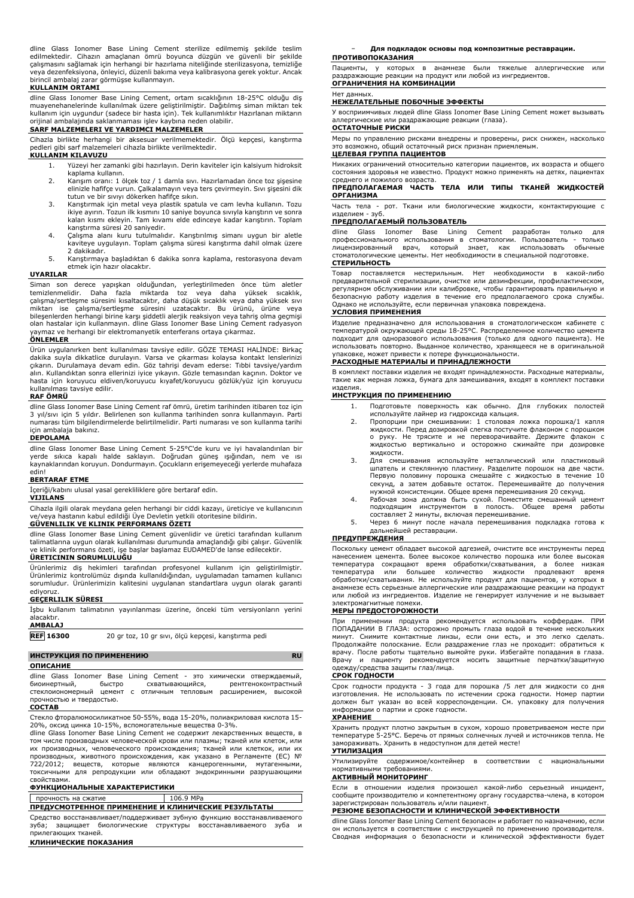dline Glass Ionomer Base Lining Cement sterilize edilmemiş şekilde teslim edilmektedir. Cihazın amaçlanan ömrü boyunca düzgün ve güvenli bir şekilde çalışmasını sağlamak için herhangi bir hazırlama niteliğinde sterilizasyona, temizliğe veya dezenfeksiyona, önleyici, düzenli bakıma veya kalibrasyona gerek yoktur. Ancak birincil ambalaj zarar görmüşse kullanmayın.

**KULLANIM ORTAMI**

dline Glass Ionomer Base Lining Cement, ortam sıcaklığının 18-25°C olduğu diş muayenehanelerinde kullanılmak üzere geliştirilmiştir. Dağıtılmış siman miktarı tek kullanım için uygundur (sadece bir hasta için). Tek kullanımlıktır Hazırlanan miktarın orijinal ambalajında saklanmaması işlev kaybına neden olabilir.

**SARF MALZEMELERI VE YARDIMCI MALZEMELER**

Cihazla birlikte herhangi bir aksesuar verilmemektedir. Ölçü kepçesi, karıştırma pedleri gibi sarf malzemeleri cihazla birlikte verilmektedir.

**KULLANIM KILAVUZU**

1. Yüzeyi her zamanki gibi hazırlayın. Derin kaviteler için kalsiyum hidroksit kaplama kullanın.
2. Karışım oranı: 1 ölçek toz / 1 damla sıvı. Hazırlamadan önce toz şişesine elinizle hafifçe vurun. Çalkalamayın veya ters çevirmeyin. Sıvı şişesini dik tutun ve bir sıvıyı dökerken hafifçe sıkın.
3. Karıştırmak için metal veya plastik spatula ve cam levha kullanın. Tozu ikiye ayırın. Tozun ilk kısmını 10 saniye boyunca sıvıyla karıştırın ve sonra kalan kısmı ekleyin. Tam kıvamı elde edinceye kadar karıştırın. Toplam karıştırma süresi 20 saniyedir.
4. Çalışma alanı kuru tutulmalıdır. Karıştırılmış simanı uygun bir aletle kaviteye uygulayın. Toplam çalışma süresi karıştırma dahil olmak üzere 2 dakikadır.
5. Karıştırmaya başladıktan 6 dakika sonra kaplama, restorasyona devam etmek için hazır olacaktır.

**UYARILAR**

Siman son derece yapışkan olduğundan, yerleştirilmeden önce tüm aletler temizlenmelidir. Daha fazla miktarda toz veya daha yüksek sıcaklık, çalışma/sertleşme süresini kısaltacaktır, daha düşük sıcaklık veya daha yüksek sıvı miktarı ise çalışma/sertleşme süresini uzatacaktır. Bu ürünü, ürüne veya bileşenlerden herhangi birine karşı şiddetli alerjik reaksiyon veya tahriş olma geçmişi olan hastalar için kullanmayın. dline Glass Ionomer Base Lining Cement radyasyon yaymaz ve herhangi bir elektromanyetik enterferans ortaya çıkarmaz.

**ÖNLEMLER**

Ürün uygulanırken bent kullanılması tavsiye edilir. GÖZE TEMASI HALİNDE: Birkaç dakika suyla dikkatlice durulayın. Varsa ve çıkarması kolaysa kontakt lenslerinizi çıkarın. Durulamaya devam edin. Göz tahrişi devam ederse: Tıbbi tavsiye/yardım alın. Kullandıktan sonra ellerinizi iyice yıkayın. Gözle temasından kaçının. Doktor ve hasta için koruyucu eldiven/koruyucu kıyafet/koruyucu gözlük/yüz için koruyucu kullanılması tavsiye edilir.

**RAF ÖMRÜ**

dline Glass Ionomer Base Lining Cement raf ömrü, üretim tarihinden itibaren toz için 3 yıl/sıvı için 5 yıldır. Belirlenen son kullanma tarihinden sonra kullanmayın. Parti numarası tüm bilgilendirmelerde belirtilmelidir. Parti numarası ve son kullanma tarihi için ambalaja bakınız.

**DEPOLAMA**

dline Glass Ionomer Base Lining Cement 5-25°C'de kuru ve iyi havalandırılan bir yerde sıkıca kapalı halde saklayın. Doğrudan güneş ışığından, nem ve ısı kaynaklarından koruyun. Dondurmayın. Çocukların erişemeyeceği yerlerde muhafaza edin!

**BERTARAF ETME**

İçeriği/kabını ulusal yasal gerekliliklere göre bertaraf edin.

**VIJILANS**

Cihazla ilgili olarak meydana gelen herhangi bir ciddi kazayı, üreticiye ve kullanıcının ve/veya hastanın kabul edildiği Üye Devletin yetkili otoritesine bildirin.

**GÜVENLILIK VE KLINIK PERFORMANS ÖZETI**

dline Glass Ionomer Base Lining Cement güvenlidir ve üretici tarafından kullanım talimatlarına uygun olarak kullanılması durumunda amaçlandığı gibi çalışır. Güvenlik ve klinik performans özeti, işe başlar başlamaz EUDAMED'de lanse edilecektir.

**ÜRETICININ SORUMLULUĞU**

Ürünlerimiz diş hekimleri tarafından profesyonel kullanım için geliştirilmiştir. Ürünlerimiz kontrolümüz dışında kullanıldığından, uygulamadan tamamen kullanıcı sorumludur. Ürünlerimizin kalitesini uygulanan standartlara uygun olarak garanti ediyoruz.

**GEÇERLILIK SÜRESI**

İşbu kullanım talimatının yayınlanması üzerine, önceki tüm versiyonların yerini alacaktır.

**AMBALAJ**

| REF 16300 | 20 gr toz, 10 gr sıvı, ölçü kepçesi, karıştırma pedi |
|---|---|

## ИНСТРУКЦИЯ ПО ПРИМЕНЕНИЮ RU

**ОПИСАНИЕ**

dline Glass Ionomer Base Lining Cement - это химически отверждаемый, биоинертный, быстро схватывающийся, рентгеноконтрастный стеклоиономерный цемент с отличным тепловым расширением, высокой прочностью и твердостью.

**СОСТАВ**

Стекло фторалюмосиликатное 50-55%, вода 15-20%, полиакриловая кислота 15-20%, оксид цинка 10-15%, вспомогательные вещества 0-3%.

dline Glass Ionomer Base Lining Cement не содержит лекарственных веществ, в том числе производных человеческой крови или плазмы; тканей или клеток, или их производных, человеческого происхождения; тканей или клеток, или их производных, животного происхождения, как указано в Регламенте (ЕС) № 722/2012; веществ, которые являются канцерогенными, мутагенными, токсичными для репродукции или обладают эндокринными разрушающими свойствами.

**ФУНКЦИОНАЛЬНЫЕ ХАРАКТЕРИСТИКИ**

| прочность на сжатие | 106.9 MPa |
|---|---|

**ПРЕДУСМОТРЕННОЕ ПРИМЕНЕНИЕ И КЛИНИЧЕСКИЕ РЕЗУЛЬТАТЫ**

Средство восстанавливает/поддерживает зубную функцию восстанавливаемого зуба; защищает биологические структуры восстанавливаемого зуба и прилегающих тканей.

**КЛИНИЧЕСКИЕ ПОКАЗАНИЯ**

- **Для подкладок основы под композитные реставрации.**

**ПРОТИВОПОКАЗАНИЯ**

Пациенты, у которых в анамнезе были тяжелые аллергические или раздражающие реакции на продукт или любой из ингредиентов.

**ОГРАНИЧЕНИЯ НА КОМБИНАЦИИ**

Нет данных.

**НЕЖЕЛАТЕЛЬНЫЕ ПОБОЧНЫЕ ЭФФЕКТЫ**

У восприимчивых людей dline Glass Ionomer Base Lining Cement может вызывать аллергические или раздражающие реакции (глаза).

**ОСТАТОЧНЫЕ РИСКИ**

Меры по управлению рисками внедрены и проверены, риск снижен, насколько это возможно, общий остаточный риск признан приемлемым.

**ЦЕЛЕВАЯ ГРУППА ПАЦИЕНТОВ**

Никаких ограничений относительно категории пациентов, их возраста и общего состояния здоровья не известно. Продукт можно применять на детях, пациентах среднего и пожилого возраста.

**ПРЕДПОЛАГАЕМАЯ ЧАСТЬ ТЕЛА ИЛИ ТИПЫ ТКАНЕЙ ЖИДКОСТЕЙ ОРГАНИЗМА**

Часть тела - рот. Ткани или биологические жидкости, контактирующие с изделием - зуб.

**ПРЕДПОЛАГАЕМЫЙ ПОЛЬЗОВАТЕЛЬ**

dline Glass Ionomer Base Lining Cement разработан только для профессионального использования в стоматологии. Пользователь - только лицензированный врач, который знает, как использовать обычные стоматологические цементы. Нет необходимости в специальной подготовке.

**СТЕРИЛЬНОСТЬ**

Товар поставляется нестерильным. Нет необходимости в какой-либо предварительной стерилизации, очистке или дезинфекции, профилактическом, регулярном обслуживании или калибровке, чтобы гарантировать правильную и безопасную работу изделия в течение его предполагаемого срока службы. Однако не используйте, если первичная упаковка повреждена.

**УСЛОВИЯ ПРИМЕНЕНИЯ**

Изделие предназначено для использования в стоматологическом кабинете с температурой окружающей среды 18-25°C. Распределенное количество цемента подходит для одноразового использования (только для одного пациента). Не использовать повторно. Выданное количество, хранящееся не в оригинальной упаковке, может привести к потере функциональности.

**РАСХОДНЫЕ МАТЕРИАЛЫ И ПРИНАДЛЕЖНОСТИ**

В комплект поставки изделия не входят принадлежности. Расходные материалы, такие как мерная ложка, бумага для замешивания, входят в комплект поставки изделия.

**ИНСТРУКЦИЯ ПО ПРИМЕНЕНИЮ**

1. Подготовьте поверхность как обычно. Для глубоких полостей используйте лайнер из гидроксида кальция.
2. Пропорции при смешивании: 1 столовая ложка порошка/1 капля жидкости. Перед дозировкой слегка постучите флаконом с порошком о руку. Не трясите и не переворачивайте. Держите флакон с жидкостью вертикально и осторожно сжимайте при дозировке жидкости.
3. Для смешивания используйте металлический или пластиковый шпатель и стеклянную пластину. Разделите порошок на две части. Первую половину порошка смешайте с жидкостью в течение 10 секунд, а затем добавьте остаток. Перемешивайте до получения нужной консистенции. Общее время перемешивания 20 секунд.
4. Рабочая зона должна быть сухой. Поместите смешанный цемент подходящим инструментом в полость. Общее время работы составляет 2 минуты, включая перемешивание.
5. Через 6 минут после начала перемешивания подкладка готова к дальнейшей реставрации.

**ПРЕДУПРЕЖДЕНИЯ**

Поскольку цемент обладает высокой адгезией, очистите все инструменты перед нанесением цемента. Более высокое количество порошка или более высокая температура сокращают время обработки/схватывания, а более низкая температура или большее количество жидкости продлевают время обработки/схватывания. Не используйте продукт для пациентов, у которых в анамнезе есть серьезные аллергические или раздражающие реакции на продукт или любой из его ингредиентов. Изделие не генерирует излучение и не вызывает электромагнитные помехи.

**МЕРЫ ПРЕДОСТОРОЖНОСТИ**

При применении продукта рекомендуется использовать коффердам. ПРИ ПОПАДАНИИ В ГЛАЗА: осторожно промыть глаза водой в течение нескольких минут. Снимите контактные линзы, если они есть, и это легко сделать. Продолжайте полоскание. Если раздражение глаз не проходит: обратиться к врачу. После работы тщательно вымойте руки. Избегайте попадания в глаза. Врачу и пациенту рекомендуется носить защитные перчатки/защитную одежду/средства защиты глаз/лица.

**СРОК ГОДНОСТИ**

Срок годности продукта - 3 года для порошка /5 лет для жидкости со дня изготовления. Не использовать по истечении срока годности. Номер партии должен быт указан во всей корреспонденции. См. упаковку для получения информации о партии и сроке годности.

**ХРАНЕНИЕ**

Хранить продукт плотно закрытым в сухом, хорошо проветриваемом месте при температуре 5-25°C. Беречь от прямых солнечных лучей и источников тепла. Не замораживать. Хранить в недоступном для детей месте!

**УТИЛИЗАЦИЯ**

Утилизируйте содержимое/контейнер в соответствии с национальными нормативными требованиями.

**АКТИВНЫЙ МОНИТОРИНГ**

Если в отношении изделия произошел какой-либо серьезный инцидент, сообщите производителю и компетентному органу государства-члена, в котором зарегистрирован пользователь и/или пациент.

**РЕЗЮМЕ БЕЗОПАСНОСТИ И КЛИНИЧЕСКОЙ ЭФФЕКТИВНОСТИ**

dline Glass Ionomer Base Lining Cement безопасен и работает по назначению, если он используется в соответствии с инструкцией по применению производителя. Сводная информация о безопасности и клинической эффективности будет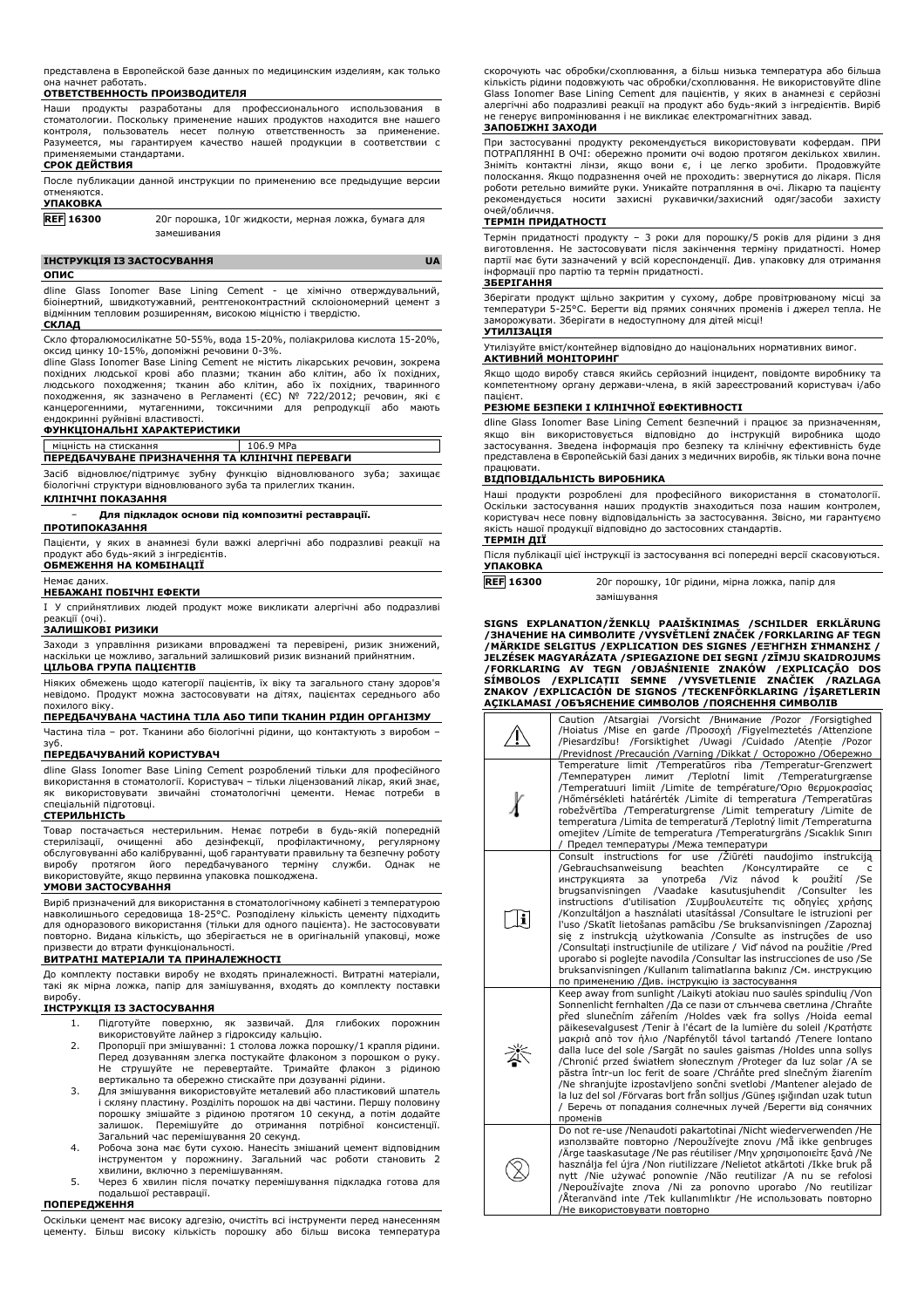представлена в Европейской базе данных по медицинским изделиям, как только она начнет работать.

**ОТВЕТСТВЕННОСТЬ ПРОИЗВОДИТЕЛЯ**

Наши продукты разработаны для профессионального использования в стоматологии. Поскольку применение наших продуктов находится вне нашего контроля, пользователь несет полную ответственность за применение. Разумеется, мы гарантируем качество нашей продукции в соответствии с применяемыми стандартами.

**СРОК ДЕЙСТВИЯ**

После публикации данной инструкции по применению все предыдущие версии отменяются.

**УПАКОВКА**

| REF 16300 | 20г порошка, 10г жидкости, мерная ложка, бумага для замешивания |
|---|---|

## ІНСТРУКЦІЯ ІЗ ЗАСТОСУВАННЯ UA

**ОПИС**

dline Glass Ionomer Base Lining Cement - це хімічно отверджувальний, біоінертний, швидкотужавний, рентгеноконтрастний склоіономерний цемент з відмінним тепловим розширенням, високою міцністю і твердістю.

**СКЛАД**

Скло фторалюмосилікатне 50-55%, вода 15-20%, поліакрилова кислота 15-20%, оксид цинку 10-15%, допоміжні речовини 0-3%.

dline Glass Ionomer Base Lining Cement не містить лікарських речовин, зокрема похідних людської крові або плазми; тканин або клітин, або їх похідних, людського походження; тканин або клітин, або їх похідних, тваринного походження, як зазначено в Регламенті (ЄС) № 722/2012; речовин, які є канцерогенними, мутагенними, токсичними для репродукції або мають ендокринні руйнівні властивості.

**ФУНКЦІОНАЛЬНІ ХАРАКТЕРИСТИКИ**

| міцність на стискання | 106.9 MPa |
|---|---|

**ПЕРЕДБАЧУВАНЕ ПРИЗНАЧЕННЯ ТА КЛІНІЧНІ ПЕРЕВАГИ**

Засіб відновлює/підтримує зубну функцію відновлюваного зуба; захищає біологічні структури відновлюваного зуба та прилеглих тканин.

**КЛІНІЧНІ ПОКАЗАННЯ**

- **Для підкладок основи під композитні реставрації.**

**ПРОТИПОКАЗАННЯ**

Пацієнти, у яких в анамнезі були важкі алергічні або подразливі реакції на продукт або будь-який з інгредієнтів.

**ОБМЕЖЕННЯ НА КОМБІНАЦІЇ**

Немає даних.

**НЕБАЖАНІ ПОБІЧНІ ЕФЕКТИ**

І У сприйнятливих людей продукт може викликати алергічні або подразливі реакції (очі).

**ЗАЛИШКОВІ РИЗИКИ**

Заходи з управління ризиками впроваджені та перевірені, ризик знижений, наскільки це можливо, загальний залишковий ризик визнаний прийнятним.

**ЦІЛЬОВА ГРУПА ПАЦІЄНТІВ**

Ніяких обмежень щодо категорії пацієнтів, їх віку та загального стану здоров'я невідомо. Продукт можна застосовувати на дітях, пацієнтах середнього або похилого віку.

**ПЕРЕДБАЧУВАНА ЧАСТИНА ТІЛА АБО ТИПИ ТКАНИН РІДИН ОРГАНІЗМУ**

Частина тіла – рот. Тканини або біологічні рідини, що контактують з виробом – зуб.

**ПЕРЕДБАЧУВАНИЙ КОРИСТУВАЧ**

dline Glass Ionomer Base Lining Cement розроблений тільки для професійного використання в стоматології. Користувач – тільки ліцензований лікар, який знає, як використовувати звичайні стоматологічні цементи. Немає потреби в спеціальній підготовці.

**СТЕРИЛЬНІСТЬ**

Товар постачається нестерильним. Немає потреби в будь-якій попередній стерилізації, очищенні або дезінфекції, профілактичному, регулярному обслуговуванні або калібруванні, щоб гарантувати правильну та безпечну роботу виробу протягом його передбачуваного терміну служби. Однак не використовуйте, якщо первинна упаковка пошкоджена.

**УМОВИ ЗАСТОСУВАННЯ**

Виріб призначений для використання в стоматологічному кабінеті з температурою навколишнього середовища 18-25°C. Розподілену кількість цементу підходить для одноразового використання (тільки для одного пацієнта). Не застосовувати повторно. Видана кількість, що зберігається не в оригінальній упаковці, може призвести до втрати функціональності.

**ВИТРАТНІ МАТЕРІАЛИ ТА ПРИНАЛЕЖНОСТІ**

До комплекту поставки виробу не входять приналежності. Витратні матеріали, такі як мірна ложка, папір для замішування, входять до комплекту поставки виробу.

**ІНСТРУКЦІЯ ІЗ ЗАСТОСУВАННЯ**

1. Підготуйте поверхню, як зазвичай. Для глибоких порожнин використовуйте лайнер з гідроксиду кальцію.
2. Пропорції при змішуванні: 1 столова ложка порошку/1 крапля рідини. Перед дозуванням злегка постукайте флаконом з порошком о руку. Не струшуйте не перевертайте. Тримайте флакон з рідиною вертикально та обережно стискайте при дозуванні рідини.
3. Для змішування використовуйте металевий або пластиковий шпатель і скляну пластину. Розділіть порошок на дві частини. Першу половину порошку змішайте з рідиною протягом 10 секунд, а потім додайте залишок. Перемішуйте до отримання потрібної консистенції. Загальний час перемішування 20 секунд.
4. Робоча зона має бути сухою. Нанесіть змішаний цемент відповідним інструментом у порожнину. Загальний час роботи становить 2 хвилини, включно з перемішуванням.
5. Через 6 хвилин після початку перемішування підкладка готова для подальшої реставрації.

**ПОПЕРЕДЖЕННЯ**

Оскільки цемент має високу адгезію, очистіть всі інструменти перед нанесенням цементу. Більш високу кількість порошку або більш висока температура скорочують час обробки/схоплювання, а більш низька температура або більша кількість рідини подовжують час обробки/схоплювання. Не використовуйте dline Glass Ionomer Base Lining Cement для пацієнтів, у яких в анамнезі є серйозні алергічні або подразливі реакції на продукт або будь-який з інгредієнтів. Виріб не генерує випромінювання і не викликає електромагнітних завад.

**ЗАПОБІЖНІ ЗАХОДИ**

При застосуванні продукту рекомендується використовувати кофердам. ПРИ ПОТРАПЛЯННІ В ОЧІ: обережно промити очі водою протягом декількох хвилин. Зніміть контактні лінзи, якщо вони є, і це легко зробити. Продовжуйте полоскання. Якщо подразнення очей не проходить: зверніться до лікаря. Після роботи ретельно вимийте руки. Уникайте потрапляння в очі. Лікарю та пацієнту рекомендується носити захисні рукавички/захисний одяг/засоби захисту очей/обличчя.

**ТЕРМІН ПРИДАТНОСТІ**

Термін придатності продукту – 3 роки для порошку/5 років для рідини з дня виготовлення. Не застосовувати після закінчення терміну придатності. Номер партії має бути зазначений у всій кореспонденції. Див. упаковку для отримання інформації про партію та термін придатності.

**ЗБЕРІГАННЯ**

Зберігати продукт щільно закритим у сухому, добре провітрюваному місці за температури 5-25°C. Берегти від прямих сонячних променів і джерел тепла. Не заморожувати. Зберігати в недоступному для дітей місці!

**УТИЛІЗАЦІЯ**

Утилізуйте вміст/контейнер відповідно до національних нормативних вимог.

**АКТИВНИЙ МОНІТОРИНГ**

Якщо щодо виробу стався якийсь серйозний інцидент, повідомте виробнику та компетентному органу держави-члена, в якій зареєстрований користувач і/або пацієнт.

**РЕЗЮМЕ БЕЗПЕКИ І КЛІНІЧНОЇ ЕФЕКТИВНОСТІ**

dline Glass Ionomer Base Lining Cement безпечний і працює за призначенням, якщо він використовується відповідно до інструкцій виробника щодо застосування. Зведена інформація про безпеку та клінічну ефективність буде представлена в Європейській базі даних з медичних виробів, як тільки вона почне працювати.

**ВІДПОВІДАЛЬНІСТЬ ВИРОБНИКА**

Наші продукти розроблені для професійного використання в стоматології. Оскільки застосування наших продуктів знаходиться поза нашим контролем, користувач несе повну відповідальність за застосування. Звісно, ми гарантуємо якість нашої продукції відповідно до застосовних стандартів.

**ТЕРМІН ДІЇ**

Після публікації цієї інструкції із застосування всі попередні версії скасовуються.

**УПАКОВКА**

| REF 16300 | 20г порошку, 10г рідини, мірна ложка, папір для замішування |
|---|---|

**SIGNS EXPLANATION/ŽENKLŲ PAAIŠKINIMAS /SCHILDER ERKLÄRUNG /ЗНАЧЕНИЕ НА СИМВОЛИТЕ /VYSVĚTLENÍ ZNAČEK /FORKLARING AF TEGN /MÄRKIDE SELGITUS /EXPLICATION DES SIGNES /ΕΞΗΓΗΣΗ ΣΗΜΑΝΣΗΣ / JELZÉSEK MAGYARÁZATA /SPIEGAZIONE DEI SEGNI /ZĪMJU SKAIDROJUMS /FORKLARING AV TEGN /OBJAŚNIENIE ZNAKÓW /EXPLICAÇÃO DOS SÍMBOLOS /EXPLICAȚII SEMNE /VYSVETLENIE ZNAČIEK /RAZLAGA ZNAKOV /EXPLICACIÓN DE SIGNOS /TECKENFÖRKLARING /İŞARETLERIN AÇIKLAMASI /ОБЪЯСНЕНИЕ СИМВОЛОВ /ПОЯСНЕННЯ СИМВОЛІВ**

| Symbol | Explanation |
|---|---|
| ⚠ | Caution /Atsargiai /Vorsicht /Внимание /Pozor /Forsigtighed /Hoiatus /Mise en garde /Προσοχή /Figyelmeztetés /Attenzione /Piesardzību! /Forsiktighet /Uwagi /Cuidado /Atenție /Pozor /Previdnost /Precaución /Varning /Dikkat / Осторожно /Обережно |
| 🌡 | Temperature limit /Temperatūros riba /Temperatur-Grenzwert /Температурен лимит /Teplotní limit /Temperaturgrænse /Temperatuuri limiit /Limite de température/Όριο θερμοκρασίας /Hőmérsékleti határérték /Limite di temperatura /Temperatūras robežvērtība /Temperaturgrense /Limit temperatury /Limite de temperatura /Limita de temperatură /Teplotný limit /Temperaturna omejitev /Límite de temperatura /Temperaturgräns /Sıcaklık Sınırı / Предел температуры /Межа температури |
| ℹ | Consult instructions for use /Žiūrėti naudojimo instrukciją /Gebrauchsanweisung beachten /Консултирайте се с инструкцията за употреба /Viz návod k použití /Se brugsanvisningen /Vaadake kasutusjuhendit /Consulter les instructions d'utilisation /Συμβουλευτείτε τις οδηγίες χρήσης /Konzultáljon a használati utasítással /Consultare le istruzioni per l'uso /Skatīt lietošanas pamācību /Se bruksanvisningen /Zapoznaj się z instrukcją użytkowania /Consulte as instruções de uso /Consultați instrucțiunile de utilizare / Viď návod na použitie /Pred uporabo si poglejte navodila /Consultar las instrucciones de uso /Se bruksanvisningen /Kullanım talimatlarına bakınız /См. инструкцию по применению /Див. інструкцію із застосування |
| ☼ | Keep away from sunlight /Laikyti atokiau nuo saulės spindulių /Von Sonnenlicht fernhalten /Да се пази от слънчева светлина /Chraňte před slunečním zářením /Holdes væk fra sollys /Hoida eemal päikesevalgusest /Tenir à l'écart de la lumière du soleil /Κρατήστε μακριά από τον ήλιο /Napfénytől távol tartandó /Tenere lontano dalla luce del sole /Sargāt no saules gaismas /Holdes unna sollys /Chronić przed światłem słonecznym /Proteger da luz solar /A se păstra într-un loc ferit de soare /Chráňte pred slnečným žiarením /Ne shranjujte izpostavljeno sončni svetlobi /Mantener alejado de la luz del sol /Förvaras bort från solljus /Güneş ışığından uzak tutun / Беречь от попадания солнечных лучей /Берегти від сонячних променів |
| ⊗ | Do not re-use /Nenaudoti pakartotinai /Nicht wiederverwenden /Не използвайте повторно /Nepoužívejte znovu /Må ikke genbruges /Ärge taaskasutage /Ne pas réutiliser /Μην χρησιμοποιείτε ξανά /Ne használja fel újra /Non riutilizzare /Nelietot atkārtoti /Ikke bruk på nytt /Nie używać ponownie /Não reutilizar /A nu se refolosi /Nepoužívajte znova /Ni za ponovno uporabo /No reutilizar /Återanvänd inte /Tek kullanımlıktır /Не использовать повторно /Не використовувати повторно |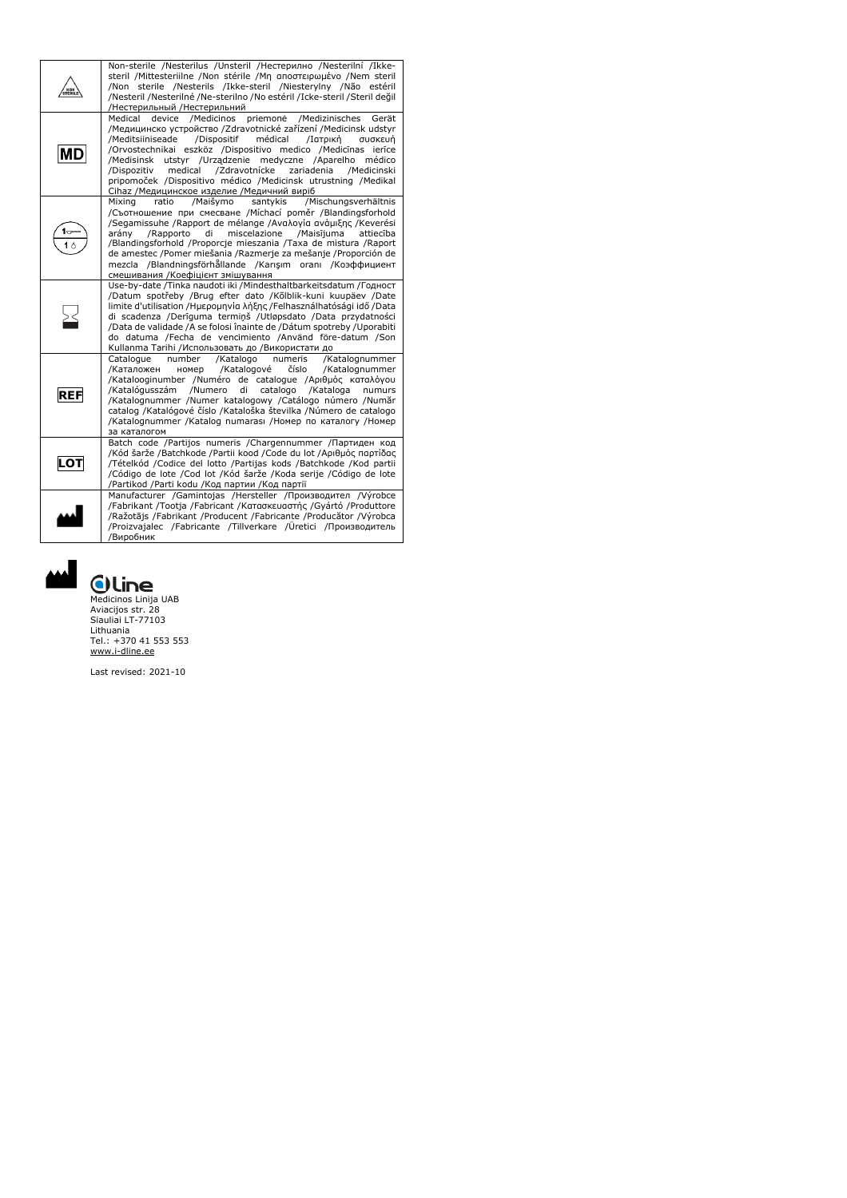| | |
|---|---|
| NON STERILE | Non-sterile /Nesterilus /Unsteril /Нестерилно /Nesterilní /Ikke-steril /Mittesteriilne /Non stérile /Μη αποστειρωμένο /Nem steril /Non sterile /Nesterils /Ikke-steril /Niesterylny /Não estéril /Nesteril /Nesterilné /Ne-sterilno /No estéril /Icke-steril /Steril değil /Нестерильный /Нестерильний |
| MD | Medical device /Medicinos priemonė /Medizinisches Gerät /Медицинско устройство /Zdravotnické zařízení /Medicinsk udstyr /Meditsiiniseade /Dispositif médical /Ιατρική συσκευή /Orvostechnikai eszköz /Dispositivo medico /Medicīnas ierīce /Medisinsk utstyr /Urządzenie medyczne /Aparelho médico /Dispozitiv medical /Zdravotnícke zariadenia /Medicinski pripomoček /Dispositivo médico /Medicinsk utrustning /Medikal Cihaz /Медицинское изделие /Медичний виріб |
| 1 : 1 | Mixing ratio /Maišymo santykis /Mischungsverhältnis /Съотношение при смесване /Míchací poměr /Blandingsforhold /Segamissuhe /Rapport de mélange /Αναλογία ανάμιξης /Keverési arány /Rapporto di miscelazione /Maisījuma attiecība /Blandingsforhold /Proporcje mieszania /Taxa de mistura /Raport de amestec /Pomer miešania /Razmerje za mešanje /Proporción de mezcla /Blandningsförhållande /Karışım oranı /Коэффициент смешивания /Коефіцієнт змішування |
| | Use-by-date /Tinka naudoti iki /Mindesthaltbarkeitsdatum /Годност /Datum spotřeby /Brug efter dato /Kõlblik-kuni kuupäev /Date limite d'utilisation /Ημερομηνία λήξης /Felhasználhatósági idő /Data di scadenza /Derīguma termiņš /Utløpsdato /Data przydatności /Data de validade /A se folosi înainte de /Dátum spotreby /Uporabiti do datuma /Fecha de vencimiento /Använd före-datum /Son Kullanma Tarihi /Использовать до /Використати до |
| REF | Catalogue number /Katalogo numeris /Katalognummer /Каталожен номер /Katalogové číslo /Katalognummer /Kataloognumber /Numéro de catalogue /Αριθμός καταλόγου /Katalógusszám /Numero di catalogo /Kataloga numurs /Katalognummer /Numer katalogowy /Catálogo número /Număr catalog /Katalógové číslo /Kataloška številka /Número de catalogo /Katalognummer /Katalog numarası /Номер по каталогу /Номер за каталогом |
| LOT | Batch code /Partijos numeris /Chargennummer /Партиден код /Kód šarže /Batchkode /Partii kood /Code du lot /Αριθμός παρτίδας /Tételkód /Codice del lotto /Partijas kods /Batchkode /Kod partii /Código de lote /Cod lot /Kód šarže /Koda serije /Código de lote /Partikod /Parti kodu /Код партии /Код партії |
| | Manufacturer /Gamintojas /Hersteller /Производител /Výrobce /Fabrikant /Tootja /Fabricant /Κατασκευαστής /Gyártó /Produttore /Ražotājs /Fabrikant /Producent /Fabricante /Producător /Výrobca /Proizvajalec /Fabricante /Tillverkare /Üretici /Производитель /Виробник |

Line

Medicinos Linija UAB
Aviacijos str. 28
Siauliai LT-77103
Lithuania
Tel.: +370 41 553 553
www.i-dline.ee

Last revised: 2021-10